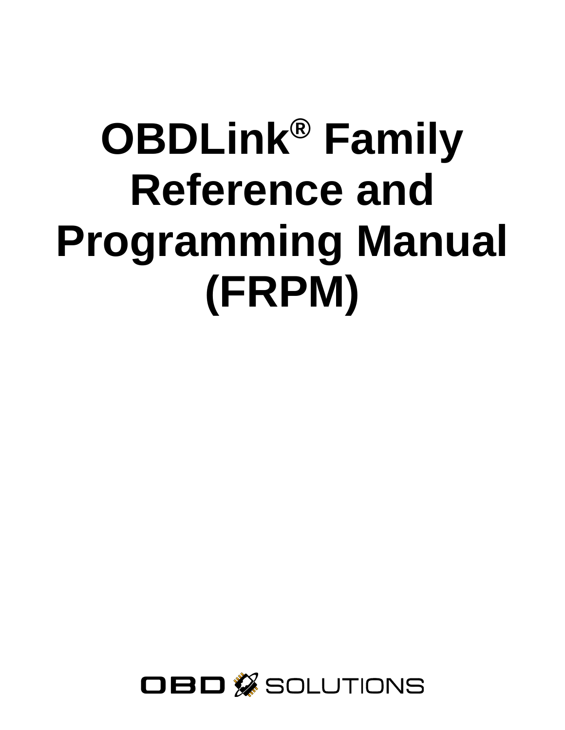# OBDLink® Family Reference and Programming Manual (FRPM)

OBD SOLUTIONS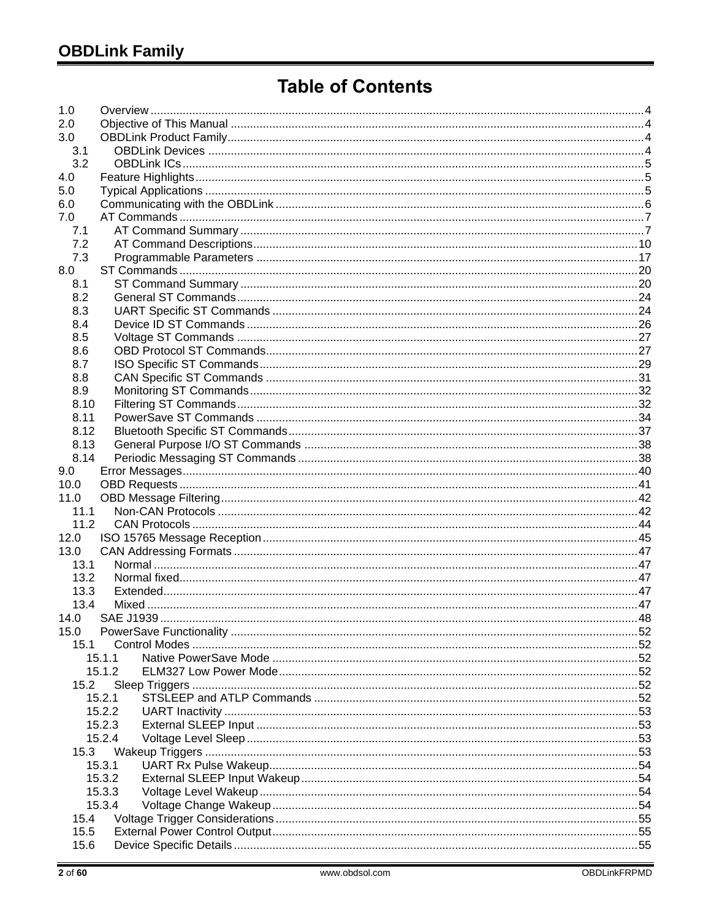# Table of Contents

- 1.0 Overview ... 4
- 2.0 Objective of This Manual ... 4
- 3.0 OBDLink Product Family ... 4
  - 3.1 OBDLink Devices ... 4
  - 3.2 OBDLink ICs ... 5
- 4.0 Feature Highlights ... 5
- 5.0 Typical Applications ... 5
- 6.0 Communicating with the OBDLink ... 6
- 7.0 AT Commands ... 7
  - 7.1 AT Command Summary ... 7
  - 7.2 AT Command Descriptions ... 10
  - 7.3 Programmable Parameters ... 17
- 8.0 ST Commands ... 20
  - 8.1 ST Command Summary ... 20
  - 8.2 General ST Commands ... 24
  - 8.3 UART Specific ST Commands ... 24
  - 8.4 Device ID ST Commands ... 26
  - 8.5 Voltage ST Commands ... 27
  - 8.6 OBD Protocol ST Commands ... 27
  - 8.7 ISO Specific ST Commands ... 29
  - 8.8 CAN Specific ST Commands ... 31
  - 8.9 Monitoring ST Commands ... 32
  - 8.10 Filtering ST Commands ... 32
  - 8.11 PowerSave ST Commands ... 34
  - 8.12 Bluetooth Specific ST Commands ... 37
  - 8.13 General Purpose I/O ST Commands ... 38
  - 8.14 Periodic Messaging ST Commands ... 38
- 9.0 Error Messages ... 40
- 10.0 OBD Requests ... 41
- 11.0 OBD Message Filtering ... 42
  - 11.1 Non-CAN Protocols ... 42
  - 11.2 CAN Protocols ... 44
- 12.0 ISO 15765 Message Reception ... 45
- 13.0 CAN Addressing Formats ... 47
  - 13.1 Normal ... 47
  - 13.2 Normal fixed ... 47
  - 13.3 Extended ... 47
  - 13.4 Mixed ... 47
- 14.0 SAE J1939 ... 48
- 15.0 PowerSave Functionality ... 52
  - 15.1 Control Modes ... 52
    - 15.1.1 Native PowerSave Mode ... 52
    - 15.1.2 ELM327 Low Power Mode ... 52
  - 15.2 Sleep Triggers ... 52
    - 15.2.1 STSLEEP and ATLP Commands ... 52
    - 15.2.2 UART Inactivity ... 53
    - 15.2.3 External SLEEP Input ... 53
    - 15.2.4 Voltage Level Sleep ... 53
  - 15.3 Wakeup Triggers ... 53
    - 15.3.1 UART Rx Pulse Wakeup ... 54
    - 15.3.2 External SLEEP Input Wakeup ... 54
    - 15.3.3 Voltage Level Wakeup ... 54
    - 15.3.4 Voltage Change Wakeup ... 54
  - 15.4 Voltage Trigger Considerations ... 55
  - 15.5 External Power Control Output ... 55
  - 15.6 Device Specific Details ... 55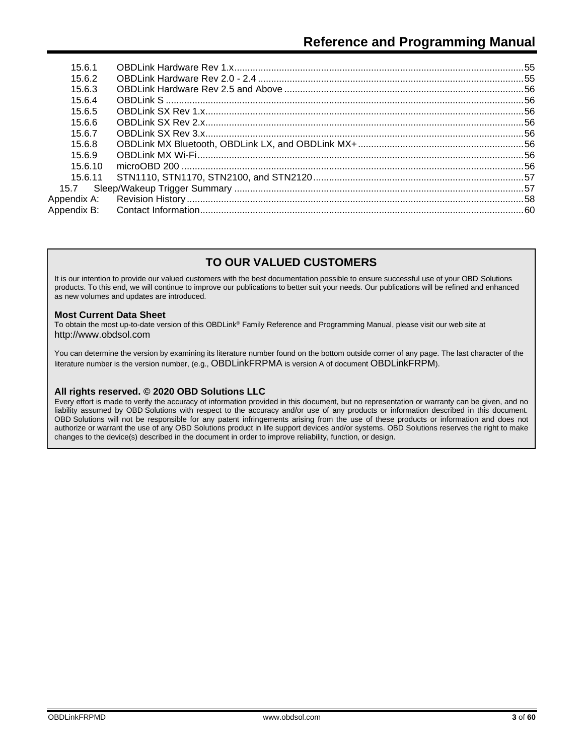| | | |
|---|---|---|
| 15.6.1 | OBDLink Hardware Rev 1.x | 55 |
| 15.6.2 | OBDLink Hardware Rev 2.0 - 2.4 | 55 |
| 15.6.3 | OBDLink Hardware Rev 2.5 and Above | 56 |
| 15.6.4 | OBDLink S | 56 |
| 15.6.5 | OBDLink SX Rev 1.x | 56 |
| 15.6.6 | OBDLink SX Rev 2.x | 56 |
| 15.6.7 | OBDLink SX Rev 3.x | 56 |
| 15.6.8 | OBDLink MX Bluetooth, OBDLink LX, and OBDLink MX+ | 56 |
| 15.6.9 | OBDLink MX Wi-Fi | 56 |
| 15.6.10 | microOBD 200 | 56 |
| 15.6.11 | STN1110, STN1170, STN2100, and STN2120 | 57 |
| 15.7 | Sleep/Wakeup Trigger Summary | 57 |
| Appendix A: | Revision History | 58 |
| Appendix B: | Contact Information | 60 |

## TO OUR VALUED CUSTOMERS

It is our intention to provide our valued customers with the best documentation possible to ensure successful use of your OBD Solutions products. To this end, we will continue to improve our publications to better suit your needs. Our publications will be refined and enhanced as new volumes and updates are introduced.

**Most Current Data Sheet**
To obtain the most up-to-date version of this OBDLink® Family Reference and Programming Manual, please visit our web site at http://www.obdsol.com

You can determine the version by examining its literature number found on the bottom outside corner of any page. The last character of the literature number is the version number, (e.g., OBDLinkFRPMA is version A of document OBDLinkFRPM).

**All rights reserved. © 2020 OBD Solutions LLC**
Every effort is made to verify the accuracy of information provided in this document, but no representation or warranty can be given, and no liability assumed by OBD Solutions with respect to the accuracy and/or use of any products or information described in this document. OBD Solutions will not be responsible for any patent infringements arising from the use of these products or information and does not authorize or warrant the use of any OBD Solutions product in life support devices and/or systems. OBD Solutions reserves the right to make changes to the device(s) described in the document in order to improve reliability, function, or design.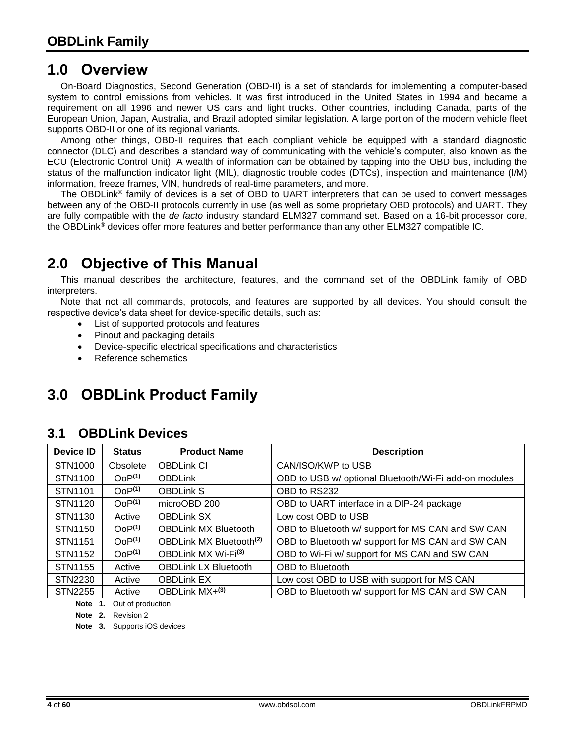# 1.0 Overview

On-Board Diagnostics, Second Generation (OBD-II) is a set of standards for implementing a computer-based system to control emissions from vehicles. It was first introduced in the United States in 1994 and became a requirement on all 1996 and newer US cars and light trucks. Other countries, including Canada, parts of the European Union, Japan, Australia, and Brazil adopted similar legislation. A large portion of the modern vehicle fleet supports OBD-II or one of its regional variants.

Among other things, OBD-II requires that each compliant vehicle be equipped with a standard diagnostic connector (DLC) and describes a standard way of communicating with the vehicle's computer, also known as the ECU (Electronic Control Unit). A wealth of information can be obtained by tapping into the OBD bus, including the status of the malfunction indicator light (MIL), diagnostic trouble codes (DTCs), inspection and maintenance (I/M) information, freeze frames, VIN, hundreds of real-time parameters, and more.

The OBDLink® family of devices is a set of OBD to UART interpreters that can be used to convert messages between any of the OBD-II protocols currently in use (as well as some proprietary OBD protocols) and UART. They are fully compatible with the *de facto* industry standard ELM327 command set. Based on a 16-bit processor core, the OBDLink® devices offer more features and better performance than any other ELM327 compatible IC.

# 2.0 Objective of This Manual

This manual describes the architecture, features, and the command set of the OBDLink family of OBD interpreters.

Note that not all commands, protocols, and features are supported by all devices. You should consult the respective device's data sheet for device-specific details, such as:

- List of supported protocols and features
- Pinout and packaging details
- Device-specific electrical specifications and characteristics
- Reference schematics

# 3.0 OBDLink Product Family

## 3.1 OBDLink Devices

| Device ID | Status | Product Name | Description |
|---|---|---|---|
| STN1000 | Obsolete | OBDLink CI | CAN/ISO/KWP to USB |
| STN1100 | OoP[1] | OBDLink | OBD to USB w/ optional Bluetooth/Wi-Fi add-on modules |
| STN1101 | OoP[1] | OBDLink S | OBD to RS232 |
| STN1120 | OoP[1] | microOBD 200 | OBD to UART interface in a DIP-24 package |
| STN1130 | Active | OBDLink SX | Low cost OBD to USB |
| STN1150 | OoP[1] | OBDLink MX Bluetooth | OBD to Bluetooth w/ support for MS CAN and SW CAN |
| STN1151 | OoP[1] | OBDLink MX Bluetooth[2] | OBD to Bluetooth w/ support for MS CAN and SW CAN |
| STN1152 | OoP[1] | OBDLink MX Wi-Fi[3] | OBD to Wi-Fi w/ support for MS CAN and SW CAN |
| STN1155 | Active | OBDLink LX Bluetooth | OBD to Bluetooth |
| STN2230 | Active | OBDLink EX | Low cost OBD to USB with support for MS CAN |
| STN2255 | Active | OBDLink MX+[3] | OBD to Bluetooth w/ support for MS CAN and SW CAN |

**Note 1.** Out of production

**Note 2.** Revision 2

**Note 3.** Supports iOS devices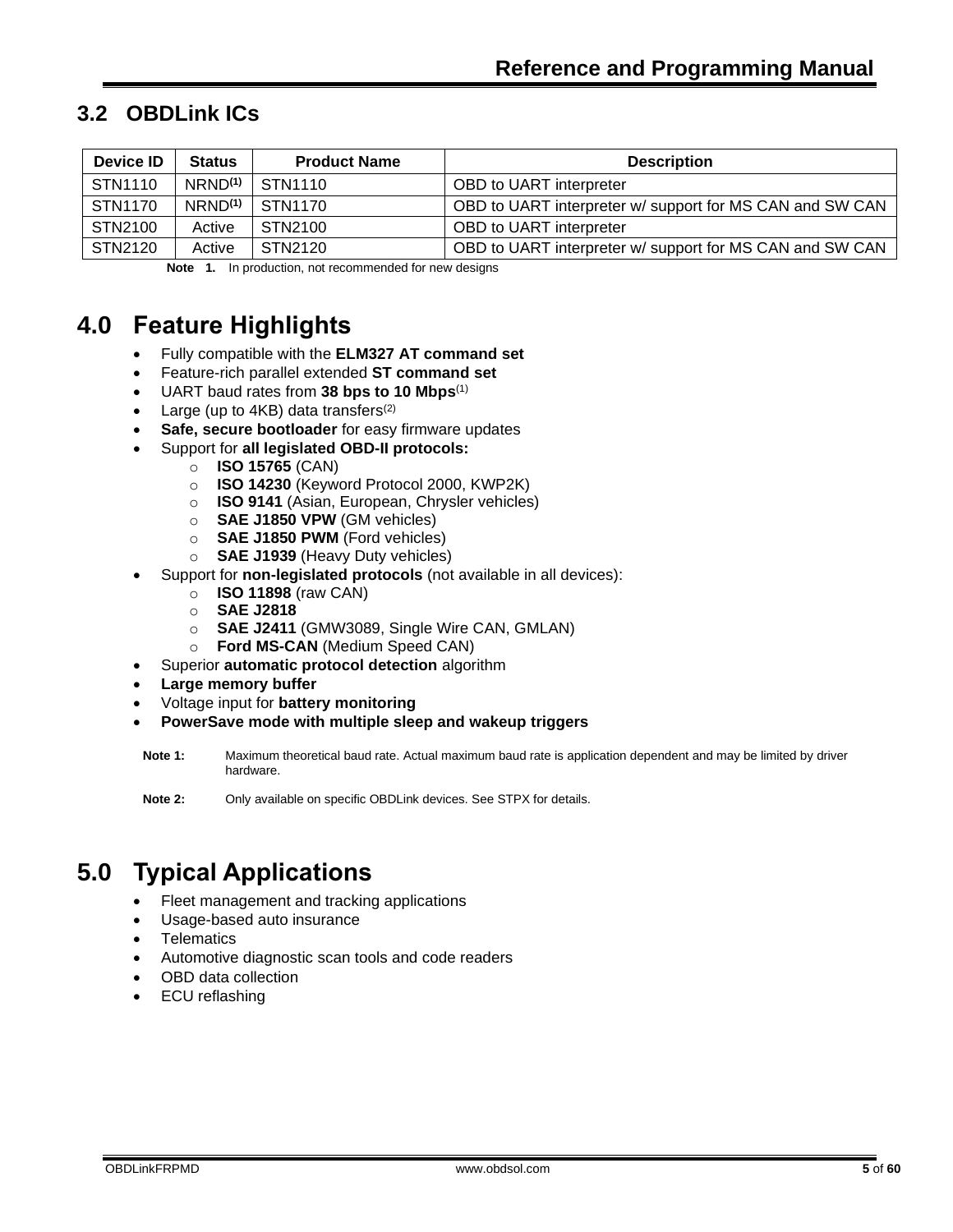## 3.2 OBDLink ICs

| Device ID | Status | Product Name | Description |
|---|---|---|---|
| STN1110 | NRND[(1)] | STN1110 | OBD to UART interpreter |
| STN1170 | NRND[(1)] | STN1170 | OBD to UART interpreter w/ support for MS CAN and SW CAN |
| STN2100 | Active | STN2100 | OBD to UART interpreter |
| STN2120 | Active | STN2120 | OBD to UART interpreter w/ support for MS CAN and SW CAN |

**Note 1.** In production, not recommended for new designs

# 4.0 Feature Highlights

- Fully compatible with the **ELM327 AT command set**
- Feature-rich parallel extended **ST command set**
- UART baud rates from **38 bps to 10 Mbps**[(1)]
- Large (up to 4KB) data transfers[(2)]
- **Safe, secure bootloader** for easy firmware updates
- Support for **all legislated OBD-II protocols:**
  - **ISO 15765** (CAN)
  - **ISO 14230** (Keyword Protocol 2000, KWP2K)
  - **ISO 9141** (Asian, European, Chrysler vehicles)
  - **SAE J1850 VPW** (GM vehicles)
  - **SAE J1850 PWM** (Ford vehicles)
  - **SAE J1939** (Heavy Duty vehicles)
- Support for **non-legislated protocols** (not available in all devices):
  - **ISO 11898** (raw CAN)
  - **SAE J2818**
  - **SAE J2411** (GMW3089, Single Wire CAN, GMLAN)
  - **Ford MS-CAN** (Medium Speed CAN)
- Superior **automatic protocol detection** algorithm
- **Large memory buffer**
- Voltage input for **battery monitoring**
- **PowerSave mode with multiple sleep and wakeup triggers**

**Note 1:** Maximum theoretical baud rate. Actual maximum baud rate is application dependent and may be limited by driver hardware.

**Note 2:** Only available on specific OBDLink devices. See STPX for details.

# 5.0 Typical Applications

- Fleet management and tracking applications
- Usage-based auto insurance
- Telematics
- Automotive diagnostic scan tools and code readers
- OBD data collection
- ECU reflashing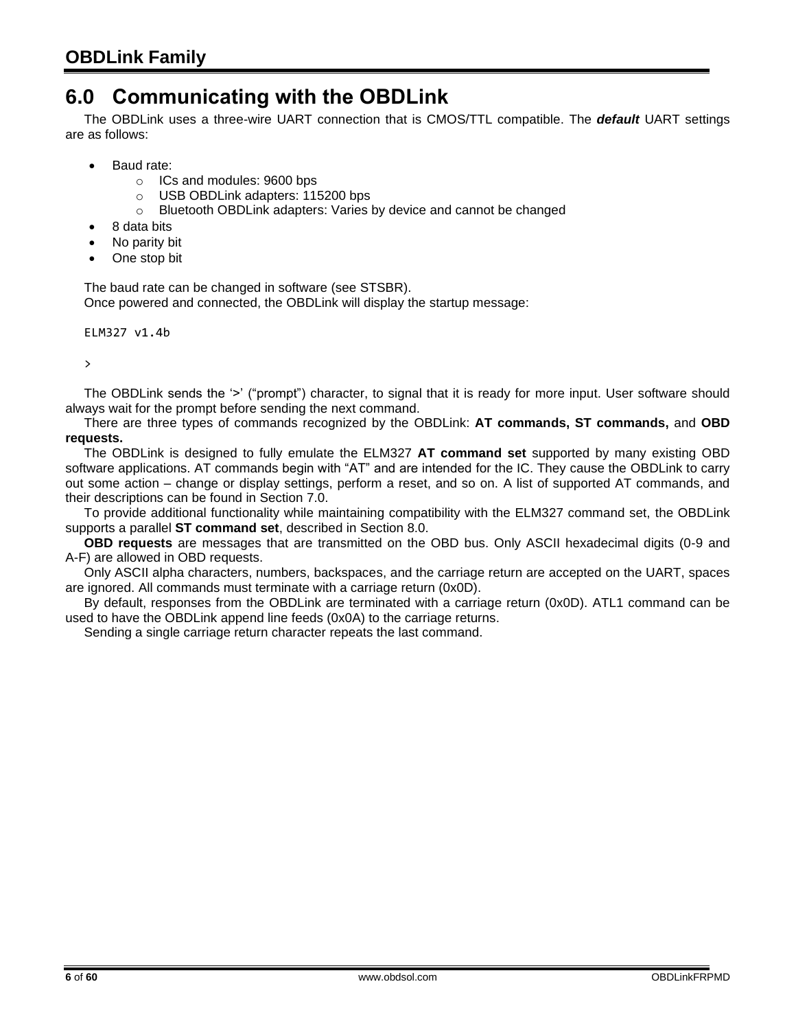# 6.0 Communicating with the OBDLink

The OBDLink uses a three-wire UART connection that is CMOS/TTL compatible. The ***default*** UART settings are as follows:

- Baud rate:
  - ICs and modules: 9600 bps
  - USB OBDLink adapters: 115200 bps
  - Bluetooth OBDLink adapters: Varies by device and cannot be changed
- 8 data bits
- No parity bit
- One stop bit

The baud rate can be changed in software (see STSBR).

Once powered and connected, the OBDLink will display the startup message:

```
ELM327 v1.4b

>
```

The OBDLink sends the '>' ("prompt") character, to signal that it is ready for more input. User software should always wait for the prompt before sending the next command.

There are three types of commands recognized by the OBDLink: **AT commands, ST commands,** and **OBD requests.**

The OBDLink is designed to fully emulate the ELM327 **AT command set** supported by many existing OBD software applications. AT commands begin with "AT" and are intended for the IC. They cause the OBDLink to carry out some action – change or display settings, perform a reset, and so on. A list of supported AT commands, and their descriptions can be found in Section 7.0.

To provide additional functionality while maintaining compatibility with the ELM327 command set, the OBDLink supports a parallel **ST command set**, described in Section 8.0.

**OBD requests** are messages that are transmitted on the OBD bus. Only ASCII hexadecimal digits (0-9 and A-F) are allowed in OBD requests.

Only ASCII alpha characters, numbers, backspaces, and the carriage return are accepted on the UART, spaces are ignored. All commands must terminate with a carriage return (0x0D).

By default, responses from the OBDLink are terminated with a carriage return (0x0D). ATL1 command can be used to have the OBDLink append line feeds (0x0A) to the carriage returns.

Sending a single carriage return character repeats the last command.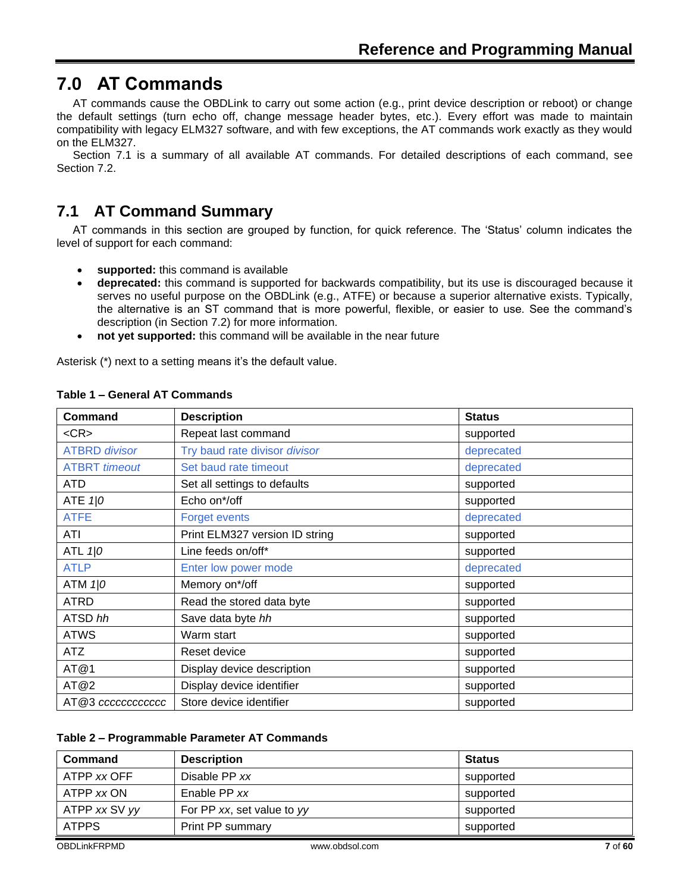# 7.0 AT Commands

AT commands cause the OBDLink to carry out some action (e.g., print device description or reboot) or change the default settings (turn echo off, change message header bytes, etc.). Every effort was made to maintain compatibility with legacy ELM327 software, and with few exceptions, the AT commands work exactly as they would on the ELM327.

Section 7.1 is a summary of all available AT commands. For detailed descriptions of each command, see Section 7.2.

## 7.1 AT Command Summary

AT commands in this section are grouped by function, for quick reference. The 'Status' column indicates the level of support for each command:

- **supported:** this command is available
- **deprecated:** this command is supported for backwards compatibility, but its use is discouraged because it serves no useful purpose on the OBDLink (e.g., ATFE) or because a superior alternative exists. Typically, the alternative is an ST command that is more powerful, flexible, or easier to use. See the command's description (in Section 7.2) for more information.
- **not yet supported:** this command will be available in the near future

Asterisk (*) next to a setting means it's the default value.

**Table 1 – General AT Commands**

| Command | Description | Status |
|---|---|---|
| <CR> | Repeat last command | supported |
| ATBRD *divisor* | Try baud rate divisor *divisor* | deprecated |
| ATBRT *timeout* | Set baud rate timeout | deprecated |
| ATD | Set all settings to defaults | supported |
| ATE *1\|0* | Echo on*/off | supported |
| ATFE | Forget events | deprecated |
| ATI | Print ELM327 version ID string | supported |
| ATL *1\|0* | Line feeds on/off* | supported |
| ATLP | Enter low power mode | deprecated |
| ATM *1\|0* | Memory on*/off | supported |
| ATRD | Read the stored data byte | supported |
| ATSD *hh* | Save data byte *hh* | supported |
| ATWS | Warm start | supported |
| ATZ | Reset device | supported |
| AT@1 | Display device description | supported |
| AT@2 | Display device identifier | supported |
| AT@3 *cccccccccccc* | Store device identifier | supported |

**Table 2 – Programmable Parameter AT Commands**

| Command | Description | Status |
|---|---|---|
| ATPP *xx* OFF | Disable PP *xx* | supported |
| ATPP *xx* ON | Enable PP *xx* | supported |
| ATPP *xx* SV *yy* | For PP *xx*, set value to *yy* | supported |
| ATPPS | Print PP summary | supported |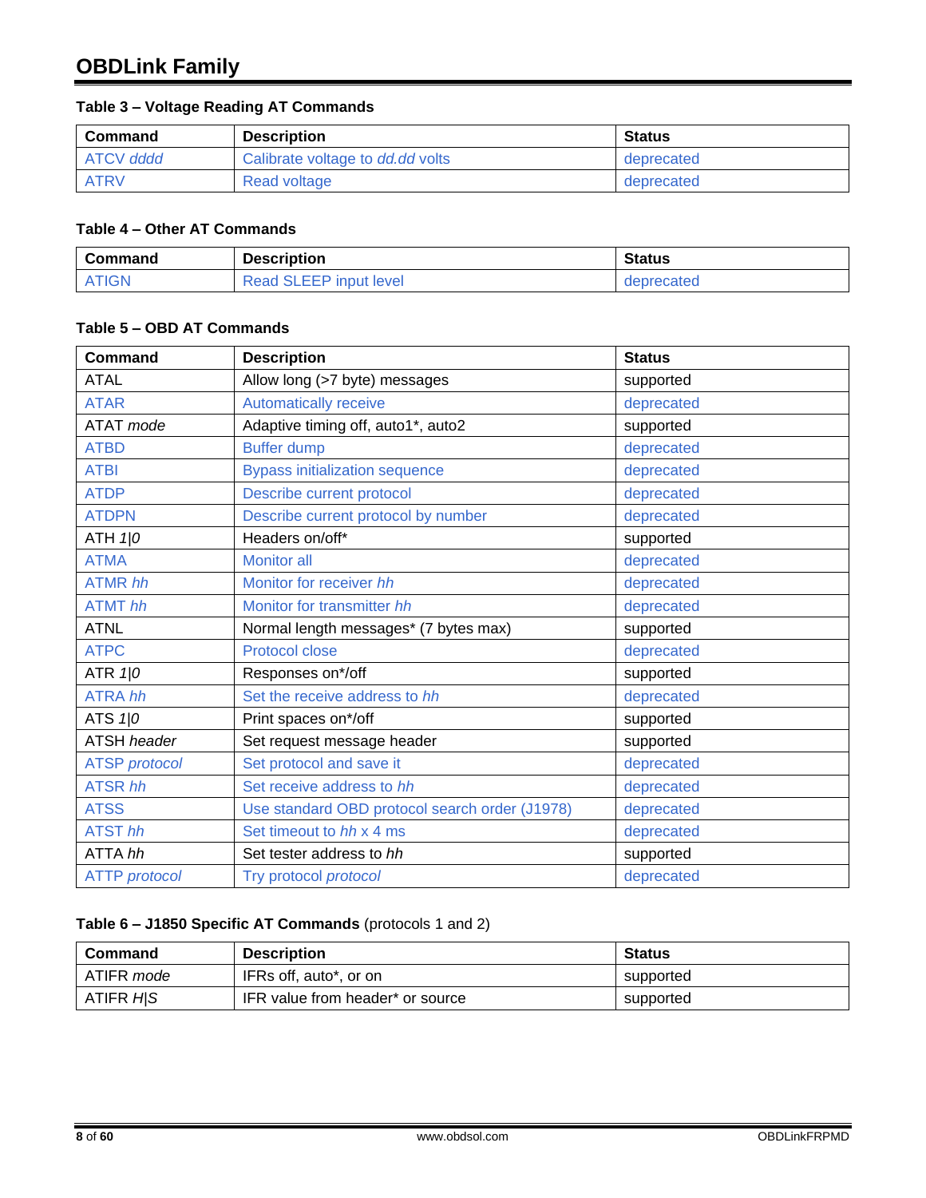## OBDLink Family

### Table 3 – Voltage Reading AT Commands

| Command | Description | Status |
|---|---|---|
| ATCV *dddd* | Calibrate voltage to *dd.dd* volts | deprecated |
| ATRV | Read voltage | deprecated |

### Table 4 – Other AT Commands

| Command | Description | Status |
|---|---|---|
| ATIGN | Read SLEEP input level | deprecated |

### Table 5 – OBD AT Commands

| Command | Description | Status |
|---|---|---|
| ATAL | Allow long (>7 byte) messages | supported |
| ATAR | Automatically receive | deprecated |
| ATAT *mode* | Adaptive timing off, auto1*, auto2 | supported |
| ATBD | Buffer dump | deprecated |
| ATBI | Bypass initialization sequence | deprecated |
| ATDP | Describe current protocol | deprecated |
| ATDPN | Describe current protocol by number | deprecated |
| ATH *1\|0* | Headers on/off* | supported |
| ATMA | Monitor all | deprecated |
| ATMR *hh* | Monitor for receiver *hh* | deprecated |
| ATMT *hh* | Monitor for transmitter *hh* | deprecated |
| ATNL | Normal length messages* (7 bytes max) | supported |
| ATPC | Protocol close | deprecated |
| ATR *1\|0* | Responses on*/off | supported |
| ATRA *hh* | Set the receive address to *hh* | deprecated |
| ATS *1\|0* | Print spaces on*/off | supported |
| ATSH *header* | Set request message header | supported |
| ATSP *protocol* | Set protocol and save it | deprecated |
| ATSR *hh* | Set receive address to *hh* | deprecated |
| ATSS | Use standard OBD protocol search order (J1978) | deprecated |
| ATST *hh* | Set timeout to *hh* x 4 ms | deprecated |
| ATTA *hh* | Set tester address to *hh* | supported |
| ATTP *protocol* | Try protocol *protocol* | deprecated |

### Table 6 – J1850 Specific AT Commands (protocols 1 and 2)

| Command | Description | Status |
|---|---|---|
| ATIFR *mode* | IFRs off, auto*, or on | supported |
| ATIFR *H\|S* | IFR value from header* or source | supported |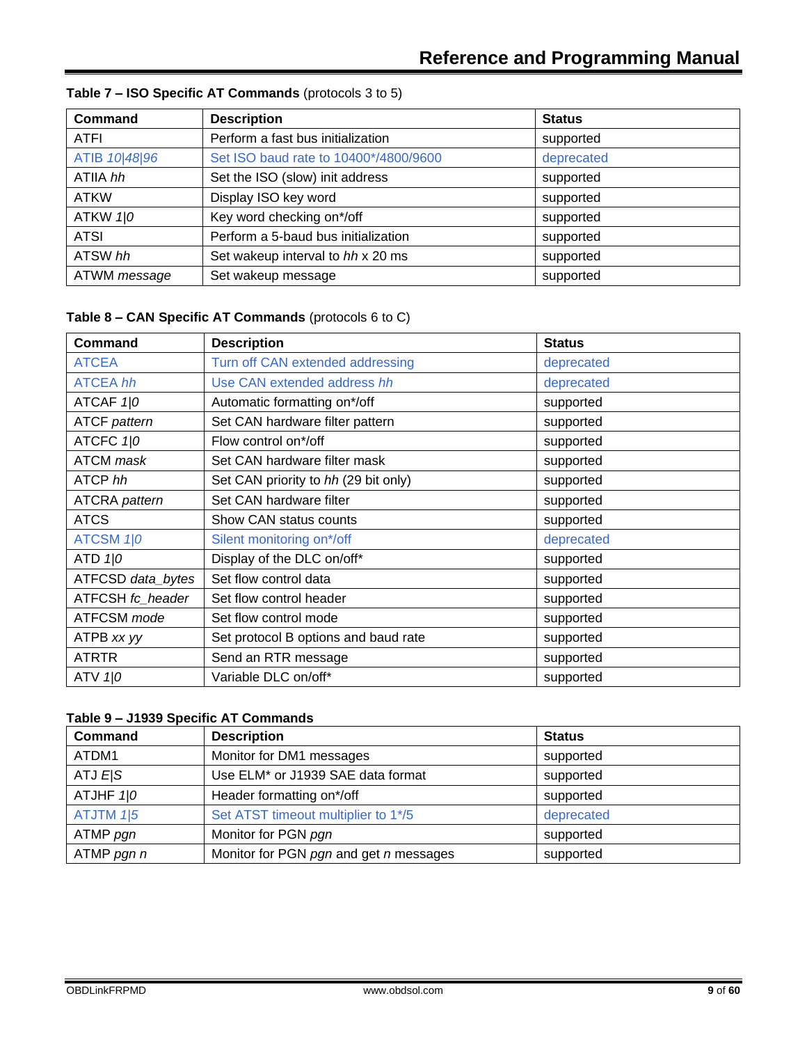**Table 7 – ISO Specific AT Commands** (protocols 3 to 5)

| Command | Description | Status |
|---|---|---|
| ATFI | Perform a fast bus initialization | supported |
| ATIB *10\|48\|96* | Set ISO baud rate to 10400*/4800/9600 | deprecated |
| ATIIA *hh* | Set the ISO (slow) init address | supported |
| ATKW | Display ISO key word | supported |
| ATKW *1\|0* | Key word checking on*/off | supported |
| ATSI | Perform a 5-baud bus initialization | supported |
| ATSW *hh* | Set wakeup interval to *hh* x 20 ms | supported |
| ATWM *message* | Set wakeup message | supported |

**Table 8 – CAN Specific AT Commands** (protocols 6 to C)

| Command | Description | Status |
|---|---|---|
| ATCEA | Turn off CAN extended addressing | deprecated |
| ATCEA *hh* | Use CAN extended address *hh* | deprecated |
| ATCAF *1\|0* | Automatic formatting on*/off | supported |
| ATCF *pattern* | Set CAN hardware filter pattern | supported |
| ATCFC *1\|0* | Flow control on*/off | supported |
| ATCM *mask* | Set CAN hardware filter mask | supported |
| ATCP *hh* | Set CAN priority to *hh* (29 bit only) | supported |
| ATCRA *pattern* | Set CAN hardware filter | supported |
| ATCS | Show CAN status counts | supported |
| ATCSM *1\|0* | Silent monitoring on*/off | deprecated |
| ATD *1\|0* | Display of the DLC on/off* | supported |
| ATFCSD *data_bytes* | Set flow control data | supported |
| ATFCSH *fc_header* | Set flow control header | supported |
| ATFCSM *mode* | Set flow control mode | supported |
| ATPB *xx yy* | Set protocol B options and baud rate | supported |
| ATRTR | Send an RTR message | supported |
| ATV *1\|0* | Variable DLC on/off* | supported |

**Table 9 – J1939 Specific AT Commands**

| Command | Description | Status |
|---|---|---|
| ATDM1 | Monitor for DM1 messages | supported |
| ATJ *E\|S* | Use ELM* or J1939 SAE data format | supported |
| ATJHF *1\|0* | Header formatting on*/off | supported |
| ATJTM *1\|5* | Set ATST timeout multiplier to 1*/5 | deprecated |
| ATMP *pgn* | Monitor for PGN *pgn* | supported |
| ATMP *pgn n* | Monitor for PGN *pgn* and get *n* messages | supported |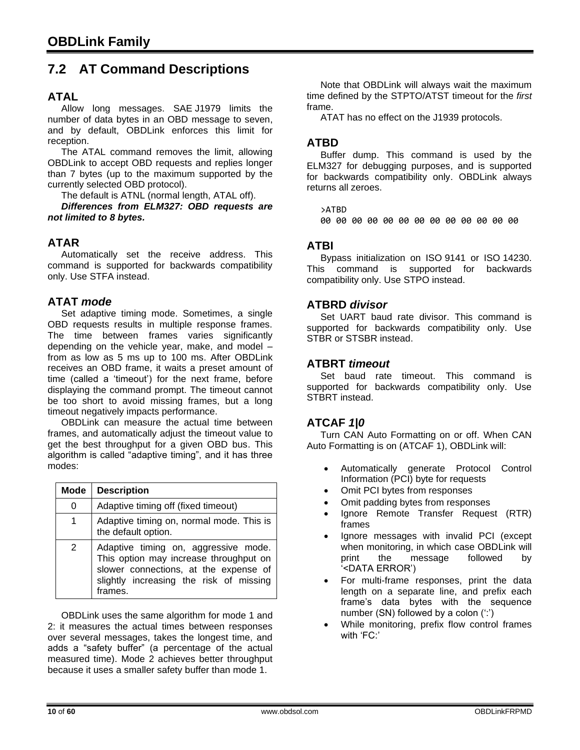## 7.2 AT Command Descriptions

### ATAL

Allow long messages. SAE J1979 limits the number of data bytes in an OBD message to seven, and by default, OBDLink enforces this limit for reception.

The ATAL command removes the limit, allowing OBDLink to accept OBD requests and replies longer than 7 bytes (up to the maximum supported by the currently selected OBD protocol).

The default is ATNL (normal length, ATAL off).

***Differences from ELM327: OBD requests are not limited to 8 bytes.***

### ATAR

Automatically set the receive address. This command is supported for backwards compatibility only. Use STFA instead.

### ATAT *mode*

Set adaptive timing mode. Sometimes, a single OBD requests results in multiple response frames. The time between frames varies significantly depending on the vehicle year, make, and model – from as low as 5 ms up to 100 ms. After OBDLink receives an OBD frame, it waits a preset amount of time (called a 'timeout') for the next frame, before displaying the command prompt. The timeout cannot be too short to avoid missing frames, but a long timeout negatively impacts performance.

OBDLink can measure the actual time between frames, and automatically adjust the timeout value to get the best throughput for a given OBD bus. This algorithm is called "adaptive timing", and it has three modes:

| Mode | Description |
|---|---|
| 0 | Adaptive timing off (fixed timeout) |
| 1 | Adaptive timing on, normal mode. This is the default option. |
| 2 | Adaptive timing on, aggressive mode. This option may increase throughput on slower connections, at the expense of slightly increasing the risk of missing frames. |

OBDLink uses the same algorithm for mode 1 and 2: it measures the actual times between responses over several messages, takes the longest time, and adds a "safety buffer" (a percentage of the actual measured time). Mode 2 achieves better throughput because it uses a smaller safety buffer than mode 1.

Note that OBDLink will always wait the maximum time defined by the STPTO/ATST timeout for the *first* frame.

ATAT has no effect on the J1939 protocols.

### ATBD

Buffer dump. This command is used by the ELM327 for debugging purposes, and is supported for backwards compatibility only. OBDLink always returns all zeroes.

```
>ATBD
00 00 00 00 00 00 00 00 00 00 00 00 00
```

### ATBI

Bypass initialization on ISO 9141 or ISO 14230. This command is supported for backwards compatibility only. Use STPO instead.

### ATBRD *divisor*

Set UART baud rate divisor. This command is supported for backwards compatibility only. Use STBR or STSBR instead.

### ATBRT *timeout*

Set baud rate timeout. This command is supported for backwards compatibility only. Use STBRT instead.

### ATCAF *1|0*

Turn CAN Auto Formatting on or off. When CAN Auto Formatting is on (ATCAF 1), OBDLink will:

- Automatically generate Protocol Control Information (PCI) byte for requests
- Omit PCI bytes from responses
- Omit padding bytes from responses
- Ignore Remote Transfer Request (RTR) frames
- Ignore messages with invalid PCI (except when monitoring, in which case OBDLink will print the message followed by '<DATA ERROR')
- For multi-frame responses, print the data length on a separate line, and prefix each frame's data bytes with the sequence number (SN) followed by a colon (':')
- While monitoring, prefix flow control frames with 'FC:'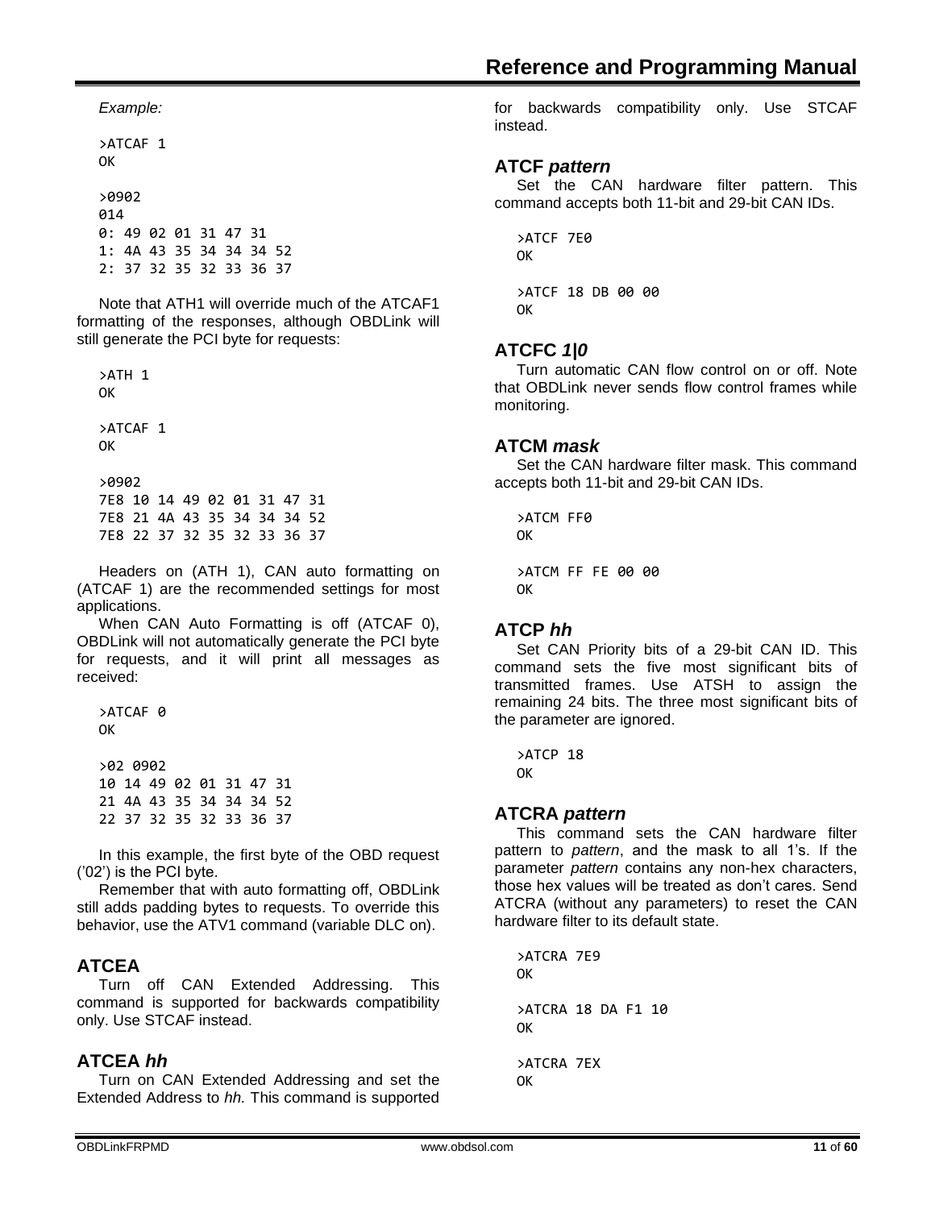*Example:*

```
>ATCAF 1
OK

>0902
014
0: 49 02 01 31 47 31
1: 4A 43 35 34 34 34 52
2: 37 32 35 32 33 36 37
```

Note that ATH1 will override much of the ATCAF1 formatting of the responses, although OBDLink will still generate the PCI byte for requests:

```
>ATH 1
OK

>ATCAF 1
OK

>0902
7E8 10 14 49 02 01 31 47 31
7E8 21 4A 43 35 34 34 34 52
7E8 22 37 32 35 32 33 36 37
```

Headers on (ATH 1), CAN auto formatting on (ATCAF 1) are the recommended settings for most applications.

When CAN Auto Formatting is off (ATCAF 0), OBDLink will not automatically generate the PCI byte for requests, and it will print all messages as received:

```
>ATCAF 0
OK

>02 0902
10 14 49 02 01 31 47 31
21 4A 43 35 34 34 34 52
22 37 32 35 32 33 36 37
```

In this example, the first byte of the OBD request ('02') is the PCI byte.

Remember that with auto formatting off, OBDLink still adds padding bytes to requests. To override this behavior, use the ATV1 command (variable DLC on).

### ATCEA

Turn off CAN Extended Addressing. This command is supported for backwards compatibility only. Use STCAF instead.

### ATCEA *hh*

Turn on CAN Extended Addressing and set the Extended Address to *hh.* This command is supported for backwards compatibility only. Use STCAF instead.

### ATCF *pattern*

Set the CAN hardware filter pattern. This command accepts both 11-bit and 29-bit CAN IDs.

```
>ATCF 7E0
OK

>ATCF 18 DB 00 00
OK
```

### ATCFC *1|0*

Turn automatic CAN flow control on or off. Note that OBDLink never sends flow control frames while monitoring.

### ATCM *mask*

Set the CAN hardware filter mask. This command accepts both 11-bit and 29-bit CAN IDs.

```
>ATCM FF0
OK

>ATCM FF FE 00 00
OK
```

### ATCP *hh*

Set CAN Priority bits of a 29-bit CAN ID. This command sets the five most significant bits of transmitted frames. Use ATSH to assign the remaining 24 bits. The three most significant bits of the parameter are ignored.

```
>ATCP 18
OK
```

### ATCRA *pattern*

This command sets the CAN hardware filter pattern to *pattern*, and the mask to all 1's. If the parameter *pattern* contains any non-hex characters, those hex values will be treated as don't cares. Send ATCRA (without any parameters) to reset the CAN hardware filter to its default state.

```
>ATCRA 7E9
OK

>ATCRA 18 DA F1 10
OK

>ATCRA 7EX
OK
```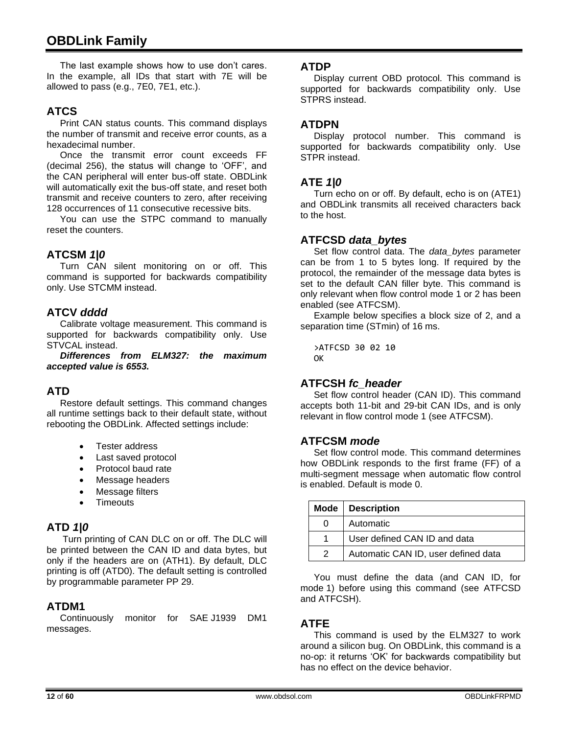The last example shows how to use don't cares. In the example, all IDs that start with 7E will be allowed to pass (e.g., 7E0, 7E1, etc.).

## ATCS

Print CAN status counts. This command displays the number of transmit and receive error counts, as a hexadecimal number.

Once the transmit error count exceeds FF (decimal 256), the status will change to 'OFF', and the CAN peripheral will enter bus-off state. OBDLink will automatically exit the bus-off state, and reset both transmit and receive counters to zero, after receiving 128 occurrences of 11 consecutive recessive bits.

You can use the STPC command to manually reset the counters.

## ATCSM *1|0*

Turn CAN silent monitoring on or off. This command is supported for backwards compatibility only. Use STCMM instead.

## ATCV *dddd*

Calibrate voltage measurement. This command is supported for backwards compatibility only. Use STVCAL instead.

***Differences from ELM327: the maximum accepted value is 6553.***

## ATD

Restore default settings. This command changes all runtime settings back to their default state, without rebooting the OBDLink. Affected settings include:

- Tester address
- Last saved protocol
- Protocol baud rate
- Message headers
- Message filters
- Timeouts

## ATD *1|0*

Turn printing of CAN DLC on or off. The DLC will be printed between the CAN ID and data bytes, but only if the headers are on (ATH1). By default, DLC printing is off (ATD0). The default setting is controlled by programmable parameter PP 29.

## ATDM1

Continuously monitor for SAE J1939 DM1 messages.

## ATDP

Display current OBD protocol. This command is supported for backwards compatibility only. Use STPRS instead.

## ATDPN

Display protocol number. This command is supported for backwards compatibility only. Use STPR instead.

## ATE *1|0*

Turn echo on or off. By default, echo is on (ATE1) and OBDLink transmits all received characters back to the host.

## ATFCSD *data_bytes*

Set flow control data. The *data_bytes* parameter can be from 1 to 5 bytes long. If required by the protocol, the remainder of the message data bytes is set to the default CAN filler byte. This command is only relevant when flow control mode 1 or 2 has been enabled (see ATFCSM).

Example below specifies a block size of 2, and a separation time (STmin) of 16 ms.

```
>ATFCSD 30 02 10
OK
```

## ATFCSH *fc_header*

Set flow control header (CAN ID). This command accepts both 11-bit and 29-bit CAN IDs, and is only relevant in flow control mode 1 (see ATFCSM).

## ATFCSM *mode*

Set flow control mode. This command determines how OBDLink responds to the first frame (FF) of a multi-segment message when automatic flow control is enabled. Default is mode 0.

| Mode | Description |
|---|---|
| 0 | Automatic |
| 1 | User defined CAN ID and data |
| 2 | Automatic CAN ID, user defined data |

You must define the data (and CAN ID, for mode 1) before using this command (see ATFCSD and ATFCSH).

## ATFE

This command is used by the ELM327 to work around a silicon bug. On OBDLink, this command is a no-op: it returns 'OK' for backwards compatibility but has no effect on the device behavior.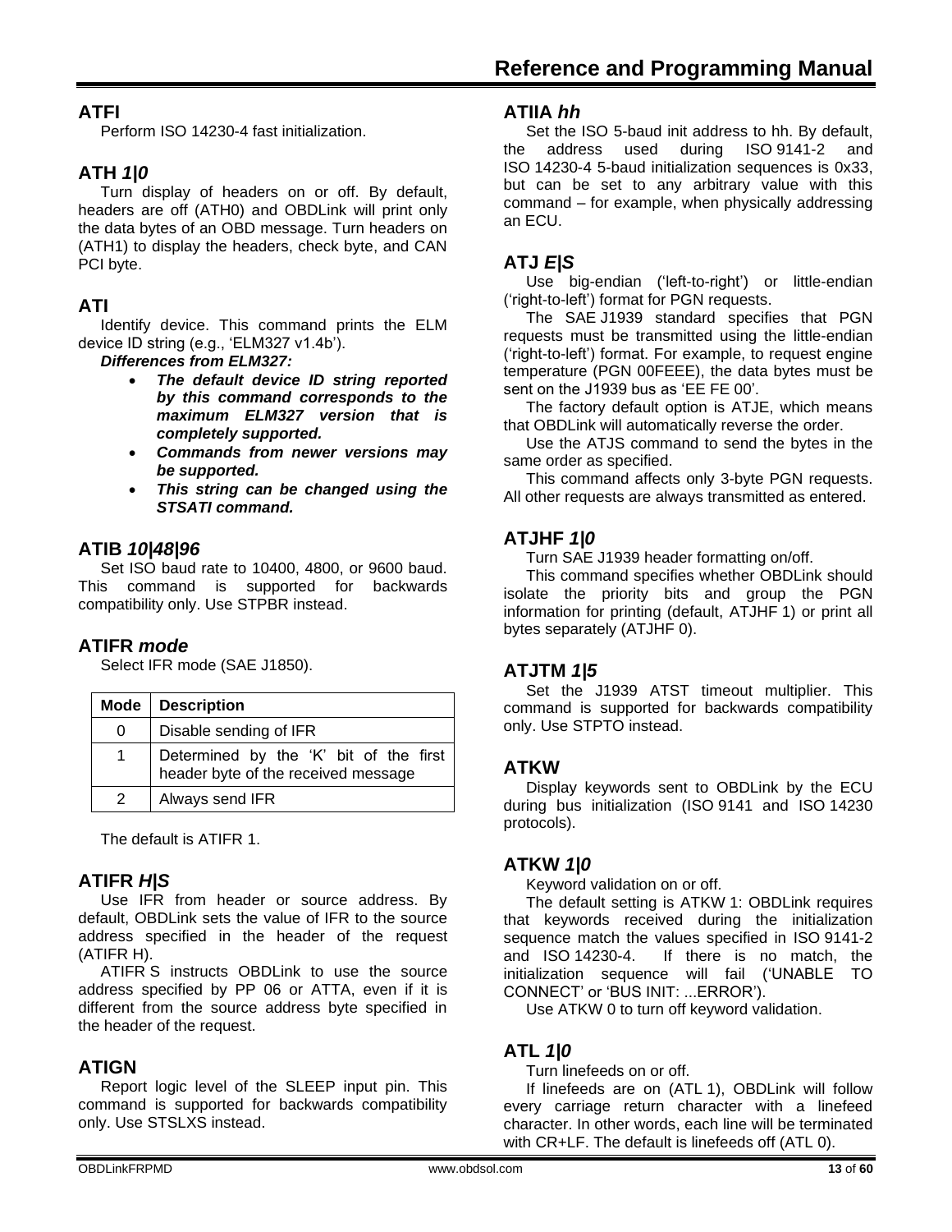## ATFI

Perform ISO 14230-4 fast initialization.

## ATH *1|0*

Turn display of headers on or off. By default, headers are off (ATH0) and OBDLink will print only the data bytes of an OBD message. Turn headers on (ATH1) to display the headers, check byte, and CAN PCI byte.

## ATI

Identify device. This command prints the ELM device ID string (e.g., 'ELM327 v1.4b').

***Differences from ELM327:***

- ***The default device ID string reported by this command corresponds to the maximum ELM327 version that is completely supported.***
- ***Commands from newer versions may be supported.***
- ***This string can be changed using the STSATI command.***

## ATIB *10|48|96*

Set ISO baud rate to 10400, 4800, or 9600 baud. This command is supported for backwards compatibility only. Use STPBR instead.

## ATIFR *mode*

Select IFR mode (SAE J1850).

| Mode | Description |
|---|---|
| 0 | Disable sending of IFR |
| 1 | Determined by the 'K' bit of the first header byte of the received message |
| 2 | Always send IFR |

The default is ATIFR 1.

## ATIFR *H|S*

Use IFR from header or source address. By default, OBDLink sets the value of IFR to the source address specified in the header of the request (ATIFR H).

ATIFR S instructs OBDLink to use the source address specified by PP 06 or ATTA, even if it is different from the source address byte specified in the header of the request.

## ATIGN

Report logic level of the SLEEP input pin. This command is supported for backwards compatibility only. Use STSLXS instead.

## ATIIA *hh*

Set the ISO 5-baud init address to hh. By default, the address used during ISO 9141-2 and ISO 14230-4 5-baud initialization sequences is 0x33, but can be set to any arbitrary value with this command – for example, when physically addressing an ECU.

## ATJ *E|S*

Use big-endian ('left-to-right') or little-endian ('right-to-left') format for PGN requests.

The SAE J1939 standard specifies that PGN requests must be transmitted using the little-endian ('right-to-left') format. For example, to request engine temperature (PGN 00FEEE), the data bytes must be sent on the J1939 bus as 'EE FE 00'.

The factory default option is ATJE, which means that OBDLink will automatically reverse the order.

Use the ATJS command to send the bytes in the same order as specified.

This command affects only 3-byte PGN requests. All other requests are always transmitted as entered.

## ATJHF *1|0*

Turn SAE J1939 header formatting on/off.

This command specifies whether OBDLink should isolate the priority bits and group the PGN information for printing (default, ATJHF 1) or print all bytes separately (ATJHF 0).

## ATJTM *1|5*

Set the J1939 ATST timeout multiplier. This command is supported for backwards compatibility only. Use STPTO instead.

## ATKW

Display keywords sent to OBDLink by the ECU during bus initialization (ISO 9141 and ISO 14230 protocols).

## ATKW *1|0*

Keyword validation on or off.

The default setting is ATKW 1: OBDLink requires that keywords received during the initialization sequence match the values specified in ISO 9141-2 and ISO 14230-4. If there is no match, the initialization sequence will fail ('UNABLE TO CONNECT' or 'BUS INIT: ...ERROR').

Use ATKW 0 to turn off keyword validation.

## ATL *1|0*

Turn linefeeds on or off.

If linefeeds are on (ATL 1), OBDLink will follow every carriage return character with a linefeed character. In other words, each line will be terminated with CR+LF. The default is linefeeds off (ATL 0).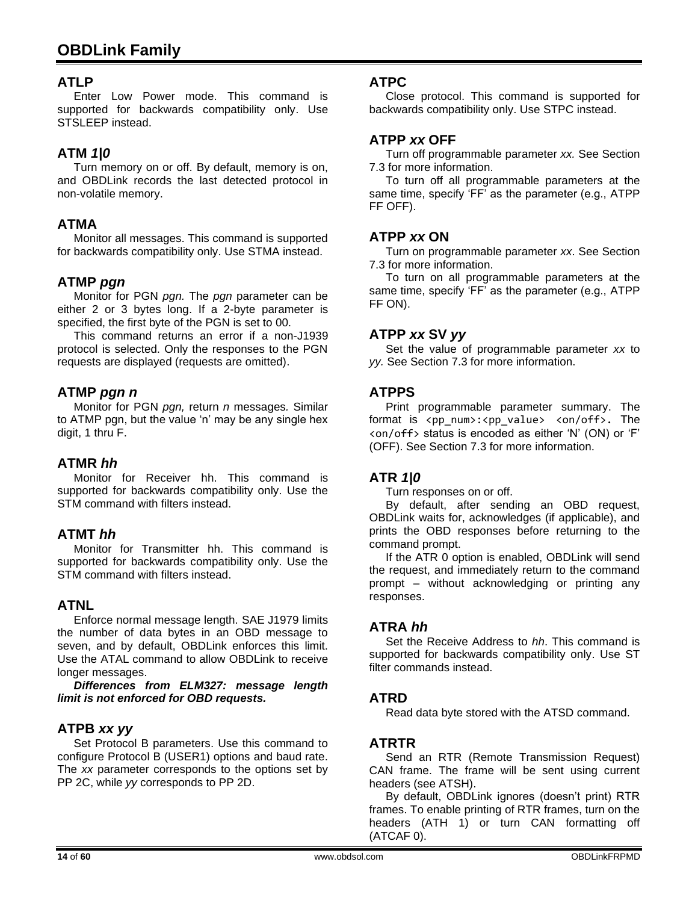### ATLP

Enter Low Power mode. This command is supported for backwards compatibility only. Use STSLEEP instead.

### ATM *1|0*

Turn memory on or off. By default, memory is on, and OBDLink records the last detected protocol in non-volatile memory.

### ATMA

Monitor all messages. This command is supported for backwards compatibility only. Use STMA instead.

### ATMP *pgn*

Monitor for PGN *pgn.* The *pgn* parameter can be either 2 or 3 bytes long. If a 2-byte parameter is specified, the first byte of the PGN is set to 00.

This command returns an error if a non-J1939 protocol is selected. Only the responses to the PGN requests are displayed (requests are omitted).

### ATMP *pgn n*

Monitor for PGN *pgn,* return *n* messages*.* Similar to ATMP pgn, but the value 'n' may be any single hex digit, 1 thru F.

### ATMR *hh*

Monitor for Receiver hh. This command is supported for backwards compatibility only. Use the STM command with filters instead.

### ATMT *hh*

Monitor for Transmitter hh. This command is supported for backwards compatibility only. Use the STM command with filters instead.

### ATNL

Enforce normal message length. SAE J1979 limits the number of data bytes in an OBD message to seven, and by default, OBDLink enforces this limit. Use the ATAL command to allow OBDLink to receive longer messages.

***Differences from ELM327: message length limit is not enforced for OBD requests.***

### ATPB *xx yy*

Set Protocol B parameters. Use this command to configure Protocol B (USER1) options and baud rate. The *xx* parameter corresponds to the options set by PP 2C, while *yy* corresponds to PP 2D.

### ATPC

Close protocol. This command is supported for backwards compatibility only. Use STPC instead.

### ATPP *xx* OFF

Turn off programmable parameter *xx.* See Section 7.3 for more information.

To turn off all programmable parameters at the same time, specify 'FF' as the parameter (e.g., ATPP FF OFF).

### ATPP *xx* ON

Turn on programmable parameter *xx*. See Section 7.3 for more information.

To turn on all programmable parameters at the same time, specify 'FF' as the parameter (e.g., ATPP FF ON).

### ATPP *xx* SV *yy*

Set the value of programmable parameter *xx* to *yy.* See Section 7.3 for more information.

### ATPPS

Print programmable parameter summary. The format is `<pp_num>:<pp_value> <on/off>`. The `<on/off>` status is encoded as either 'N' (ON) or 'F' (OFF). See Section 7.3 for more information.

### ATR *1|0*

Turn responses on or off.

By default, after sending an OBD request, OBDLink waits for, acknowledges (if applicable), and prints the OBD responses before returning to the command prompt.

If the ATR 0 option is enabled, OBDLink will send the request, and immediately return to the command prompt – without acknowledging or printing any responses.

### ATRA *hh*

Set the Receive Address to *hh*. This command is supported for backwards compatibility only. Use ST filter commands instead.

### ATRD

Read data byte stored with the ATSD command.

### ATRTR

Send an RTR (Remote Transmission Request) CAN frame. The frame will be sent using current headers (see ATSH).

By default, OBDLink ignores (doesn't print) RTR frames. To enable printing of RTR frames, turn on the headers (ATH 1) or turn CAN formatting off (ATCAF 0).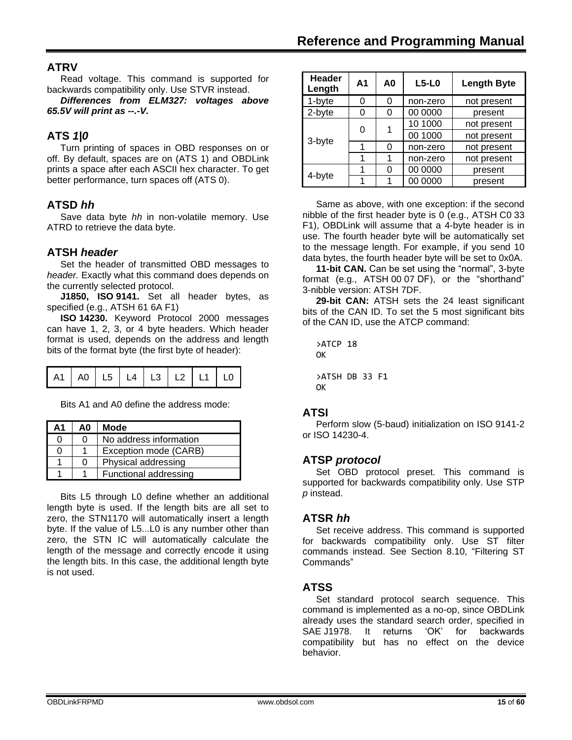## ATRV

Read voltage. This command is supported for backwards compatibility only. Use STVR instead.

***Differences from ELM327: voltages above 65.5V will print as --.-V.***

## ATS *1|0*

Turn printing of spaces in OBD responses on or off. By default, spaces are on (ATS 1) and OBDLink prints a space after each ASCII hex character. To get better performance, turn spaces off (ATS 0).

## ATSD *hh*

Save data byte *hh* in non-volatile memory. Use ATRD to retrieve the data byte.

## ATSH *header*

Set the header of transmitted OBD messages to *header.* Exactly what this command does depends on the currently selected protocol.

**J1850, ISO 9141.** Set all header bytes, as specified (e.g., ATSH 61 6A F1)

**ISO 14230.** Keyword Protocol 2000 messages can have 1, 2, 3, or 4 byte headers. Which header format is used, depends on the address and length bits of the format byte (the first byte of header):

| A1 | A0 | L5 | L4 | L3 | L2 | L1 | L0 |
|---|---|---|---|---|---|---|---|

Bits A1 and A0 define the address mode:

| A1 | A0 | Mode |
|---|---|---|
| 0 | 0 | No address information |
| 0 | 1 | Exception mode (CARB) |
| 1 | 0 | Physical addressing |
| 1 | 1 | Functional addressing |

Bits L5 through L0 define whether an additional length byte is used. If the length bits are all set to zero, the STN1170 will automatically insert a length byte. If the value of L5...L0 is any number other than zero, the STN IC will automatically calculate the length of the message and correctly encode it using the length bits. In this case, the additional length byte is not used.

| Header Length | A1 | A0 | L5-L0 | Length Byte |
|---|---|---|---|---|
| 1-byte | 0 | 0 | non-zero | not present |
| 2-byte | 0 | 0 | 00 0000 | present |
| 3-byte | 0 | 1 | 10 1000 | not present |
| | | | 00 1000 | not present |
| | 1 | 0 | non-zero | not present |
| | 1 | 1 | non-zero | not present |
| 4-byte | 1 | 0 | 00 0000 | present |
| | 1 | 1 | 00 0000 | present |

Same as above, with one exception: if the second nibble of the first header byte is 0 (e.g., ATSH C0 33 F1), OBDLink will assume that a 4-byte header is in use. The fourth header byte will be automatically set to the message length. For example, if you send 10 data bytes, the fourth header byte will be set to 0x0A.

**11-bit CAN.** Can be set using the "normal", 3-byte format (e.g., ATSH 00 07 DF), or the "shorthand" 3-nibble version: ATSH 7DF.

**29-bit CAN:** ATSH sets the 24 least significant bits of the CAN ID. To set the 5 most significant bits of the CAN ID, use the ATCP command:

```
>ATCP 18
OK

>ATSH DB 33 F1
OK
```

## ATSI

Perform slow (5-baud) initialization on ISO 9141-2 or ISO 14230-4.

## ATSP *protocol*

Set OBD protocol preset. This command is supported for backwards compatibility only. Use STP *p* instead.

## ATSR *hh*

Set receive address. This command is supported for backwards compatibility only. Use ST filter commands instead. See Section 8.10, "Filtering ST Commands"

## ATSS

Set standard protocol search sequence. This command is implemented as a no-op, since OBDLink already uses the standard search order, specified in SAE J1978. It returns 'OK' for backwards compatibility but has no effect on the device behavior.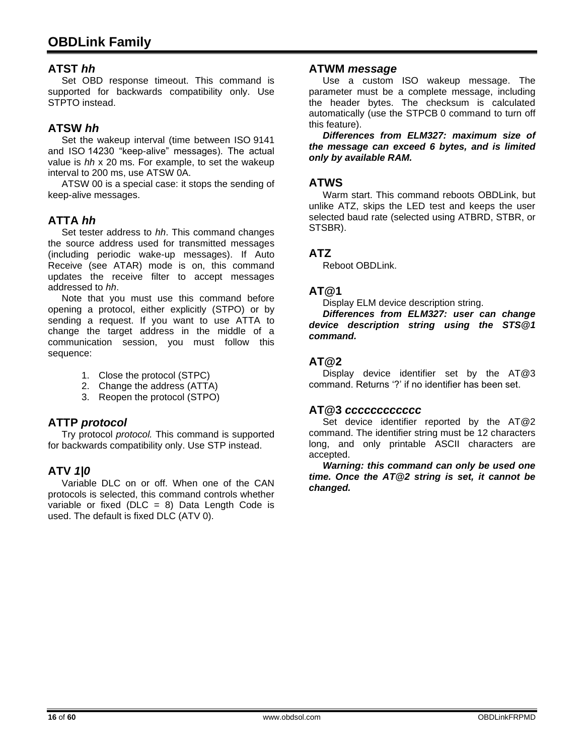### ATST *hh*

Set OBD response timeout. This command is supported for backwards compatibility only. Use STPTO instead.

### ATSW *hh*

Set the wakeup interval (time between ISO 9141 and ISO 14230 “keep-alive” messages). The actual value is *hh* x 20 ms. For example, to set the wakeup interval to 200 ms, use ATSW 0A.

ATSW 00 is a special case: it stops the sending of keep-alive messages.

### ATTA *hh*

Set tester address to *hh*. This command changes the source address used for transmitted messages (including periodic wake-up messages). If Auto Receive (see ATAR) mode is on, this command updates the receive filter to accept messages addressed to *hh*.

Note that you must use this command before opening a protocol, either explicitly (STPO) or by sending a request. If you want to use ATTA to change the target address in the middle of a communication session, you must follow this sequence:

1. Close the protocol (STPC)
2. Change the address (ATTA)
3. Reopen the protocol (STPO)

### ATTP *protocol*

Try protocol *protocol.* This command is supported for backwards compatibility only. Use STP instead.

### ATV *1|0*

Variable DLC on or off. When one of the CAN protocols is selected, this command controls whether variable or fixed (DLC = 8) Data Length Code is used. The default is fixed DLC (ATV 0).

### ATWM *message*

Use a custom ISO wakeup message. The parameter must be a complete message, including the header bytes. The checksum is calculated automatically (use the STPCB 0 command to turn off this feature).

***Differences from ELM327: maximum size of the message can exceed 6 bytes, and is limited only by available RAM.***

### ATWS

Warm start. This command reboots OBDLink, but unlike ATZ, skips the LED test and keeps the user selected baud rate (selected using ATBRD, STBR, or STSBR).

### ATZ

Reboot OBDLink.

### AT@1

Display ELM device description string.

***Differences from ELM327: user can change device description string using the STS@1 command.***

### AT@2

Display device identifier set by the AT@3 command. Returns ‘?’ if no identifier has been set.

### AT@3 *cccccccccccc*

Set device identifier reported by the AT@2 command. The identifier string must be 12 characters long, and only printable ASCII characters are accepted.

***Warning: this command can only be used one time. Once the AT@2 string is set, it cannot be changed.***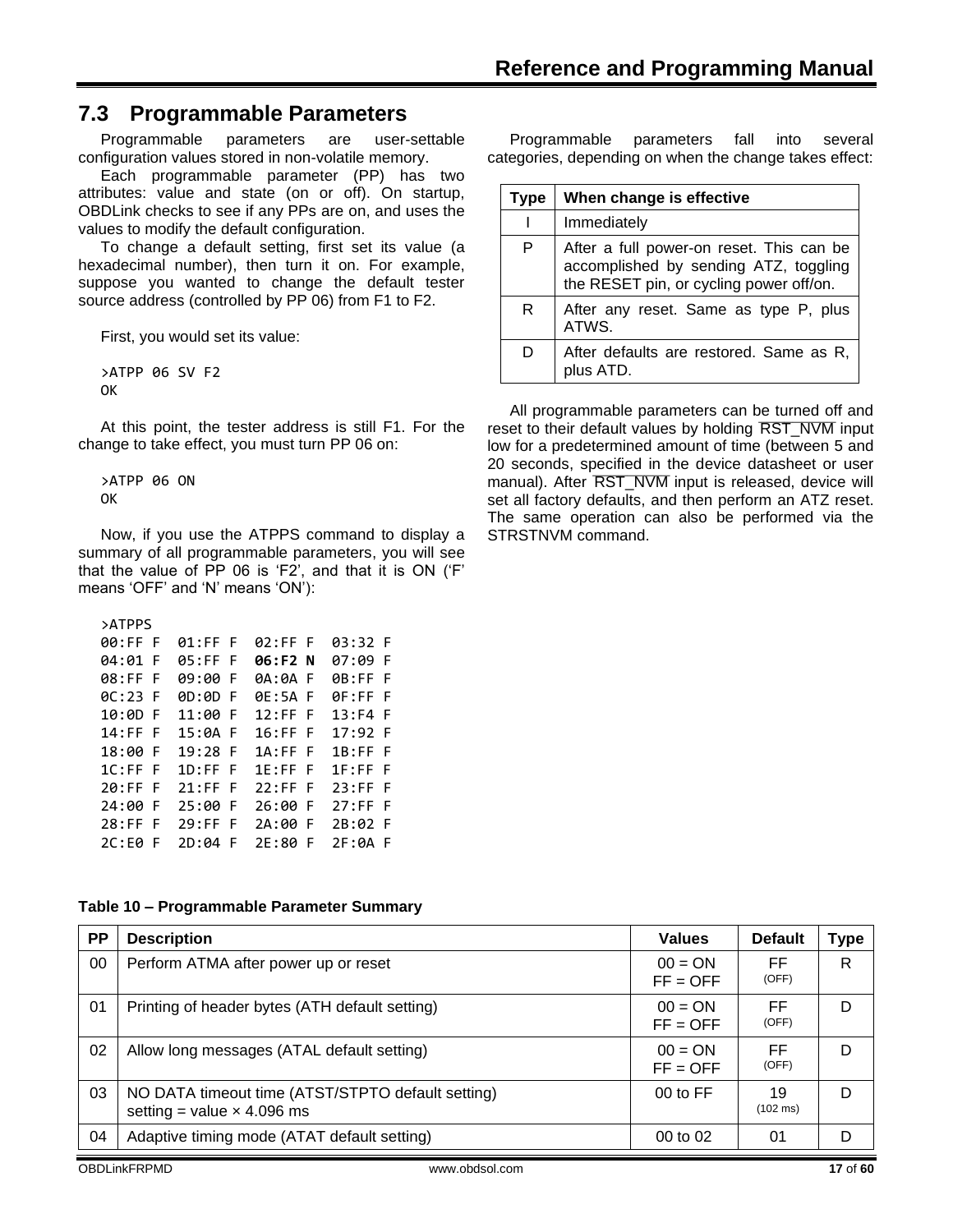## 7.3 Programmable Parameters

Programmable parameters are user-settable configuration values stored in non-volatile memory.

Each programmable parameter (PP) has two attributes: value and state (on or off). On startup, OBDLink checks to see if any PPs are on, and uses the values to modify the default configuration.

To change a default setting, first set its value (a hexadecimal number), then turn it on. For example, suppose you wanted to change the default tester source address (controlled by PP 06) from F1 to F2.

First, you would set its value:

```
>ATPP 06 SV F2
OK
```

At this point, the tester address is still F1. For the change to take effect, you must turn PP 06 on:

```
>ATPP 06 ON
OK
```

Now, if you use the ATPPS command to display a summary of all programmable parameters, you will see that the value of PP 06 is ‘F2’, and that it is ON (‘F’ means ‘OFF’ and ‘N’ means ‘ON’):

```
>ATPPS
00:FF F  01:FF F  02:FF F  03:32 F
04:01 F  05:FF F  06:F2 N  07:09 F
08:FF F  09:00 F  0A:0A F  0B:FF F
0C:23 F  0D:0D F  0E:5A F  0F:FF F
10:0D F  11:00 F  12:FF F  13:F4 F
14:FF F  15:0A F  16:FF F  17:92 F
18:00 F  19:28 F  1A:FF F  1B:FF F
1C:FF F  1D:FF F  1E:FF F  1F:FF F
20:FF F  21:FF F  22:FF F  23:FF F
24:00 F  25:00 F  26:00 F  27:FF F
28:FF F  29:FF F  2A:00 F  2B:02 F
2C:E0 F  2D:04 F  2E:80 F  2F:0A F
```

Programmable parameters fall into several categories, depending on when the change takes effect:

| Type | When change is effective |
|---|---|
| I | Immediately |
| P | After a full power-on reset. This can be accomplished by sending ATZ, toggling the RESET pin, or cycling power off/on. |
| R | After any reset. Same as type P, plus ATWS. |
| D | After defaults are restored. Same as R, plus ATD. |

All programmable parameters can be turned off and reset to their default values by holding $\overline{\text{RST\_NVM}}$ input low for a predetermined amount of time (between 5 and 20 seconds, specified in the device datasheet or user manual). After $\overline{\text{RST\_NVM}}$ input is released, device will set all factory defaults, and then perform an ATZ reset. The same operation can also be performed via the STRSTNVM command.

**Table 10 – Programmable Parameter Summary**

| PP | Description | Values | Default | Type |
|---|---|---|---|---|
| 00 | Perform ATMA after power up or reset | 00 = ON<br>FF = OFF | FF<br>(OFF) | R |
| 01 | Printing of header bytes (ATH default setting) | 00 = ON<br>FF = OFF | FF<br>(OFF) | D |
| 02 | Allow long messages (ATAL default setting) | 00 = ON<br>FF = OFF | FF<br>(OFF) | D |
| 03 | NO DATA timeout time (ATST/STPTO default setting)<br>setting = value × 4.096 ms | 00 to FF | 19<br>(102 ms) | D |
| 04 | Adaptive timing mode (ATAT default setting) | 00 to 02 | 01 | D |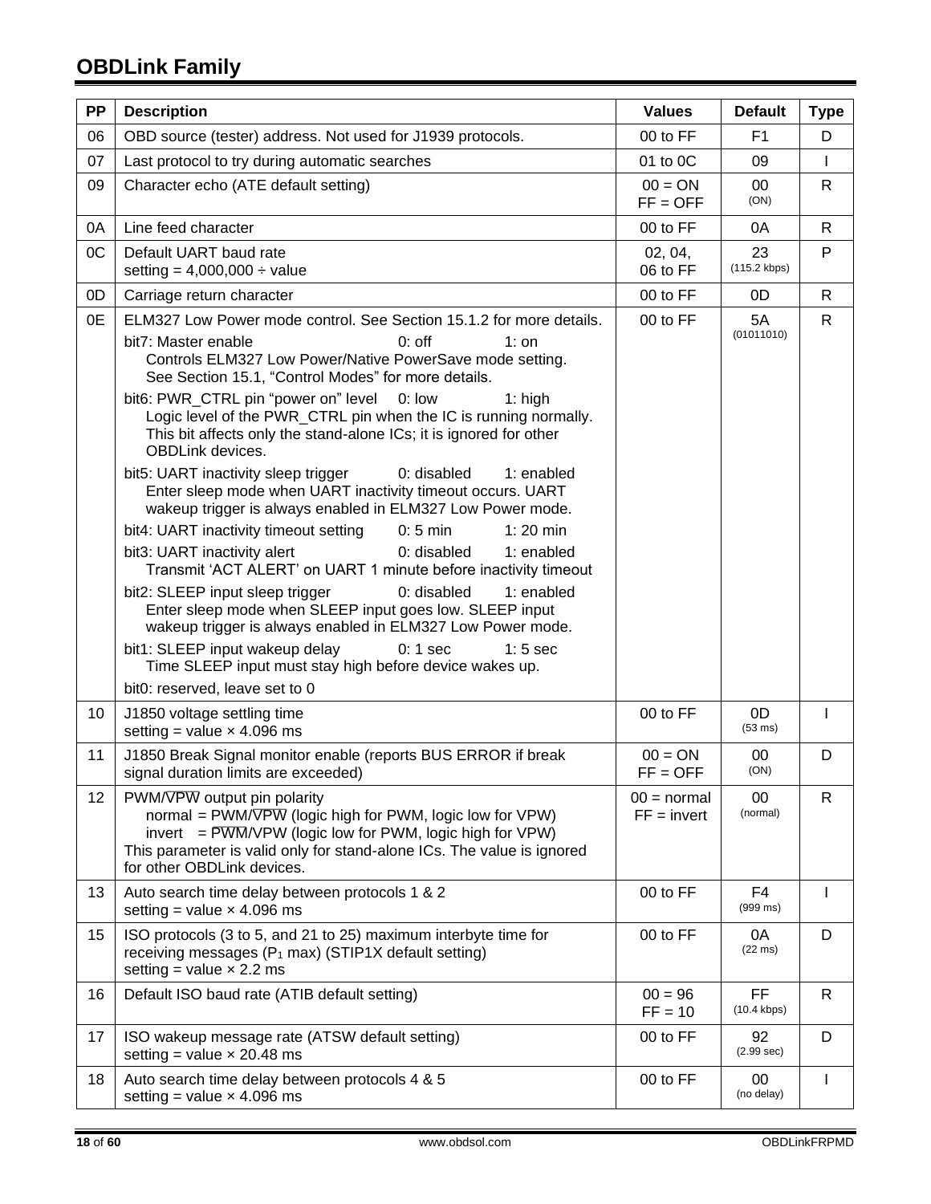| PP | Description | Values | Default | Type |
|---|---|---|---|---|
| 06 | OBD source (tester) address. Not used for J1939 protocols. | 00 to FF | F1 | D |
| 07 | Last protocol to try during automatic searches | 01 to 0C | 09 | I |
| 09 | Character echo (ATE default setting) | 00 = ON<br>FF = OFF | 00<br>(ON) | R |
| 0A | Line feed character | 00 to FF | 0A | R |
| 0C | Default UART baud rate<br>setting = 4,000,000 ÷ value | 02, 04,<br>06 to FF | 23<br>(115.2 kbps) | P |
| 0D | Carriage return character | 00 to FF | 0D | R |
| 0E | ELM327 Low Power mode control. See Section 15.1.2 for more details.<br>bit7: Master enable 0: off 1: on<br>Controls ELM327 Low Power/Native PowerSave mode setting. See Section 15.1, "Control Modes" for more details.<br>bit6: PWR_CTRL pin "power on" level 0: low 1: high<br>Logic level of the PWR_CTRL pin when the IC is running normally. This bit affects only the stand-alone ICs; it is ignored for other OBDLink devices.<br>bit5: UART inactivity sleep trigger 0: disabled 1: enabled<br>Enter sleep mode when UART inactivity timeout occurs. UART wakeup trigger is always enabled in ELM327 Low Power mode.<br>bit4: UART inactivity timeout setting 0: 5 min 1: 20 min<br>bit3: UART inactivity alert 0: disabled 1: enabled<br>Transmit 'ACT ALERT' on UART 1 minute before inactivity timeout<br>bit2: SLEEP input sleep trigger 0: disabled 1: enabled<br>Enter sleep mode when SLEEP input goes low. SLEEP input wakeup trigger is always enabled in ELM327 Low Power mode.<br>bit1: SLEEP input wakeup delay 0: 1 sec 1: 5 sec<br>Time SLEEP input must stay high before device wakes up.<br>bit0: reserved, leave set to 0 | 00 to FF | 5A<br>(01011010) | R |
| 10 | J1850 voltage settling time<br>setting = value × 4.096 ms | 00 to FF | 0D<br>(53 ms) | I |
| 11 | J1850 Break Signal monitor enable (reports BUS ERROR if break signal duration limits are exceeded) | 00 = ON<br>FF = OFF | 00<br>(ON) | D |
| 12 | PWM/$\overline{\text{VPW}}$ output pin polarity<br>normal = PWM/$\overline{\text{VPW}}$ (logic high for PWM, logic low for VPW)<br>invert = $\overline{\text{PWM}}$/VPW (logic low for PWM, logic high for VPW)<br>This parameter is valid only for stand-alone ICs. The value is ignored for other OBDLink devices. | 00 = normal<br>FF = invert | 00<br>(normal) | R |
| 13 | Auto search time delay between protocols 1 & 2<br>setting = value × 4.096 ms | 00 to FF | F4<br>(999 ms) | I |
| 15 | ISO protocols (3 to 5, and 21 to 25) maximum interbyte time for receiving messages ($P_1$ max) (STIP1X default setting)<br>setting = value × 2.2 ms | 00 to FF | 0A<br>(22 ms) | D |
| 16 | Default ISO baud rate (ATIB default setting) | 00 = 96<br>FF = 10 | FF<br>(10.4 kbps) | R |
| 17 | ISO wakeup message rate (ATSW default setting)<br>setting = value × 20.48 ms | 00 to FF | 92<br>(2.99 sec) | D |
| 18 | Auto search time delay between protocols 4 & 5<br>setting = value × 4.096 ms | 00 to FF | 00<br>(no delay) | I |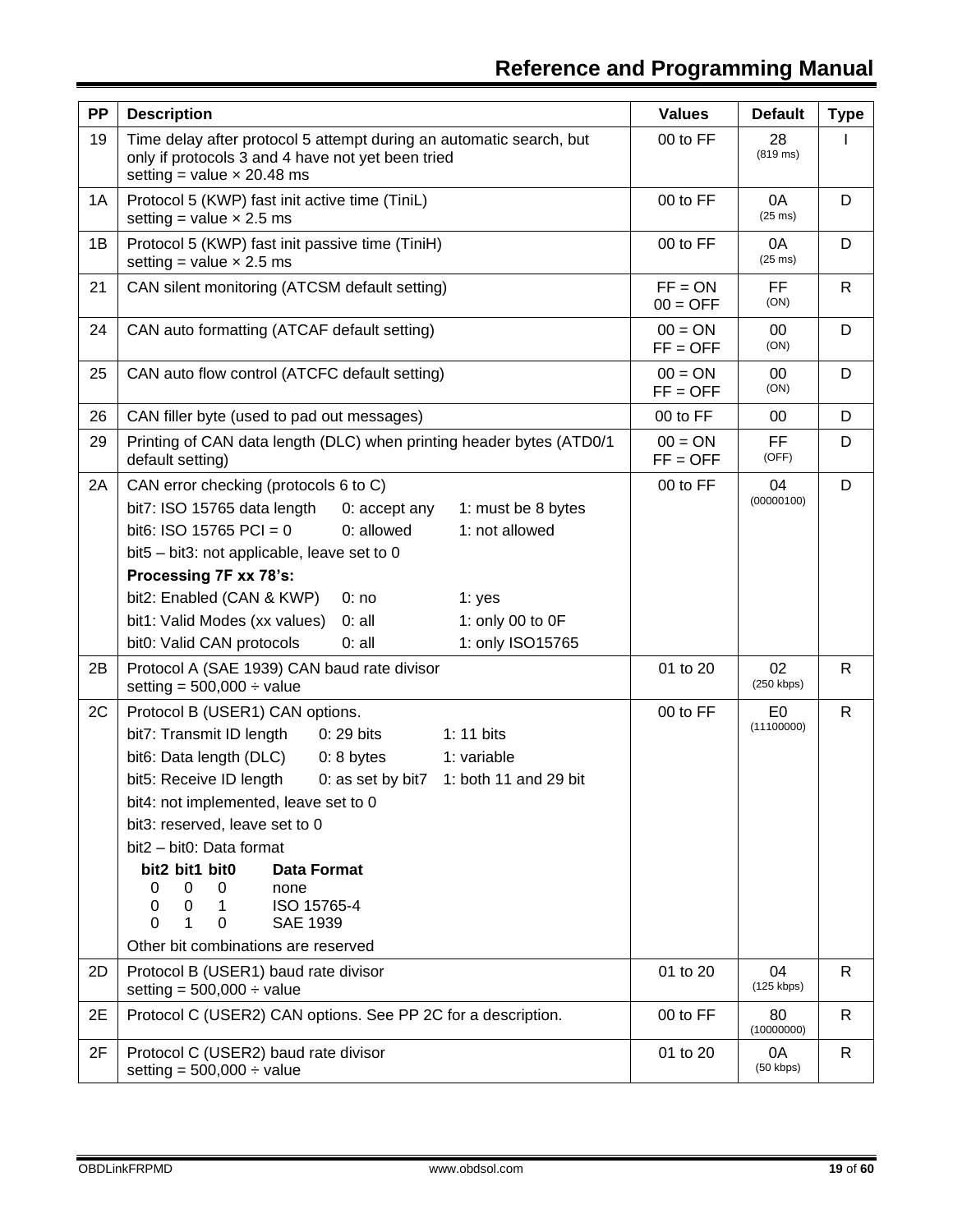| PP | Description | Values | Default | Type |
|---|---|---|---|---|
| 19 | Time delay after protocol 5 attempt during an automatic search, but only if protocols 3 and 4 have not yet been tried<br>setting = value × 20.48 ms | 00 to FF | 28<br>(819 ms) | I |
| 1A | Protocol 5 (KWP) fast init active time (TiniL)<br>setting = value × 2.5 ms | 00 to FF | 0A<br>(25 ms) | D |
| 1B | Protocol 5 (KWP) fast init passive time (TiniH)<br>setting = value × 2.5 ms | 00 to FF | 0A<br>(25 ms) | D |
| 21 | CAN silent monitoring (ATCSM default setting) | FF = ON<br>00 = OFF | FF<br>(ON) | R |
| 24 | CAN auto formatting (ATCAF default setting) | 00 = ON<br>FF = OFF | 00<br>(ON) | D |
| 25 | CAN auto flow control (ATCFC default setting) | 00 = ON<br>FF = OFF | 00<br>(ON) | D |
| 26 | CAN filler byte (used to pad out messages) | 00 to FF | 00 | D |
| 29 | Printing of CAN data length (DLC) when printing header bytes (ATD0/1 default setting) | 00 = ON<br>FF = OFF | FF<br>(OFF) | D |
| 2A | CAN error checking (protocols 6 to C)<br>bit7: ISO 15765 data length    0: accept any    1: must be 8 bytes<br>bit6: ISO 15765 PCI = 0    0: allowed    1: not allowed<br>bit5 – bit3: not applicable, leave set to 0<br>**Processing 7F xx 78's:**<br>bit2: Enabled (CAN & KWP)    0: no    1: yes<br>bit1: Valid Modes (xx values)    0: all    1: only 00 to 0F<br>bit0: Valid CAN protocols    0: all    1: only ISO15765 | 00 to FF | 04<br>(00000100) | D |
| 2B | Protocol A (SAE 1939) CAN baud rate divisor<br>setting = 500,000 ÷ value | 01 to 20 | 02<br>(250 kbps) | R |
| 2C | Protocol B (USER1) CAN options.<br>bit7: Transmit ID length    0: 29 bits    1: 11 bits<br>bit6: Data length (DLC)    0: 8 bytes    1: variable<br>bit5: Receive ID length    0: as set by bit7    1: both 11 and 29 bit<br>bit4: not implemented, leave set to 0<br>bit3: reserved, leave set to 0<br>bit2 – bit0: Data format<br>**bit2 bit1 bit0    Data Format**<br>0 0 0    none<br>0 0 1    ISO 15765-4<br>0 1 0    SAE 1939<br>Other bit combinations are reserved | 00 to FF | E0<br>(11100000) | R |
| 2D | Protocol B (USER1) baud rate divisor<br>setting = 500,000 ÷ value | 01 to 20 | 04<br>(125 kbps) | R |
| 2E | Protocol C (USER2) CAN options. See PP 2C for a description. | 00 to FF | 80<br>(10000000) | R |
| 2F | Protocol C (USER2) baud rate divisor<br>setting = 500,000 ÷ value | 01 to 20 | 0A<br>(50 kbps) | R |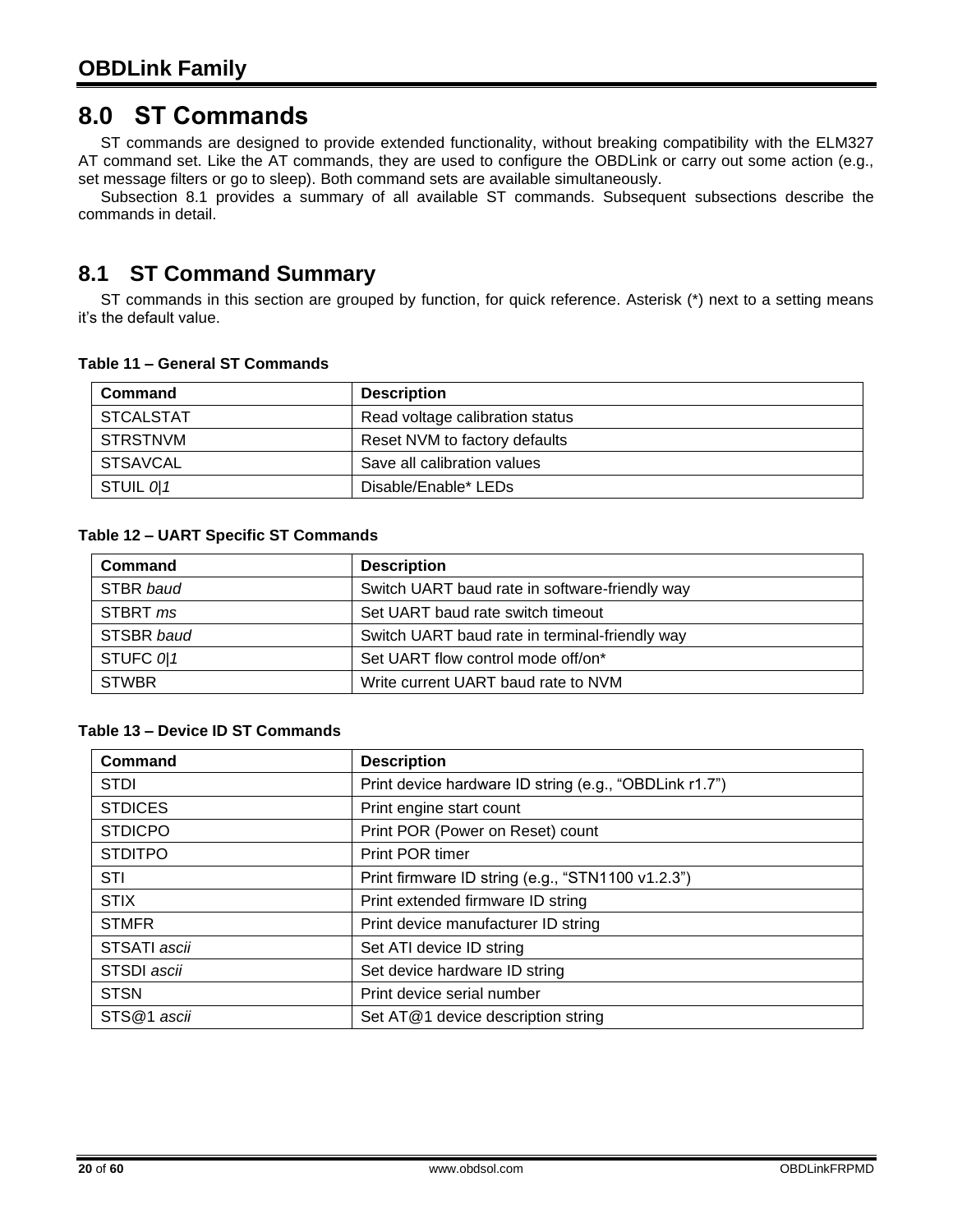# 8.0 ST Commands

ST commands are designed to provide extended functionality, without breaking compatibility with the ELM327 AT command set. Like the AT commands, they are used to configure the OBDLink or carry out some action (e.g., set message filters or go to sleep). Both command sets are available simultaneously.

Subsection 8.1 provides a summary of all available ST commands. Subsequent subsections describe the commands in detail.

## 8.1 ST Command Summary

ST commands in this section are grouped by function, for quick reference. Asterisk (*) next to a setting means it's the default value.

**Table 11 – General ST Commands**

| Command | Description |
|---|---|
| STCALSTAT | Read voltage calibration status |
| STRSTNVM | Reset NVM to factory defaults |
| STSAVCAL | Save all calibration values |
| STUIL *0\|1* | Disable/Enable* LEDs |

**Table 12 – UART Specific ST Commands**

| Command | Description |
|---|---|
| STBR *baud* | Switch UART baud rate in software-friendly way |
| STBRT *ms* | Set UART baud rate switch timeout |
| STSBR *baud* | Switch UART baud rate in terminal-friendly way |
| STUFC *0\|1* | Set UART flow control mode off/on* |
| STWBR | Write current UART baud rate to NVM |

**Table 13 – Device ID ST Commands**

| Command | Description |
|---|---|
| STDI | Print device hardware ID string (e.g., “OBDLink r1.7”) |
| STDICES | Print engine start count |
| STDICPO | Print POR (Power on Reset) count |
| STDITPO | Print POR timer |
| STI | Print firmware ID string (e.g., “STN1100 v1.2.3”) |
| STIX | Print extended firmware ID string |
| STMFR | Print device manufacturer ID string |
| STSATI *ascii* | Set ATI device ID string |
| STSDI *ascii* | Set device hardware ID string |
| STSN | Print device serial number |
| STS@1 *ascii* | Set AT@1 device description string |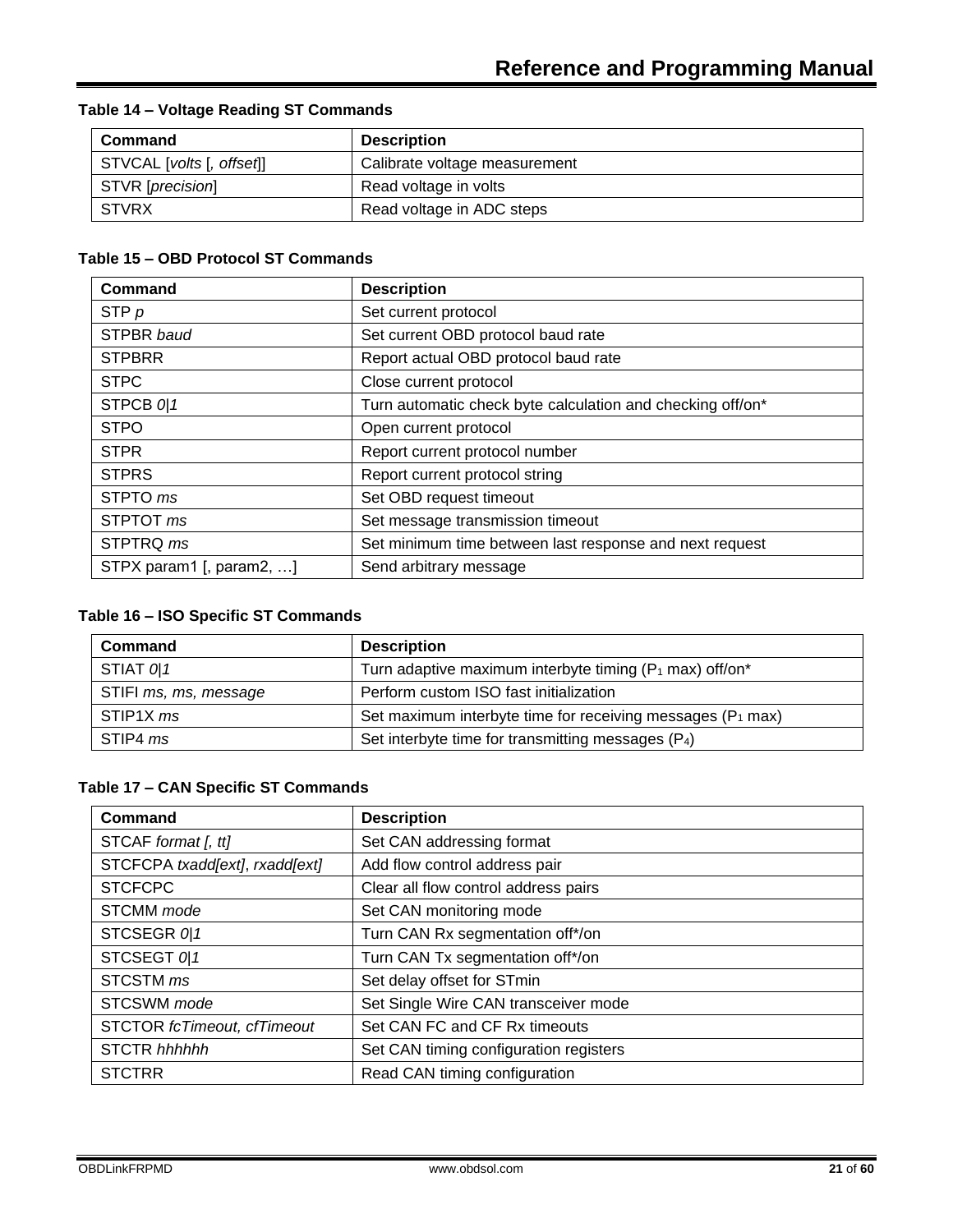**Table 14 – Voltage Reading ST Commands**

| Command | Description |
|---|---|
| STVCAL [*volts* [*, offset*]] | Calibrate voltage measurement |
| STVR [*precision*] | Read voltage in volts |
| STVRX | Read voltage in ADC steps |

**Table 15 – OBD Protocol ST Commands**

| Command | Description |
|---|---|
| STP *p* | Set current protocol |
| STPBR *baud* | Set current OBD protocol baud rate |
| STPBRR | Report actual OBD protocol baud rate |
| STPC | Close current protocol |
| STPCB *0\|1* | Turn automatic check byte calculation and checking off/on* |
| STPO | Open current protocol |
| STPR | Report current protocol number |
| STPRS | Report current protocol string |
| STPTO *ms* | Set OBD request timeout |
| STPTOT *ms* | Set message transmission timeout |
| STPTRQ *ms* | Set minimum time between last response and next request |
| STPX param1 [, param2, …] | Send arbitrary message |

**Table 16 – ISO Specific ST Commands**

| Command | Description |
|---|---|
| STIAT *0\|1* | Turn adaptive maximum interbyte timing ($P_1$ max) off/on* |
| STIFI *ms, ms, message* | Perform custom ISO fast initialization |
| STIP1X *ms* | Set maximum interbyte time for receiving messages ($P_1$ max) |
| STIP4 *ms* | Set interbyte time for transmitting messages ($P_4$) |

**Table 17 – CAN Specific ST Commands**

| Command | Description |
|---|---|
| STCAF *format [, tt]* | Set CAN addressing format |
| STCFCPA *txadd[ext]*, *rxadd[ext]* | Add flow control address pair |
| STCFCPC | Clear all flow control address pairs |
| STCMM *mode* | Set CAN monitoring mode |
| STCSEGR *0\|1* | Turn CAN Rx segmentation off*/on |
| STCSEGT *0\|1* | Turn CAN Tx segmentation off*/on |
| STCSTM *ms* | Set delay offset for STmin |
| STCSWM *mode* | Set Single Wire CAN transceiver mode |
| STCTOR *fcTimeout, cfTimeout* | Set CAN FC and CF Rx timeouts |
| STCTR *hhhhhh* | Set CAN timing configuration registers |
| STCTRR | Read CAN timing configuration |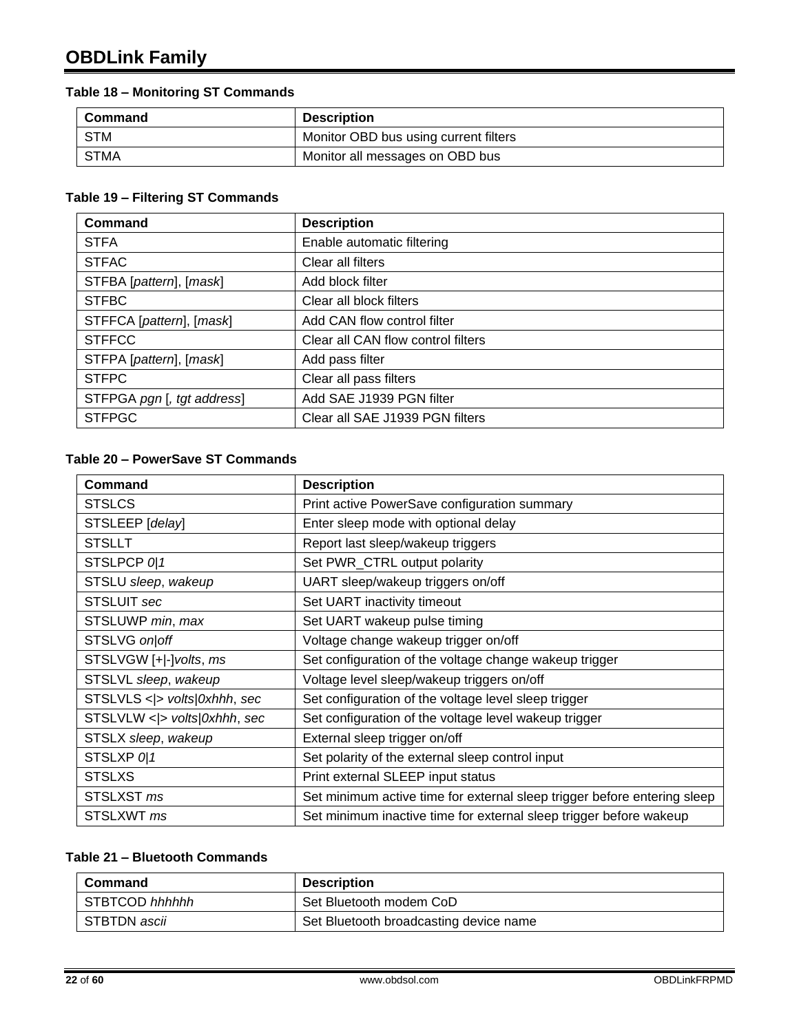**Table 18 – Monitoring ST Commands**

| Command | Description |
|---|---|
| STM | Monitor OBD bus using current filters |
| STMA | Monitor all messages on OBD bus |

**Table 19 – Filtering ST Commands**

| Command | Description |
|---|---|
| STFA | Enable automatic filtering |
| STFAC | Clear all filters |
| STFBA [*pattern*], [*mask*] | Add block filter |
| STFBC | Clear all block filters |
| STFFCA [*pattern*], [*mask*] | Add CAN flow control filter |
| STFFCC | Clear all CAN flow control filters |
| STFPA [*pattern*], [*mask*] | Add pass filter |
| STFPC | Clear all pass filters |
| STFPGA *pgn* [*, tgt address*] | Add SAE J1939 PGN filter |
| STFPGC | Clear all SAE J1939 PGN filters |

**Table 20 – PowerSave ST Commands**

| Command | Description |
|---|---|
| STSLCS | Print active PowerSave configuration summary |
| STSLEEP [*delay*] | Enter sleep mode with optional delay |
| STSLLT | Report last sleep/wakeup triggers |
| STSLPCP *0*\|*1* | Set PWR_CTRL output polarity |
| STSLU *sleep*, *wakeup* | UART sleep/wakeup triggers on/off |
| STSLUIT *sec* | Set UART inactivity timeout |
| STSLUWP *min*, *max* | Set UART wakeup pulse timing |
| STSLVG *on*\|*off* | Voltage change wakeup trigger on/off |
| STSLVGW [+\|-]*volts*, *ms* | Set configuration of the voltage change wakeup trigger |
| STSLVL *sleep*, *wakeup* | Voltage level sleep/wakeup triggers on/off |
| STSLVLS <\|> *volts*\|*0xhhh*, *sec* | Set configuration of the voltage level sleep trigger |
| STSLVLW <\|> *volts*\|*0xhhh*, *sec* | Set configuration of the voltage level wakeup trigger |
| STSLX *sleep*, *wakeup* | External sleep trigger on/off |
| STSLXP *0*\|*1* | Set polarity of the external sleep control input |
| STSLXS | Print external SLEEP input status |
| STSLXST *ms* | Set minimum active time for external sleep trigger before entering sleep |
| STSLXWT *ms* | Set minimum inactive time for external sleep trigger before wakeup |

**Table 21 – Bluetooth Commands**

| Command | Description |
|---|---|
| STBTCOD *hhhhhh* | Set Bluetooth modem CoD |
| STBTDN *ascii* | Set Bluetooth broadcasting device name |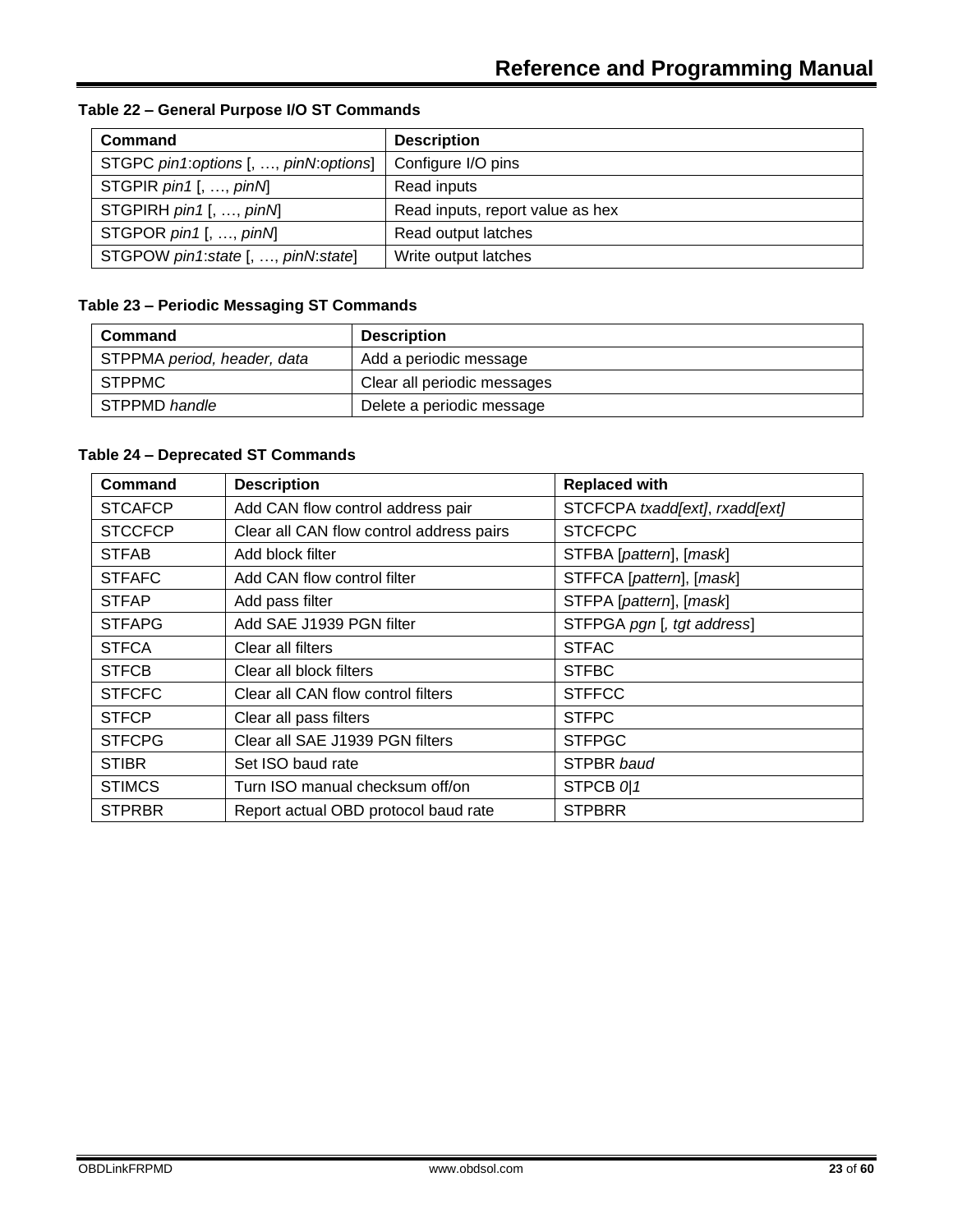**Table 22 – General Purpose I/O ST Commands**

| Command | Description |
|---|---|
| STGPC *pin1*:*options* [, …, *pinN*:*options*] | Configure I/O pins |
| STGPIR *pin1* [, …, *pinN*] | Read inputs |
| STGPIRH *pin1* [, …, *pinN*] | Read inputs, report value as hex |
| STGPOR *pin1* [, …, *pinN*] | Read output latches |
| STGPOW *pin1*:*state* [, …, *pinN*:*state*] | Write output latches |

**Table 23 – Periodic Messaging ST Commands**

| Command | Description |
|---|---|
| STPPMA *period, header, data* | Add a periodic message |
| STPPMC | Clear all periodic messages |
| STPPMD *handle* | Delete a periodic message |

**Table 24 – Deprecated ST Commands**

| Command | Description | Replaced with |
|---|---|---|
| STCAFCP | Add CAN flow control address pair | STCFCPA *txadd[ext]*, *rxadd[ext]* |
| STCCFCP | Clear all CAN flow control address pairs | STCFCPC |
| STFAB | Add block filter | STFBA [*pattern*], [*mask*] |
| STFAFC | Add CAN flow control filter | STFFCA [*pattern*], [*mask*] |
| STFAP | Add pass filter | STFPA [*pattern*], [*mask*] |
| STFAPG | Add SAE J1939 PGN filter | STFPGA *pgn* [*, tgt address*] |
| STFCA | Clear all filters | STFAC |
| STFCB | Clear all block filters | STFBC |
| STFCFC | Clear all CAN flow control filters | STFFCC |
| STFCP | Clear all pass filters | STFPC |
| STFCPG | Clear all SAE J1939 PGN filters | STFPGC |
| STIBR | Set ISO baud rate | STPBR *baud* |
| STIMCS | Turn ISO manual checksum off/on | STPCB *0*\|*1* |
| STPRBR | Report actual OBD protocol baud rate | STPBRR |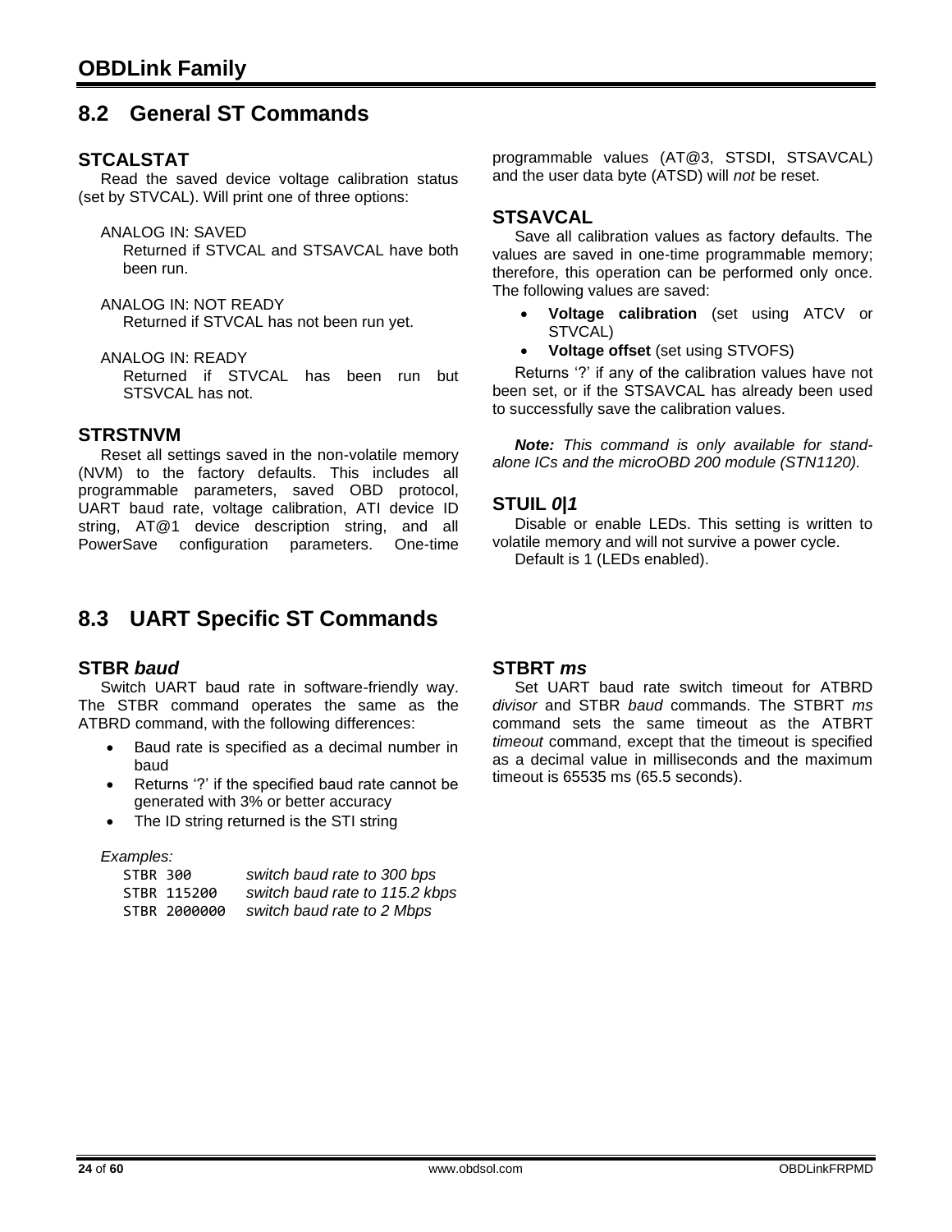## 8.2 General ST Commands

### STCALSTAT

Read the saved device voltage calibration status (set by STVCAL). Will print one of three options:

ANALOG IN: SAVED
Returned if STVCAL and STSAVCAL have both been run.

ANALOG IN: NOT READY
Returned if STVCAL has not been run yet.

ANALOG IN: READY
Returned if STVCAL has been run but STSVCAL has not.

### STRSTNVM

Reset all settings saved in the non-volatile memory (NVM) to the factory defaults. This includes all programmable parameters, saved OBD protocol, UART baud rate, voltage calibration, ATI device ID string, AT@1 device description string, and all PowerSave configuration parameters. One-time programmable values (AT@3, STSDI, STSAVCAL) and the user data byte (ATSD) will *not* be reset.

### STSAVCAL

Save all calibration values as factory defaults. The values are saved in one-time programmable memory; therefore, this operation can be performed only once. The following values are saved:

- **Voltage calibration** (set using ATCV or STVCAL)
- **Voltage offset** (set using STVOFS)

Returns '?' if any of the calibration values have not been set, or if the STSAVCAL has already been used to successfully save the calibration values.

***Note:*** *This command is only available for stand-alone ICs and the microOBD 200 module (STN1120).*

### STUIL *0|1*

Disable or enable LEDs. This setting is written to volatile memory and will not survive a power cycle.

Default is 1 (LEDs enabled).

## 8.3 UART Specific ST Commands

### STBR *baud*

Switch UART baud rate in software-friendly way. The STBR command operates the same as the ATBRD command, with the following differences:

- Baud rate is specified as a decimal number in baud
- Returns '?' if the specified baud rate cannot be generated with 3% or better accuracy
- The ID string returned is the STI string

*Examples:*

| | |
|---|---|
| `STBR 300` | *switch baud rate to 300 bps* |
| `STBR 115200` | *switch baud rate to 115.2 kbps* |
| `STBR 2000000` | *switch baud rate to 2 Mbps* |

### STBRT *ms*

Set UART baud rate switch timeout for ATBRD *divisor* and STBR *baud* commands. The STBRT *ms* command sets the same timeout as the ATBRT *timeout* command, except that the timeout is specified as a decimal value in milliseconds and the maximum timeout is 65535 ms (65.5 seconds).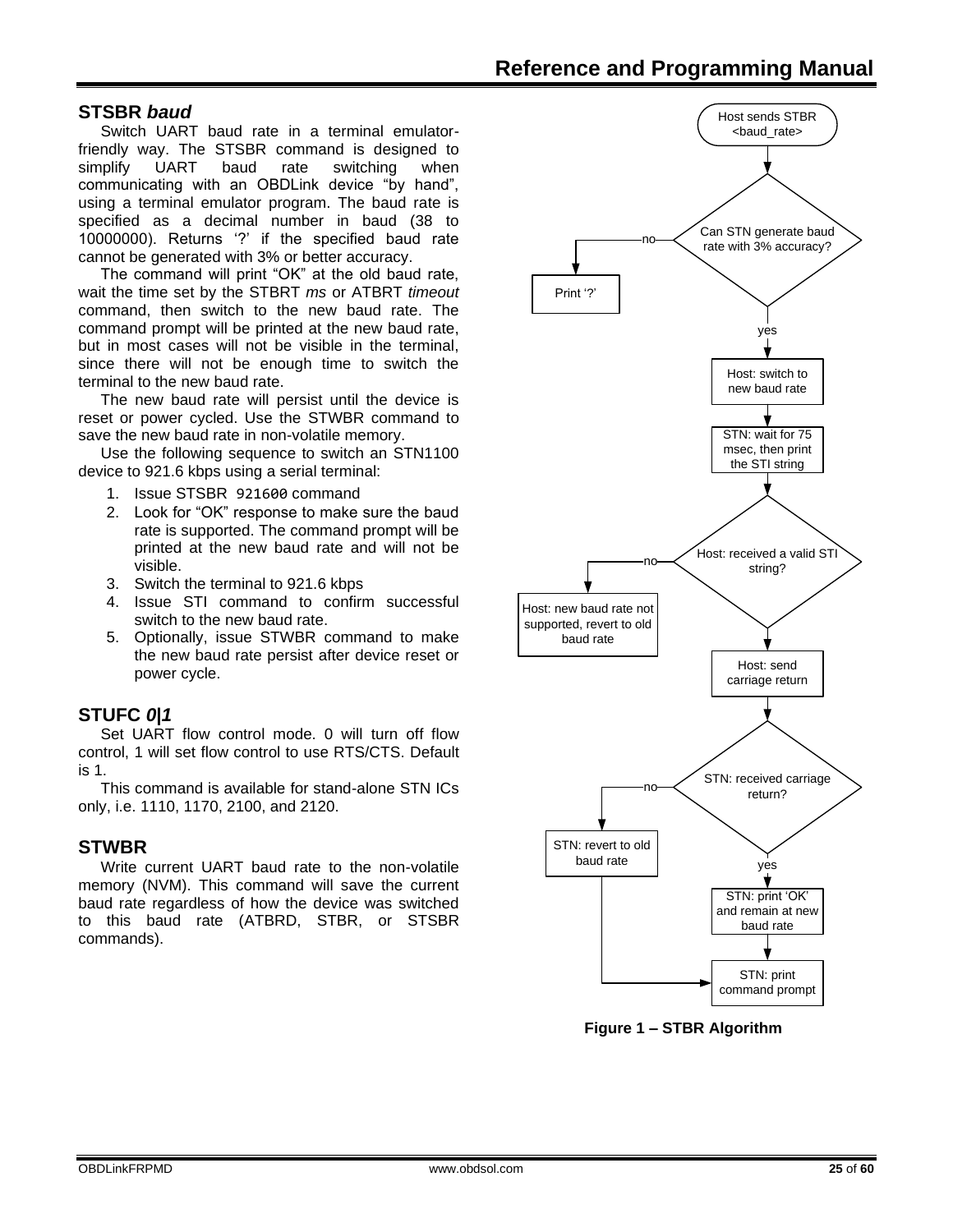## STSBR *baud*

Switch UART baud rate in a terminal emulator-friendly way. The STSBR command is designed to simplify UART baud rate switching when communicating with an OBDLink device "by hand", using a terminal emulator program. The baud rate is specified as a decimal number in baud (38 to 10000000). Returns '?' if the specified baud rate cannot be generated with 3% or better accuracy.

The command will print "OK" at the old baud rate, wait the time set by the STBRT *ms* or ATBRT *timeout* command, then switch to the new baud rate. The command prompt will be printed at the new baud rate, but in most cases will not be visible in the terminal, since there will not be enough time to switch the terminal to the new baud rate.

The new baud rate will persist until the device is reset or power cycled. Use the STWBR command to save the new baud rate in non-volatile memory.

Use the following sequence to switch an STN1100 device to 921.6 kbps using a serial terminal:

1. Issue STSBR 921600 command
2. Look for "OK" response to make sure the baud rate is supported. The command prompt will be printed at the new baud rate and will not be visible.
3. Switch the terminal to 921.6 kbps
4. Issue STI command to confirm successful switch to the new baud rate.
5. Optionally, issue STWBR command to make the new baud rate persist after device reset or power cycle.

## STUFC *0|1*

Set UART flow control mode. 0 will turn off flow control, 1 will set flow control to use RTS/CTS. Default is 1.

This command is available for stand-alone STN ICs only, i.e. 1110, 1170, 2100, and 2120.

## STWBR

Write current UART baud rate to the non-volatile memory (NVM). This command will save the current baud rate regardless of how the device was switched to this baud rate (ATBRD, STBR, or STSBR commands).

Host sends STBR <baud_rate> → Can STN generate baud rate with 3% accuracy? (no → Print '?'; yes →) Host: switch to new baud rate → STN: wait for 75 msec, then print the STI string → Host: received a valid STI string? (no → Host: new baud rate not supported, revert to old baud rate; yes →) Host: send carriage return → STN: received carriage return? (no → STN: revert to old baud rate → STN: print command prompt; yes → STN: print 'OK' and remain at new baud rate → STN: print command prompt)

**Figure 1 – STBR Algorithm**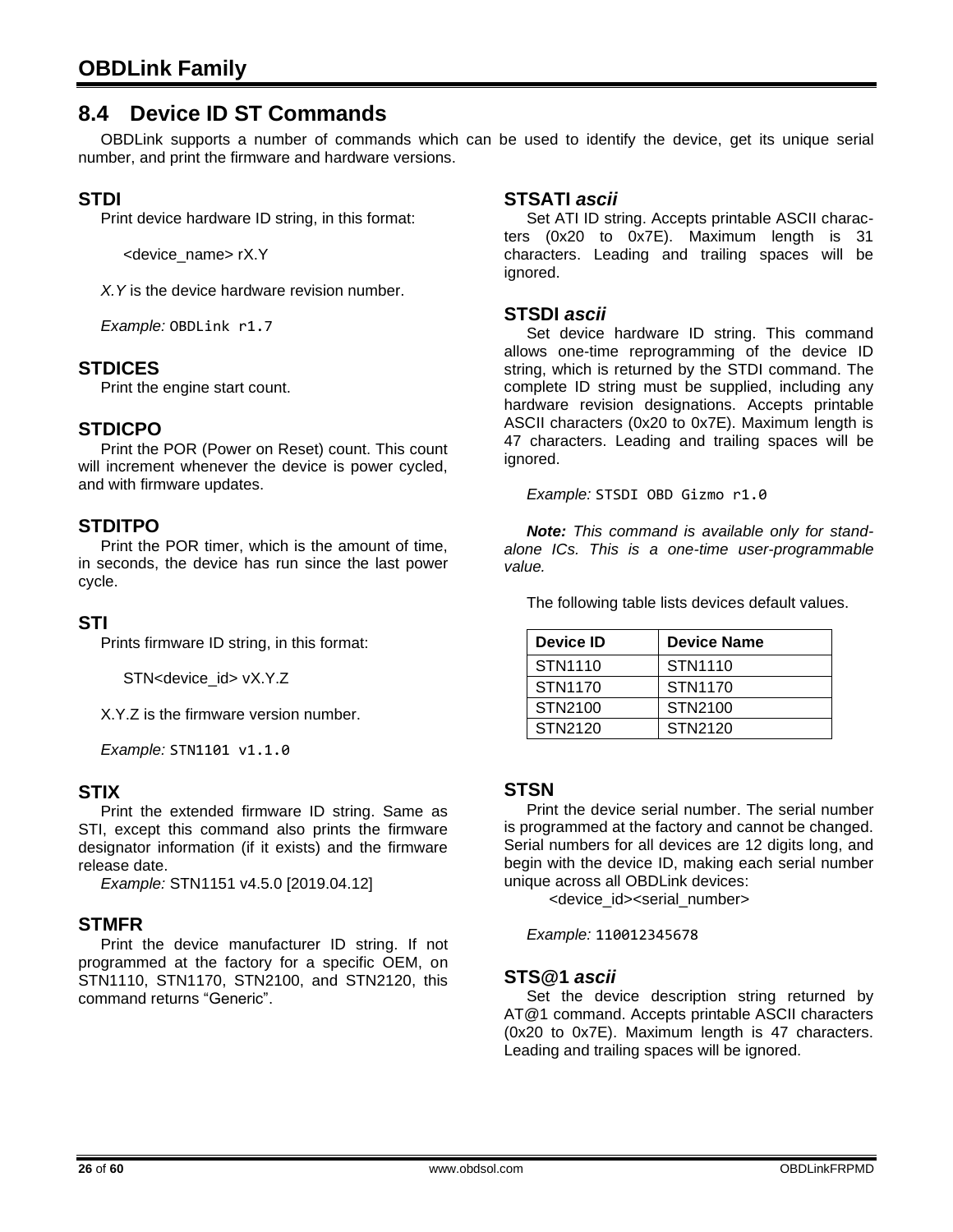## 8.4 Device ID ST Commands

OBDLink supports a number of commands which can be used to identify the device, get its unique serial number, and print the firmware and hardware versions.

### STDI

Print device hardware ID string, in this format:

<device_name> rX.Y

*X.Y* is the device hardware revision number.

*Example:* `OBDLink r1.7`

### STDICES

Print the engine start count.

### STDICPO

Print the POR (Power on Reset) count. This count will increment whenever the device is power cycled, and with firmware updates.

### STDITPO

Print the POR timer, which is the amount of time, in seconds, the device has run since the last power cycle.

### STI

Prints firmware ID string, in this format:

STN<device_id> vX.Y.Z

X.Y.Z is the firmware version number.

*Example:* `STN1101 v1.1.0`

### STIX

Print the extended firmware ID string. Same as STI, except this command also prints the firmware designator information (if it exists) and the firmware release date.

*Example:* STN1151 v4.5.0 [2019.04.12]

### STMFR

Print the device manufacturer ID string. If not programmed at the factory for a specific OEM, on STN1110, STN1170, STN2100, and STN2120, this command returns "Generic".

### STSATI *ascii*

Set ATI ID string. Accepts printable ASCII characters (0x20 to 0x7E). Maximum length is 31 characters. Leading and trailing spaces will be ignored.

### STSDI *ascii*

Set device hardware ID string. This command allows one-time reprogramming of the device ID string, which is returned by the STDI command. The complete ID string must be supplied, including any hardware revision designations. Accepts printable ASCII characters (0x20 to 0x7E). Maximum length is 47 characters. Leading and trailing spaces will be ignored.

*Example:* `STSDI OBD Gizmo r1.0`

***Note:*** *This command is available only for stand-alone ICs. This is a one-time user-programmable value.*

The following table lists devices default values.

| Device ID | Device Name |
|---|---|
| STN1110 | STN1110 |
| STN1170 | STN1170 |
| STN2100 | STN2100 |
| STN2120 | STN2120 |

### STSN

Print the device serial number. The serial number is programmed at the factory and cannot be changed. Serial numbers for all devices are 12 digits long, and begin with the device ID, making each serial number unique across all OBDLink devices:

<device_id><serial_number>

*Example:* `110012345678`

### STS@1 *ascii*

Set the device description string returned by AT@1 command. Accepts printable ASCII characters (0x20 to 0x7E). Maximum length is 47 characters. Leading and trailing spaces will be ignored.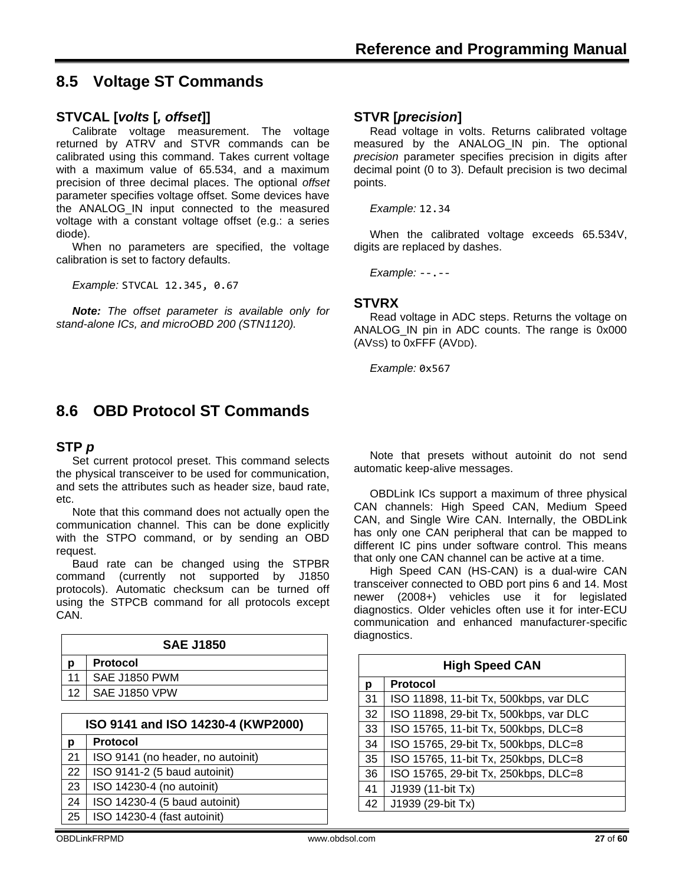## 8.5 Voltage ST Commands

### STVCAL [*volts* [*, offset*]]

Calibrate voltage measurement. The voltage returned by ATRV and STVR commands can be calibrated using this command. Takes current voltage with a maximum value of 65.534, and a maximum precision of three decimal places. The optional *offset* parameter specifies voltage offset. Some devices have the ANALOG_IN input connected to the measured voltage with a constant voltage offset (e.g.: a series diode).

When no parameters are specified, the voltage calibration is set to factory defaults.

*Example:* `STVCAL 12.345, 0.67`

***Note:*** *The offset parameter is available only for stand-alone ICs, and microOBD 200 (STN1120).*

### STVR [*precision*]

Read voltage in volts. Returns calibrated voltage measured by the ANALOG_IN pin. The optional *precision* parameter specifies precision in digits after decimal point (0 to 3). Default precision is two decimal points.

*Example:* `12.34`

When the calibrated voltage exceeds 65.534V, digits are replaced by dashes.

*Example:* `--.--`

### STVRX

Read voltage in ADC steps. Returns the voltage on ANALOG_IN pin in ADC counts. The range is 0x000 ($AV_{SS}$) to 0xFFF ($AV_{DD}$).

*Example:* `0x567`

## 8.6 OBD Protocol ST Commands

### STP *p*

Set current protocol preset. This command selects the physical transceiver to be used for communication, and sets the attributes such as header size, baud rate, etc.

Note that this command does not actually open the communication channel. This can be done explicitly with the STPO command, or by sending an OBD request.

Baud rate can be changed using the STPBR command (currently not supported by J1850 protocols). Automatic checksum can be turned off using the STPCB command for all protocols except CAN.

| SAE J1850 | |
|---|---|
| **p** | **Protocol** |
| 11 | SAE J1850 PWM |
| 12 | SAE J1850 VPW |

| ISO 9141 and ISO 14230-4 (KWP2000) | |
|---|---|
| **p** | **Protocol** |
| 21 | ISO 9141 (no header, no autoinit) |
| 22 | ISO 9141-2 (5 baud autoinit) |
| 23 | ISO 14230-4 (no autoinit) |
| 24 | ISO 14230-4 (5 baud autoinit) |
| 25 | ISO 14230-4 (fast autoinit) |

Note that presets without autoinit do not send automatic keep-alive messages.

OBDLink ICs support a maximum of three physical CAN channels: High Speed CAN, Medium Speed CAN, and Single Wire CAN. Internally, the OBDLink has only one CAN peripheral that can be mapped to different IC pins under software control. This means that only one CAN channel can be active at a time.

High Speed CAN (HS-CAN) is a dual-wire CAN transceiver connected to OBD port pins 6 and 14. Most newer (2008+) vehicles use it for legislated diagnostics. Older vehicles often use it for inter-ECU communication and enhanced manufacturer-specific diagnostics.

| High Speed CAN | |
|---|---|
| **p** | **Protocol** |
| 31 | ISO 11898, 11-bit Tx, 500kbps, var DLC |
| 32 | ISO 11898, 29-bit Tx, 500kbps, var DLC |
| 33 | ISO 15765, 11-bit Tx, 500kbps, DLC=8 |
| 34 | ISO 15765, 29-bit Tx, 500kbps, DLC=8 |
| 35 | ISO 15765, 11-bit Tx, 250kbps, DLC=8 |
| 36 | ISO 15765, 29-bit Tx, 250kbps, DLC=8 |
| 41 | J1939 (11-bit Tx) |
| 42 | J1939 (29-bit Tx) |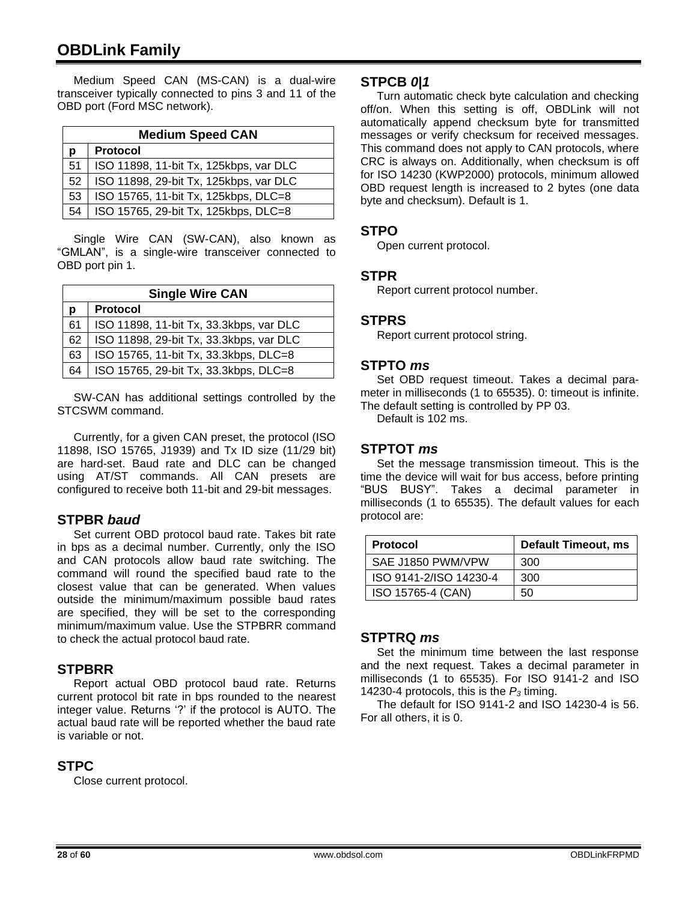Medium Speed CAN (MS-CAN) is a dual-wire transceiver typically connected to pins 3 and 11 of the OBD port (Ford MSC network).

| Medium Speed CAN | |
|---|---|
| **p** | **Protocol** |
| 51 | ISO 11898, 11-bit Tx, 125kbps, var DLC |
| 52 | ISO 11898, 29-bit Tx, 125kbps, var DLC |
| 53 | ISO 15765, 11-bit Tx, 125kbps, DLC=8 |
| 54 | ISO 15765, 29-bit Tx, 125kbps, DLC=8 |

Single Wire CAN (SW-CAN), also known as “GMLAN”, is a single-wire transceiver connected to OBD port pin 1.

| Single Wire CAN | |
|---|---|
| **p** | **Protocol** |
| 61 | ISO 11898, 11-bit Tx, 33.3kbps, var DLC |
| 62 | ISO 11898, 29-bit Tx, 33.3kbps, var DLC |
| 63 | ISO 15765, 11-bit Tx, 33.3kbps, DLC=8 |
| 64 | ISO 15765, 29-bit Tx, 33.3kbps, DLC=8 |

SW-CAN has additional settings controlled by the STCSWM command.

Currently, for a given CAN preset, the protocol (ISO 11898, ISO 15765, J1939) and Tx ID size (11/29 bit) are hard-set. Baud rate and DLC can be changed using AT/ST commands. All CAN presets are configured to receive both 11-bit and 29-bit messages.

## STPBR *baud*

Set current OBD protocol baud rate. Takes bit rate in bps as a decimal number. Currently, only the ISO and CAN protocols allow baud rate switching. The command will round the specified baud rate to the closest value that can be generated. When values outside the minimum/maximum possible baud rates are specified, they will be set to the corresponding minimum/maximum value. Use the STPBRR command to check the actual protocol baud rate.

## STPBRR

Report actual OBD protocol baud rate. Returns current protocol bit rate in bps rounded to the nearest integer value. Returns ‘?’ if the protocol is AUTO. The actual baud rate will be reported whether the baud rate is variable or not.

## STPC

Close current protocol.

## STPCB *0|1*

Turn automatic check byte calculation and checking off/on. When this setting is off, OBDLink will not automatically append checksum byte for transmitted messages or verify checksum for received messages. This command does not apply to CAN protocols, where CRC is always on. Additionally, when checksum is off for ISO 14230 (KWP2000) protocols, minimum allowed OBD request length is increased to 2 bytes (one data byte and checksum). Default is 1.

## STPO

Open current protocol.

## STPR

Report current protocol number.

## STPRS

Report current protocol string.

## STPTO *ms*

Set OBD request timeout. Takes a decimal parameter in milliseconds (1 to 65535). 0: timeout is infinite. The default setting is controlled by PP 03.

Default is 102 ms.

## STPTOT *ms*

Set the message transmission timeout. This is the time the device will wait for bus access, before printing “BUS BUSY”. Takes a decimal parameter in milliseconds (1 to 65535). The default values for each protocol are:

| Protocol | Default Timeout, ms |
|---|---|
| SAE J1850 PWM/VPW | 300 |
| ISO 9141-2/ISO 14230-4 | 300 |
| ISO 15765-4 (CAN) | 50 |

## STPTRQ *ms*

Set the minimum time between the last response and the next request. Takes a decimal parameter in milliseconds (1 to 65535). For ISO 9141-2 and ISO 14230-4 protocols, this is the $P_3$ timing.

The default for ISO 9141-2 and ISO 14230-4 is 56. For all others, it is 0.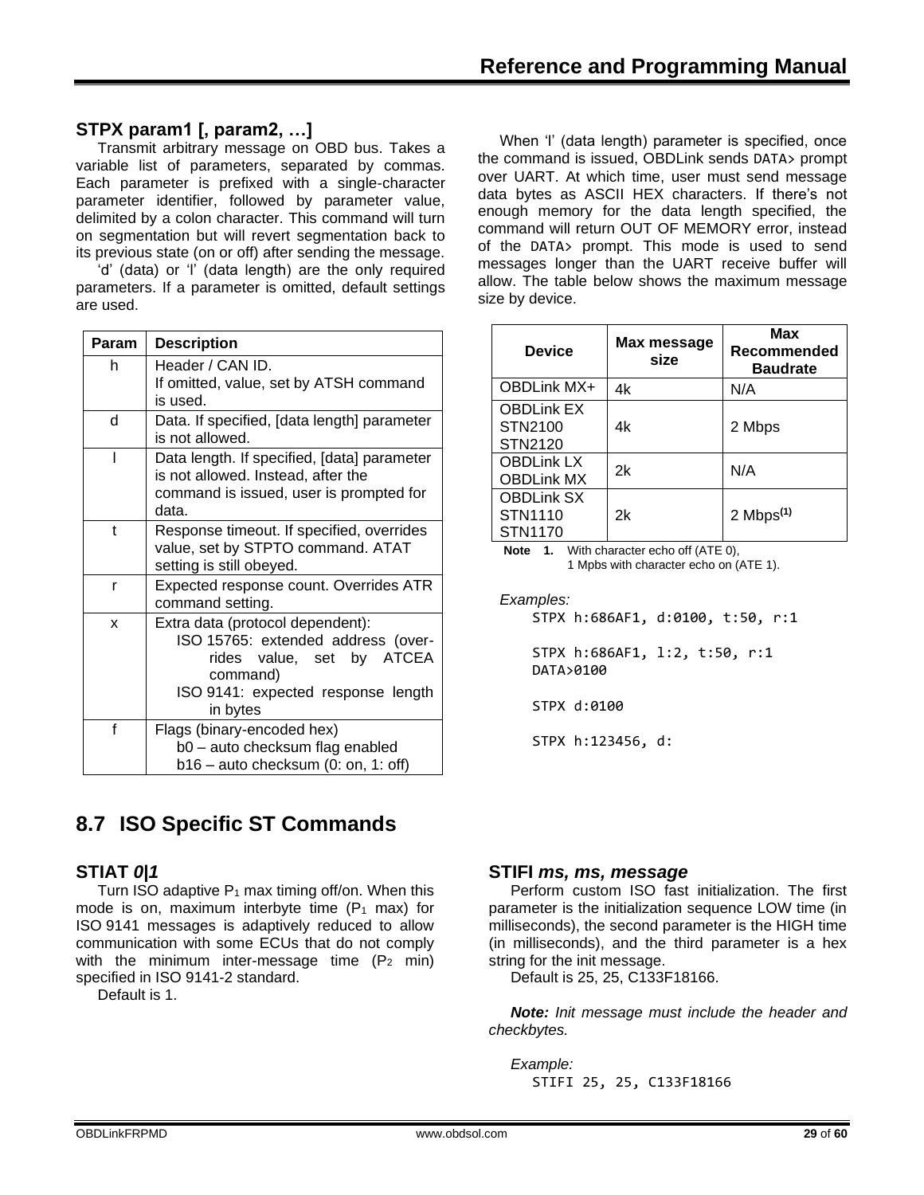### STPX param1 [, param2, …]

Transmit arbitrary message on OBD bus. Takes a variable list of parameters, separated by commas. Each parameter is prefixed with a single-character parameter identifier, followed by parameter value, delimited by a colon character. This command will turn on segmentation but will revert segmentation back to its previous state (on or off) after sending the message.

'd' (data) or 'l' (data length) are the only required parameters. If a parameter is omitted, default settings are used.

| Param | Description |
|---|---|
| h | Header / CAN ID. If omitted, value, set by ATSH command is used. |
| d | Data. If specified, [data length] parameter is not allowed. |
| l | Data length. If specified, [data] parameter is not allowed. Instead, after the command is issued, user is prompted for data. |
| t | Response timeout. If specified, overrides value, set by STPTO command. ATAT setting is still obeyed. |
| r | Expected response count. Overrides ATR command setting. |
| x | Extra data (protocol dependent): ISO 15765: extended address (overrides value, set by ATCEA command) ISO 9141: expected response length in bytes |
| f | Flags (binary-encoded hex) b0 – auto checksum flag enabled b16 – auto checksum (0: on, 1: off) |

When 'l' (data length) parameter is specified, once the command is issued, OBDLink sends `DATA>` prompt over UART. At which time, user must send message data bytes as ASCII HEX characters. If there's not enough memory for the data length specified, the command will return OUT OF MEMORY error, instead of the `DATA>` prompt. This mode is used to send messages longer than the UART receive buffer will allow. The table below shows the maximum message size by device.

| Device | Max message size | Max Recommended Baudrate |
|---|---|---|
| OBDLink MX+ | 4k | N/A |
| OBDLink EX STN2100 STN2120 | 4k | 2 Mbps |
| OBDLink LX OBDLink MX | 2k | N/A |
| OBDLink SX STN1110 STN1170 | 2k | 2 Mbps(1) |

**Note 1.** With character echo off (ATE 0), 1 Mpbs with character echo on (ATE 1).

*Examples:*

```
STPX h:686AF1, d:0100, t:50, r:1

STPX h:686AF1, l:2, t:50, r:1
DATA>0100

STPX d:0100

STPX h:123456, d:
```

## 8.7 ISO Specific ST Commands

### STIAT *0|1*

Turn ISO adaptive $P_1$ max timing off/on. When this mode is on, maximum interbyte time ($P_1$ max) for ISO 9141 messages is adaptively reduced to allow communication with some ECUs that do not comply with the minimum inter-message time ($P_2$ min) specified in ISO 9141-2 standard.

Default is 1.

### STIFI *ms, ms, message*

Perform custom ISO fast initialization. The first parameter is the initialization sequence LOW time (in milliseconds), the second parameter is the HIGH time (in milliseconds), and the third parameter is a hex string for the init message.

Default is 25, 25, C133F18166.

***Note:*** *Init message must include the header and checkbytes.*

*Example:*

```
STIFI 25, 25, C133F18166
```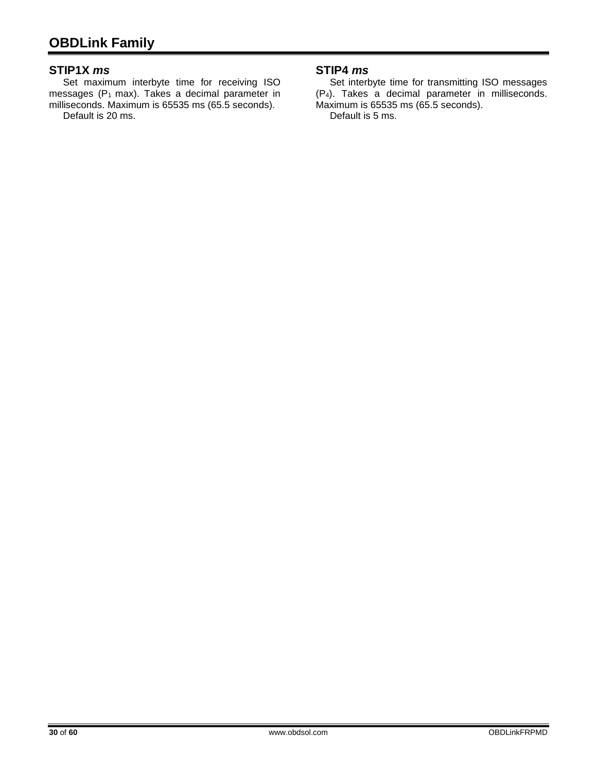### STIP1X *ms*

Set maximum interbyte time for receiving ISO messages ($P_1$ max). Takes a decimal parameter in milliseconds. Maximum is 65535 ms (65.5 seconds).

Default is 20 ms.

### STIP4 *ms*

Set interbyte time for transmitting ISO messages ($P_4$). Takes a decimal parameter in milliseconds. Maximum is 65535 ms (65.5 seconds).

Default is 5 ms.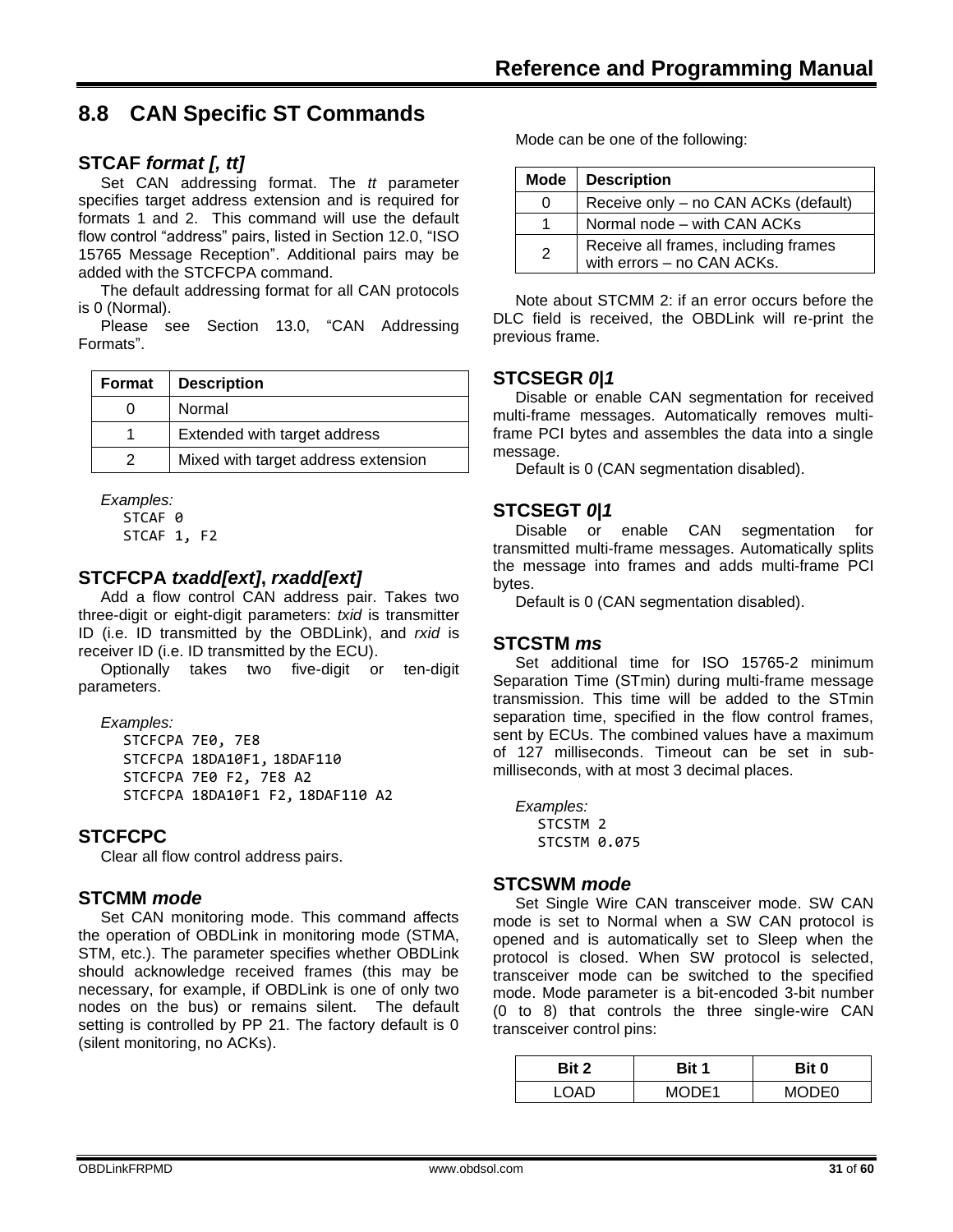## 8.8 CAN Specific ST Commands

### STCAF *format [, tt]*

Set CAN addressing format. The *tt* parameter specifies target address extension and is required for formats 1 and 2. This command will use the default flow control "address" pairs, listed in Section 12.0, "ISO 15765 Message Reception". Additional pairs may be added with the STCFCPA command.

The default addressing format for all CAN protocols is 0 (Normal).

Please see Section 13.0, "CAN Addressing Formats".

| Format | Description |
|---|---|
| 0 | Normal |
| 1 | Extended with target address |
| 2 | Mixed with target address extension |

*Examples:*

```
STCAF 0
STCAF 1, F2
```

### STCFCPA *txadd[ext]*, *rxadd[ext]*

Add a flow control CAN address pair. Takes two three-digit or eight-digit parameters: *txid* is transmitter ID (i.e. ID transmitted by the OBDLink), and *rxid* is receiver ID (i.e. ID transmitted by the ECU).

Optionally takes two five-digit or ten-digit parameters.

*Examples:*

```
STCFCPA 7E0, 7E8
STCFCPA 18DA10F1, 18DAF110
STCFCPA 7E0 F2, 7E8 A2
STCFCPA 18DA10F1 F2, 18DAF110 A2
```

### STCFCPC

Clear all flow control address pairs.

### STCMM *mode*

Set CAN monitoring mode. This command affects the operation of OBDLink in monitoring mode (STMA, STM, etc.). The parameter specifies whether OBDLink should acknowledge received frames (this may be necessary, for example, if OBDLink is one of only two nodes on the bus) or remains silent. The default setting is controlled by PP 21. The factory default is 0 (silent monitoring, no ACKs).

Mode can be one of the following:

| Mode | Description |
|---|---|
| 0 | Receive only – no CAN ACKs (default) |
| 1 | Normal node – with CAN ACKs |
| 2 | Receive all frames, including frames with errors – no CAN ACKs. |

Note about STCMM 2: if an error occurs before the DLC field is received, the OBDLink will re-print the previous frame.

### STCSEGR *0|1*

Disable or enable CAN segmentation for received multi-frame messages. Automatically removes multi-frame PCI bytes and assembles the data into a single message.

Default is 0 (CAN segmentation disabled).

### STCSEGT *0|1*

Disable or enable CAN segmentation for transmitted multi-frame messages. Automatically splits the message into frames and adds multi-frame PCI bytes.

Default is 0 (CAN segmentation disabled).

### STCSTM *ms*

Set additional time for ISO 15765-2 minimum Separation Time (STmin) during multi-frame message transmission. This time will be added to the STmin separation time, specified in the flow control frames, sent by ECUs. The combined values have a maximum of 127 milliseconds. Timeout can be set in sub-milliseconds, with at most 3 decimal places.

*Examples:*

```
STCSTM 2
STCSTM 0.075
```

### STCSWM *mode*

Set Single Wire CAN transceiver mode. SW CAN mode is set to Normal when a SW CAN protocol is opened and is automatically set to Sleep when the protocol is closed. When SW protocol is selected, transceiver mode can be switched to the specified mode. Mode parameter is a bit-encoded 3-bit number (0 to 8) that controls the three single-wire CAN transceiver control pins:

| Bit 2 | Bit 1 | Bit 0 |
|---|---|---|
| LOAD | MODE1 | MODE0 |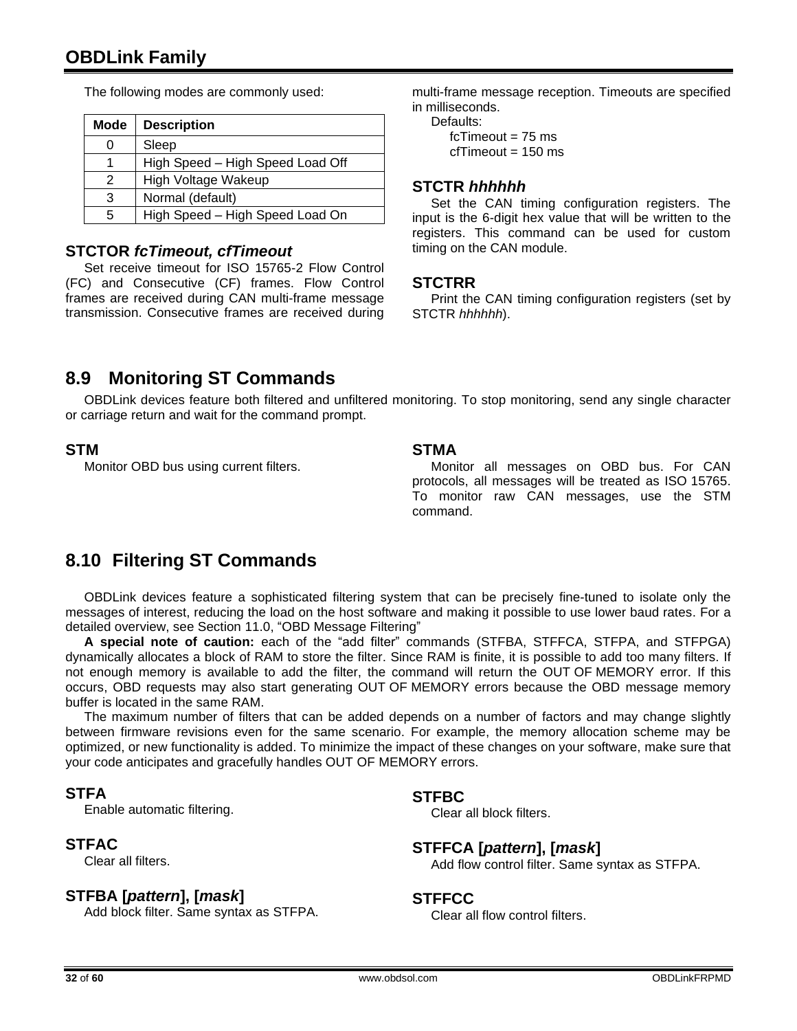The following modes are commonly used:

| Mode | Description |
|---|---|
| 0 | Sleep |
| 1 | High Speed – High Speed Load Off |
| 2 | High Voltage Wakeup |
| 3 | Normal (default) |
| 5 | High Speed – High Speed Load On |

### STCTOR *fcTimeout, cfTimeout*

Set receive timeout for ISO 15765-2 Flow Control (FC) and Consecutive (CF) frames. Flow Control frames are received during CAN multi-frame message transmission. Consecutive frames are received during multi-frame message reception. Timeouts are specified in milliseconds.

Defaults:
fcTimeout = 75 ms
cfTimeout = 150 ms

### STCTR *hhhhhh*

Set the CAN timing configuration registers. The input is the 6-digit hex value that will be written to the registers. This command can be used for custom timing on the CAN module.

### STCTRR

Print the CAN timing configuration registers (set by STCTR *hhhhhh*).

## 8.9 Monitoring ST Commands

OBDLink devices feature both filtered and unfiltered monitoring. To stop monitoring, send any single character or carriage return and wait for the command prompt.

### STM

Monitor OBD bus using current filters.

### STMA

Monitor all messages on OBD bus. For CAN protocols, all messages will be treated as ISO 15765. To monitor raw CAN messages, use the STM command.

## 8.10 Filtering ST Commands

OBDLink devices feature a sophisticated filtering system that can be precisely fine-tuned to isolate only the messages of interest, reducing the load on the host software and making it possible to use lower baud rates. For a detailed overview, see Section 11.0, “OBD Message Filtering”

**A special note of caution:** each of the “add filter” commands (STFBA, STFFCA, STFPA, and STFPGA) dynamically allocates a block of RAM to store the filter. Since RAM is finite, it is possible to add too many filters. If not enough memory is available to add the filter, the command will return the OUT OF MEMORY error. If this occurs, OBD requests may also start generating OUT OF MEMORY errors because the OBD message memory buffer is located in the same RAM.

The maximum number of filters that can be added depends on a number of factors and may change slightly between firmware revisions even for the same scenario. For example, the memory allocation scheme may be optimized, or new functionality is added. To minimize the impact of these changes on your software, make sure that your code anticipates and gracefully handles OUT OF MEMORY errors.

### STFA

Enable automatic filtering.

### STFAC

Clear all filters.

### STFBA [*pattern*], [*mask*]

Add block filter. Same syntax as STFPA.

### STFBC

Clear all block filters.

### STFFCA [*pattern*], [*mask*]

Add flow control filter. Same syntax as STFPA.

### STFFCC

Clear all flow control filters.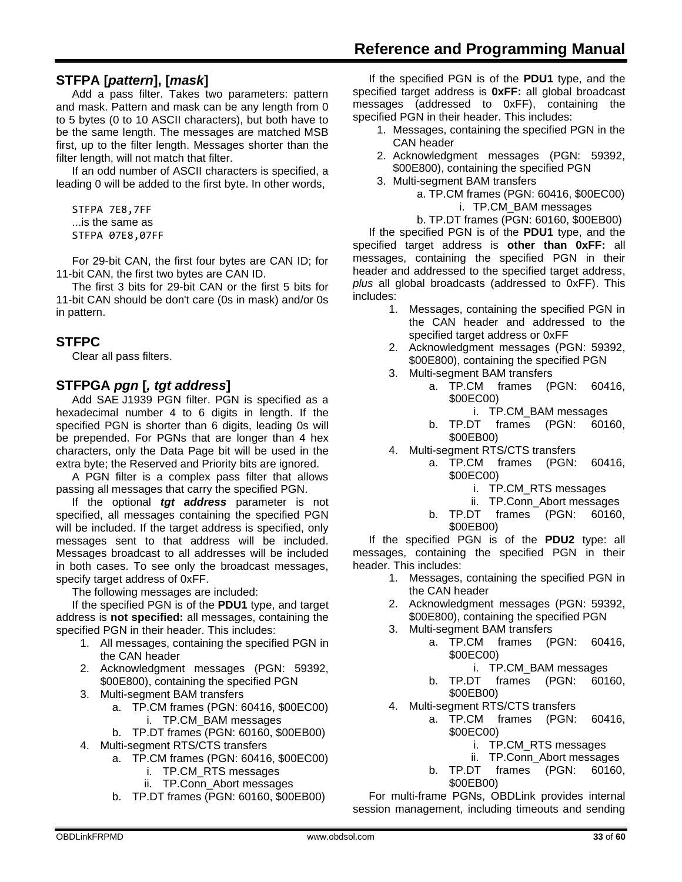## STFPA [*pattern*], [*mask*]

Add a pass filter. Takes two parameters: pattern and mask. Pattern and mask can be any length from 0 to 5 bytes (0 to 10 ASCII characters), but both have to be the same length. The messages are matched MSB first, up to the filter length. Messages shorter than the filter length, will not match that filter.

If an odd number of ASCII characters is specified, a leading 0 will be added to the first byte. In other words,

```
STFPA 7E8,7FF
```
...is the same as
```
STFPA 07E8,07FF
```

For 29-bit CAN, the first four bytes are CAN ID; for 11-bit CAN, the first two bytes are CAN ID.

The first 3 bits for 29-bit CAN or the first 5 bits for 11-bit CAN should be don't care (0s in mask) and/or 0s in pattern.

## STFPC

Clear all pass filters.

## STFPGA *pgn* [*, tgt address*]

Add SAE J1939 PGN filter. PGN is specified as a hexadecimal number 4 to 6 digits in length. If the specified PGN is shorter than 6 digits, leading 0s will be prepended. For PGNs that are longer than 4 hex characters, only the Data Page bit will be used in the extra byte; the Reserved and Priority bits are ignored.

A PGN filter is a complex pass filter that allows passing all messages that carry the specified PGN.

If the optional ***tgt address*** parameter is not specified, all messages containing the specified PGN will be included. If the target address is specified, only messages sent to that address will be included. Messages broadcast to all addresses will be included in both cases. To see only the broadcast messages, specify target address of 0xFF.

The following messages are included:

If the specified PGN is of the **PDU1** type, and target address is **not specified:** all messages, containing the specified PGN in their header. This includes:

1. All messages, containing the specified PGN in the CAN header
2. Acknowledgment messages (PGN: 59392, $00E800), containing the specified PGN
3. Multi-segment BAM transfers
   a. TP.CM frames (PGN: 60416, $00EC00)
      i. TP.CM_BAM messages
   b. TP.DT frames (PGN: 60160, $00EB00)
4. Multi-segment RTS/CTS transfers
   a. TP.CM frames (PGN: 60416, $00EC00)
      i. TP.CM_RTS messages
      ii. TP.Conn_Abort messages
   b. TP.DT frames (PGN: 60160, $00EB00)

If the specified PGN is of the **PDU1** type, and the specified target address is **0xFF:** all global broadcast messages (addressed to 0xFF), containing the specified PGN in their header. This includes:

1. Messages, containing the specified PGN in the CAN header
2. Acknowledgment messages (PGN: 59392, $00E800), containing the specified PGN
3. Multi-segment BAM transfers
   a. TP.CM frames (PGN: 60416, $00EC00)
      i. TP.CM_BAM messages
   b. TP.DT frames (PGN: 60160, $00EB00)

If the specified PGN is of the **PDU1** type, and the specified target address is **other than 0xFF:** all messages, containing the specified PGN in their header and addressed to the specified target address, *plus* all global broadcasts (addressed to 0xFF). This includes:

1. Messages, containing the specified PGN in the CAN header and addressed to the specified target address or 0xFF
2. Acknowledgment messages (PGN: 59392, $00E800), containing the specified PGN
3. Multi-segment BAM transfers
   a. TP.CM frames (PGN: 60416, $00EC00)
      i. TP.CM_BAM messages
   b. TP.DT frames (PGN: 60160, $00EB00)
4. Multi-segment RTS/CTS transfers
   a. TP.CM frames (PGN: 60416, $00EC00)
      i. TP.CM_RTS messages
      ii. TP.Conn_Abort messages
   b. TP.DT frames (PGN: 60160, $00EB00)

If the specified PGN is of the **PDU2** type: all messages, containing the specified PGN in their header. This includes:

1. Messages, containing the specified PGN in the CAN header
2. Acknowledgment messages (PGN: 59392, $00E800), containing the specified PGN
3. Multi-segment BAM transfers
   a. TP.CM frames (PGN: 60416, $00EC00)
      i. TP.CM_BAM messages
   b. TP.DT frames (PGN: 60160, $00EB00)
4. Multi-segment RTS/CTS transfers
   a. TP.CM frames (PGN: 60416, $00EC00)
      i. TP.CM_RTS messages
      ii. TP.Conn_Abort messages
   b. TP.DT frames (PGN: 60160, $00EB00)

For multi-frame PGNs, OBDLink provides internal session management, including timeouts and sending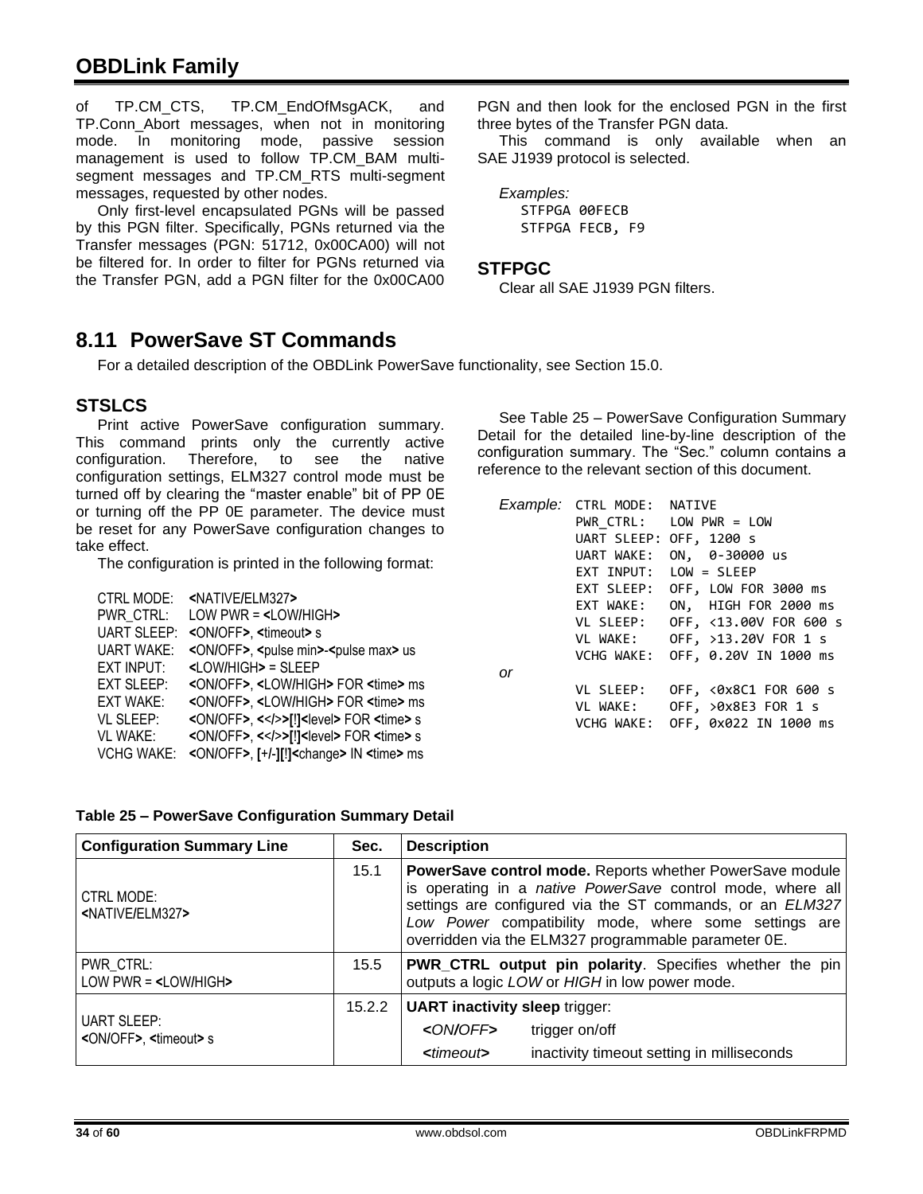of TP.CM_CTS, TP.CM_EndOfMsgACK, and TP.Conn_Abort messages, when not in monitoring mode. In monitoring mode, passive session management is used to follow TP.CM_BAM multi-segment messages and TP.CM_RTS multi-segment messages, requested by other nodes.

Only first-level encapsulated PGNs will be passed by this PGN filter. Specifically, PGNs returned via the Transfer messages (PGN: 51712, 0x00CA00) will not be filtered for. In order to filter for PGNs returned via the Transfer PGN, add a PGN filter for the 0x00CA00 PGN and then look for the enclosed PGN in the first three bytes of the Transfer PGN data.

This command is only available when an SAE J1939 protocol is selected.

*Examples:*

```
STFPGA 00FECB
STFPGA FECB, F9
```

### STFPGC

Clear all SAE J1939 PGN filters.

## 8.11 PowerSave ST Commands

For a detailed description of the OBDLink PowerSave functionality, see Section 15.0.

### STSLCS

Print active PowerSave configuration summary. This command prints only the currently active configuration. Therefore, to see the native configuration settings, ELM327 control mode must be turned off by clearing the "master enable" bit of PP 0E or turning off the PP 0E parameter. The device must be reset for any PowerSave configuration changes to take effect.

The configuration is printed in the following format:

```
CTRL MODE:   <NATIVE/ELM327>
PWR_CTRL:    LOW PWR = <LOW/HIGH>
UART SLEEP:  <ON/OFF>, <timeout> s
UART WAKE:   <ON/OFF>, <pulse min>-<pulse max> us
EXT INPUT:   <LOW/HIGH> = SLEEP
EXT SLEEP:   <ON/OFF>, <LOW/HIGH> FOR <time> ms
EXT WAKE:    <ON/OFF>, <LOW/HIGH> FOR <time> ms
VL SLEEP:    <ON/OFF>, <</>>[!]<level> FOR <time> s
VL WAKE:     <ON/OFF>, <</>>[!]<level> FOR <time> s
VCHG WAKE:   <ON/OFF>, [+/-][!]<change> IN <time> ms
```

See Table 25 – PowerSave Configuration Summary Detail for the detailed line-by-line description of the configuration summary. The "Sec." column contains a reference to the relevant section of this document.

*Example:*

```
CTRL MODE:  NATIVE
PWR_CTRL:   LOW PWR = LOW
UART SLEEP: OFF, 1200 s
UART WAKE:  ON,  0-30000 us
EXT INPUT:  LOW = SLEEP
EXT SLEEP:  OFF, LOW FOR 3000 ms
EXT WAKE:   ON,  HIGH FOR 2000 ms
VL SLEEP:   OFF, <13.00V FOR 600 s
VL WAKE:    OFF, >13.20V FOR 1 s
VCHG WAKE:  OFF, 0.20V IN 1000 ms
```

*or*

```
VL SLEEP:   OFF, <0x8C1 FOR 600 s
VL WAKE:    OFF, >0x8E3 FOR 1 s
VCHG WAKE:  OFF, 0x022 IN 1000 ms
```

**Table 25 – PowerSave Configuration Summary Detail**

| Configuration Summary Line | Sec. | Description |
|---|---|---|
| CTRL MODE: **<**NATIVE/ELM327**>** | 15.1 | **PowerSave control mode.** Reports whether PowerSave module is operating in a *native PowerSave* control mode, where all settings are configured via the ST commands, or an *ELM327 Low Power* compatibility mode, where some settings are overridden via the ELM327 programmable parameter 0E. |
| PWR_CTRL: LOW PWR = **<**LOW/HIGH**>** | 15.5 | **PWR_CTRL output pin polarity**. Specifies whether the pin outputs a logic *LOW* or *HIGH* in low power mode. |
| UART SLEEP: **<**ON/OFF**>**, **<**timeout**>** s | 15.2.2 | **UART inactivity sleep** trigger:<br>***<ON/OFF>*** trigger on/off<br>***<timeout>*** inactivity timeout setting in milliseconds |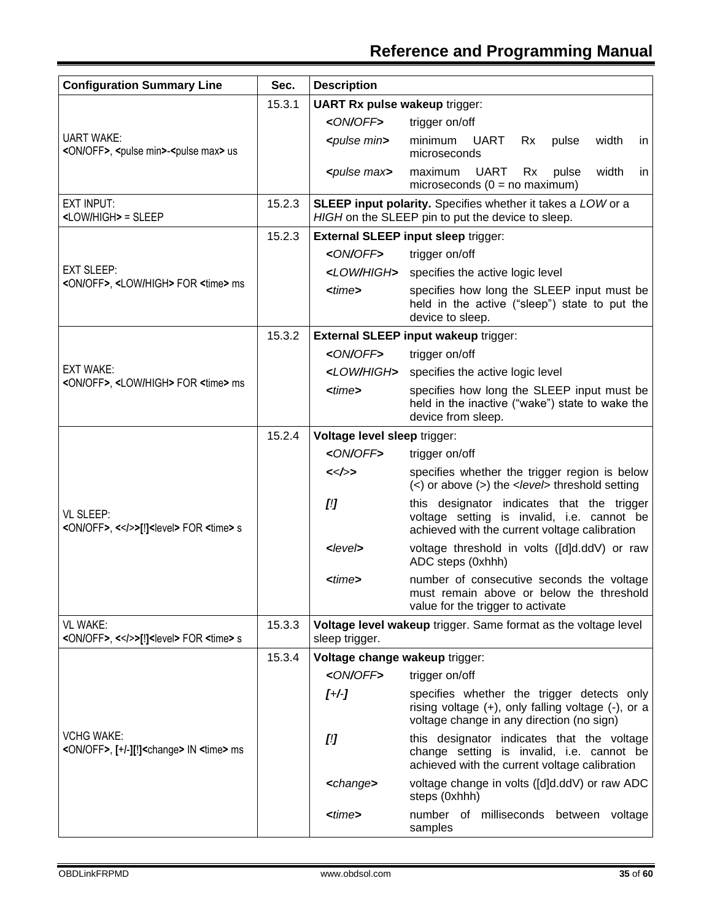| Configuration Summary Line | Sec. | Description |
|---|---|---|
| UART WAKE:<br>**<**ON/OFF**>**, **<**pulse min**>**-**<**pulse max**>** us | 15.3.1 | **UART Rx pulse wakeup** trigger:<br>***<****ON/OFF****>*** trigger on/off<br>***<pulse min>*** minimum UART Rx pulse width in microseconds<br>***<pulse max>*** maximum UART Rx pulse width in microseconds (0 = no maximum) |
| EXT INPUT:<br>**<**LOW/HIGH**>** = SLEEP | 15.2.3 | **SLEEP input polarity.** Specifies whether it takes a *LOW* or a *HIGH* on the SLEEP pin to put the device to sleep. |
| EXT SLEEP:<br>**<**ON/OFF**>**, **<**LOW/HIGH**>** FOR **<**time**>** ms | 15.2.3 | **External SLEEP input sleep** trigger:<br>***<ON/OFF>*** trigger on/off<br>***<LOW/HIGH>*** specifies the active logic level<br>***<time>*** specifies how long the SLEEP input must be held in the active (“sleep”) state to put the device to sleep. |
| EXT WAKE:<br>**<**ON/OFF**>**, **<**LOW/HIGH**>** FOR **<**time**>** ms | 15.3.2 | **External SLEEP input wakeup** trigger:<br>***<ON/OFF>*** trigger on/off<br>***<LOW/HIGH>*** specifies the active logic level<br>***<time>*** specifies how long the SLEEP input must be held in the inactive (“wake”) state to wake the device from sleep. |
| VL SLEEP:<br>**<**ON/OFF**>**, **<**</>**>**[!]**<**level**>** FOR **<**time**>** s | 15.2.4 | **Voltage level sleep** trigger:<br>***<ON/OFF>*** trigger on/off<br>***<</>>*** specifies whether the trigger region is below (<) or above (>) the *<level>* threshold setting<br>***[!]*** this designator indicates that the trigger voltage setting is invalid, i.e. cannot be achieved with the current voltage calibration<br>***<level>*** voltage threshold in volts ([d]d.ddV) or raw ADC steps (0xhhh)<br>***<time>*** number of consecutive seconds the voltage must remain above or below the threshold value for the trigger to activate |
| VL WAKE:<br>**<**ON/OFF**>**, **<**</>**>**[!]**<**level**>** FOR **<**time**>** s | 15.3.3 | **Voltage level wakeup** trigger. Same format as the voltage level sleep trigger. |
| VCHG WAKE:<br>**<**ON/OFF**>**, [+/-][!]**<**change**>** IN **<**time**>** ms | 15.3.4 | **Voltage change wakeup** trigger:<br>***<ON/OFF>*** trigger on/off<br>***[+/-]*** specifies whether the trigger detects only rising voltage (+), only falling voltage (-), or a voltage change in any direction (no sign)<br>***[!]*** this designator indicates that the voltage change setting is invalid, i.e. cannot be achieved with the current voltage calibration<br>***<change>*** voltage change in volts ([d]d.ddV) or raw ADC steps (0xhhh)<br>***<time>*** number of milliseconds between voltage samples |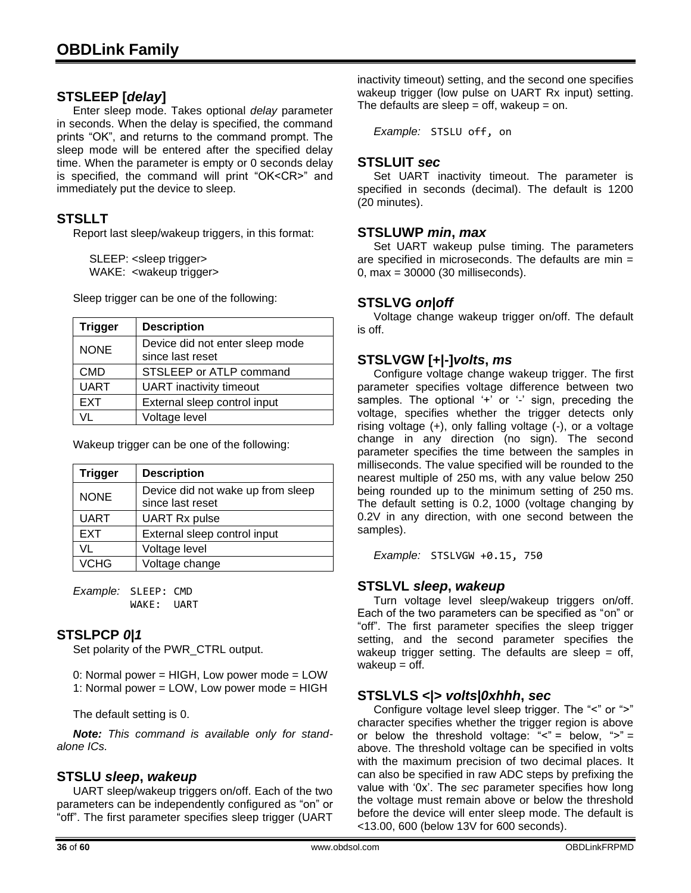## STSLEEP [*delay*]

Enter sleep mode. Takes optional *delay* parameter in seconds. When the delay is specified, the command prints "OK", and returns to the command prompt. The sleep mode will be entered after the specified delay time. When the parameter is empty or 0 seconds delay is specified, the command will print "OK<CR>" and immediately put the device to sleep.

## STSLLT

Report last sleep/wakeup triggers, in this format:

```
SLEEP: <sleep trigger>
WAKE:  <wakeup trigger>
```

Sleep trigger can be one of the following:

| Trigger | Description |
|---|---|
| NONE | Device did not enter sleep mode since last reset |
| CMD | STSLEEP or ATLP command |
| UART | UART inactivity timeout |
| EXT | External sleep control input |
| VL | Voltage level |

Wakeup trigger can be one of the following:

| Trigger | Description |
|---|---|
| NONE | Device did not wake up from sleep since last reset |
| UART | UART Rx pulse |
| EXT | External sleep control input |
| VL | Voltage level |
| VCHG | Voltage change |

*Example:*
```
SLEEP: CMD
WAKE:  UART
```

## STSLPCP *0|1*

Set polarity of the PWR_CTRL output.

0: Normal power = HIGH, Low power mode = LOW
1: Normal power = LOW, Low power mode = HIGH

The default setting is 0.

***Note:*** *This command is available only for stand-alone ICs.*

## STSLU *sleep*, *wakeup*

UART sleep/wakeup triggers on/off. Each of the two parameters can be independently configured as "on" or "off". The first parameter specifies sleep trigger (UART inactivity timeout) setting, and the second one specifies wakeup trigger (low pulse on UART Rx input) setting. The defaults are sleep = off, wakeup = on.

*Example:* `STSLU off, on`

## STSLUIT *sec*

Set UART inactivity timeout. The parameter is specified in seconds (decimal). The default is 1200 (20 minutes).

## STSLUWP *min*, *max*

Set UART wakeup pulse timing. The parameters are specified in microseconds. The defaults are min = 0, max = 30000 (30 milliseconds).

## STSLVG *on|off*

Voltage change wakeup trigger on/off. The default is off.

## STSLVGW [+|-]*volts*, *ms*

Configure voltage change wakeup trigger. The first parameter specifies voltage difference between two samples. The optional '+' or '-' sign, preceding the voltage, specifies whether the trigger detects only rising voltage (+), only falling voltage (-), or a voltage change in any direction (no sign). The second parameter specifies the time between the samples in milliseconds. The value specified will be rounded to the nearest multiple of 250 ms, with any value below 250 being rounded up to the minimum setting of 250 ms. The default setting is 0.2, 1000 (voltage changing by 0.2V in any direction, with one second between the samples).

*Example:* `STSLVGW +0.15, 750`

## STSLVL *sleep*, *wakeup*

Turn voltage level sleep/wakeup triggers on/off. Each of the two parameters can be specified as "on" or "off". The first parameter specifies the sleep trigger setting, and the second parameter specifies the wakeup trigger setting. The defaults are sleep = off, wakeup = off.

## STSLVLS <|> *volts|0xhhh*, *sec*

Configure voltage level sleep trigger. The "<" or ">" character specifies whether the trigger region is above or below the threshold voltage: "<" = below, ">" = above. The threshold voltage can be specified in volts with the maximum precision of two decimal places. It can also be specified in raw ADC steps by prefixing the value with '0x'. The *sec* parameter specifies how long the voltage must remain above or below the threshold before the device will enter sleep mode. The default is <13.00, 600 (below 13V for 600 seconds).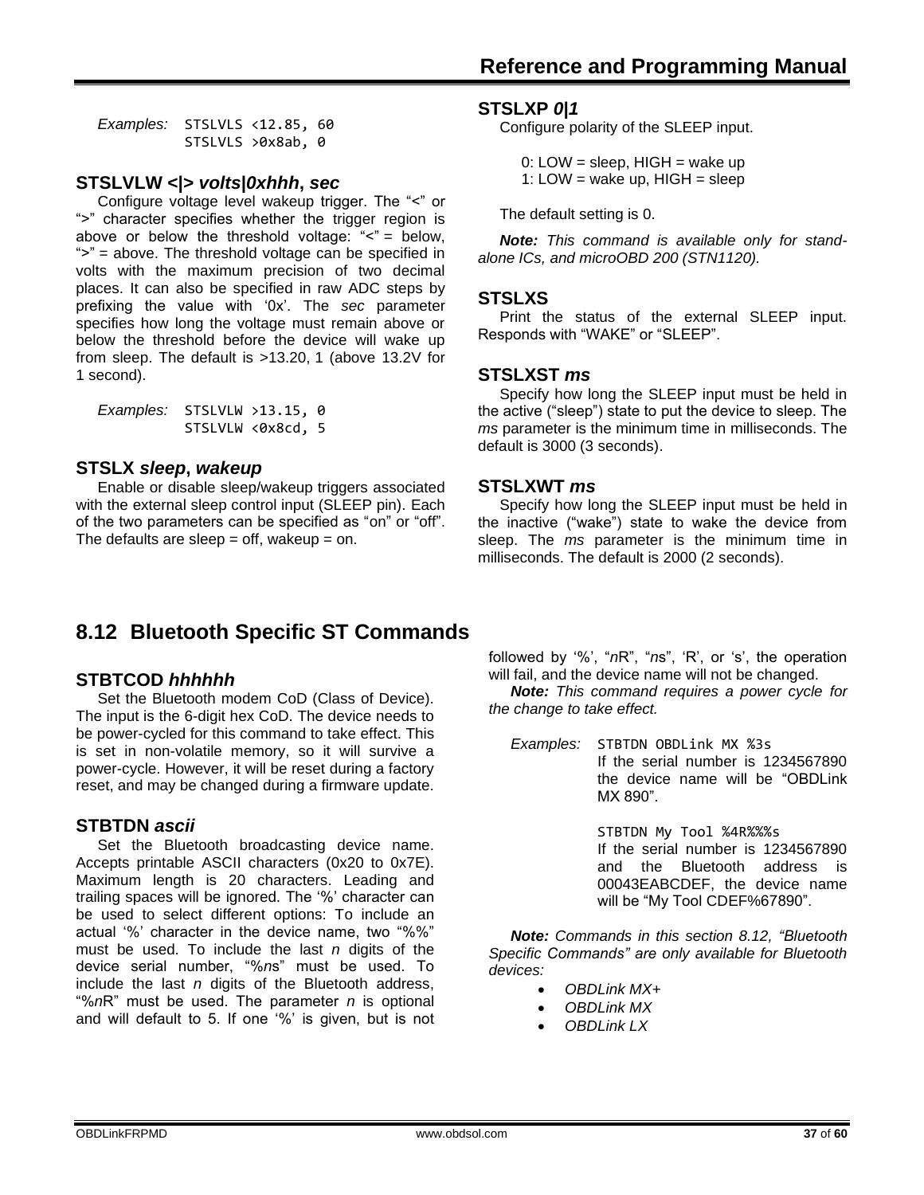*Examples:*
```
STSLVLS <12.85, 60
STSLVLS >0x8ab, 0
```

### STSLVLW <|> *volts|0xhhh*, *sec*

Configure voltage level wakeup trigger. The "<" or ">" character specifies whether the trigger region is above or below the threshold voltage: "<" = below, ">" = above. The threshold voltage can be specified in volts with the maximum precision of two decimal places. It can also be specified in raw ADC steps by prefixing the value with '0x'. The *sec* parameter specifies how long the voltage must remain above or below the threshold before the device will wake up from sleep. The default is >13.20, 1 (above 13.2V for 1 second).

*Examples:*
```
STSLVLW >13.15, 0
STSLVLW <0x8cd, 5
```

### STSLX *sleep*, *wakeup*

Enable or disable sleep/wakeup triggers associated with the external sleep control input (SLEEP pin). Each of the two parameters can be specified as "on" or "off". The defaults are sleep = off, wakeup = on.

### STSLXP *0|1*

Configure polarity of the SLEEP input.

0: LOW = sleep, HIGH = wake up
1: LOW = wake up, HIGH = sleep

The default setting is 0.

***Note:*** *This command is available only for stand-alone ICs, and microOBD 200 (STN1120).*

### STSLXS

Print the status of the external SLEEP input. Responds with "WAKE" or "SLEEP".

### STSLXST *ms*

Specify how long the SLEEP input must be held in the active ("sleep") state to put the device to sleep. The *ms* parameter is the minimum time in milliseconds. The default is 3000 (3 seconds).

### STSLXWT *ms*

Specify how long the SLEEP input must be held in the inactive ("wake") state to wake the device from sleep. The *ms* parameter is the minimum time in milliseconds. The default is 2000 (2 seconds).

## 8.12 Bluetooth Specific ST Commands

### STBTCOD *hhhhhh*

Set the Bluetooth modem CoD (Class of Device). The input is the 6-digit hex CoD. The device needs to be power-cycled for this command to take effect. This is set in non-volatile memory, so it will survive a power-cycle. However, it will be reset during a factory reset, and may be changed during a firmware update.

### STBTDN *ascii*

Set the Bluetooth broadcasting device name. Accepts printable ASCII characters (0x20 to 0x7E). Maximum length is 20 characters. Leading and trailing spaces will be ignored. The '%' character can be used to select different options: To include an actual '%' character in the device name, two "%%" must be used. To include the last *n* digits of the device serial number, "%*n*s" must be used. To include the last *n* digits of the Bluetooth address, "%*n*R" must be used. The parameter *n* is optional and will default to 5. If one '%' is given, but is not followed by '%', "*n*R", "*n*s", 'R', or 's', the operation will fail, and the device name will not be changed.

***Note:*** *This command requires a power cycle for the change to take effect.*

*Examples:*
```
STBTDN OBDLink MX %3s
```
If the serial number is 1234567890 the device name will be "OBDLink MX 890".

```
STBTDN My Tool %4R%%%s
```
If the serial number is 1234567890 and the Bluetooth address is 00043EABCDEF, the device name will be "My Tool CDEF%67890".

***Note:*** *Commands in this section 8.12, "Bluetooth Specific Commands" are only available for Bluetooth devices:*

- *OBDLink MX+*
- *OBDLink MX*
- *OBDLink LX*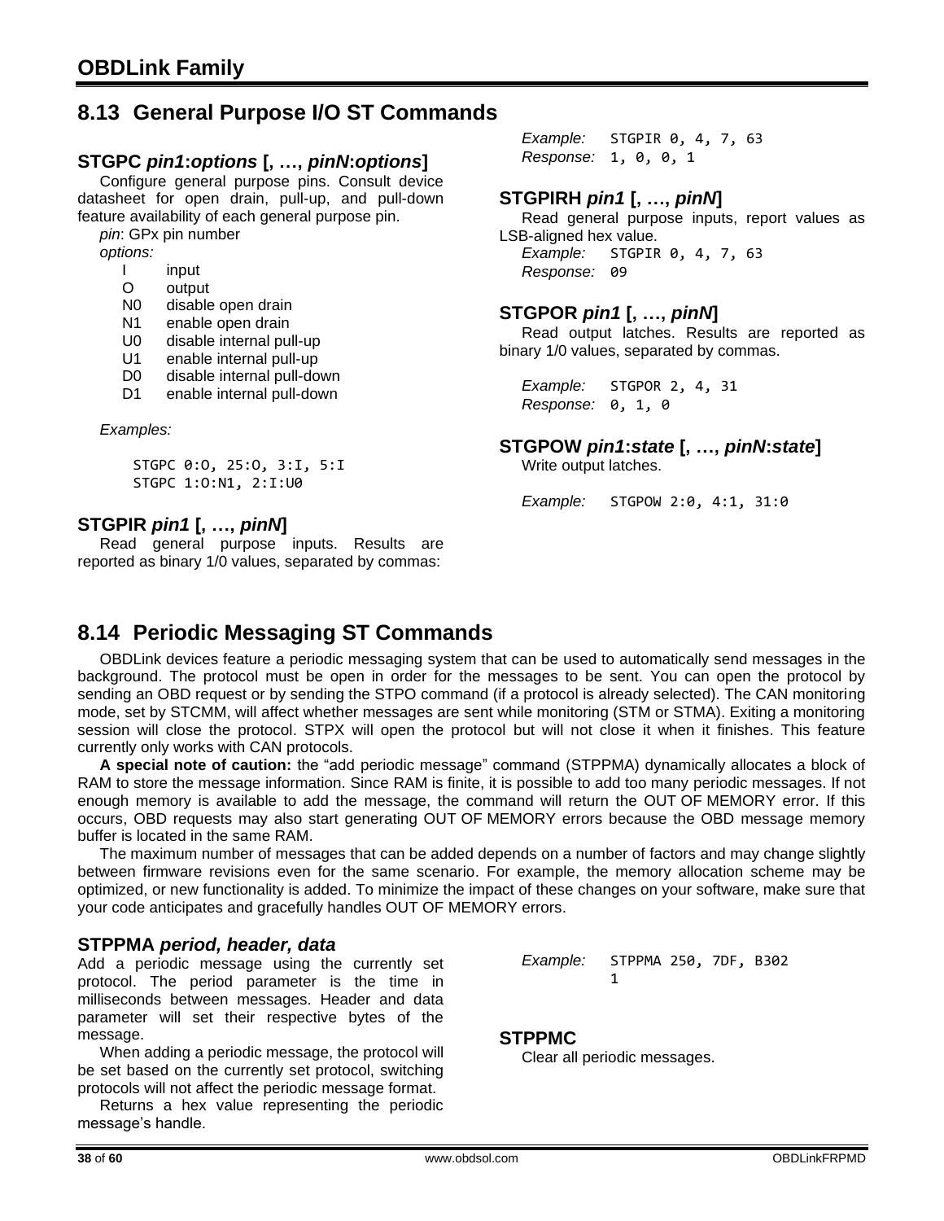## 8.13 General Purpose I/O ST Commands

### STGPC *pin1*:*options* [, …, *pinN*:*options*]

Configure general purpose pins. Consult device datasheet for open drain, pull-up, and pull-down feature availability of each general purpose pin.

*pin*: GPx pin number

*options:*

- I input
- O output
- N0 disable open drain
- N1 enable open drain
- U0 disable internal pull-up
- U1 enable internal pull-up
- D0 disable internal pull-down
- D1 enable internal pull-down

*Examples:*

```
STGPC 0:O, 25:O, 3:I, 5:I
STGPC 1:O:N1, 2:I:U0
```

### STGPIR *pin1* [, …, *pinN*]

Read general purpose inputs. Results are reported as binary 1/0 values, separated by commas:

*Example:* `STGPIR 0, 4, 7, 63`
*Response:* `1, 0, 0, 1`

### STGPIRH *pin1* [, …, *pinN*]

Read general purpose inputs, report values as LSB-aligned hex value.

*Example:* `STGPIR 0, 4, 7, 63`
*Response:* `09`

### STGPOR *pin1* [, …, *pinN*]

Read output latches. Results are reported as binary 1/0 values, separated by commas.

*Example:* `STGPOR 2, 4, 31`
*Response:* `0, 1, 0`

### STGPOW *pin1*:*state* [, …, *pinN*:*state*]

Write output latches.

*Example:* `STGPOW 2:0, 4:1, 31:0`

## 8.14 Periodic Messaging ST Commands

OBDLink devices feature a periodic messaging system that can be used to automatically send messages in the background. The protocol must be open in order for the messages to be sent. You can open the protocol by sending an OBD request or by sending the STPO command (if a protocol is already selected). The CAN monitoring mode, set by STCMM, will affect whether messages are sent while monitoring (STM or STMA). Exiting a monitoring session will close the protocol. STPX will open the protocol but will not close it when it finishes. This feature currently only works with CAN protocols.

**A special note of caution:** the “add periodic message” command (STPPMA) dynamically allocates a block of RAM to store the message information. Since RAM is finite, it is possible to add too many periodic messages. If not enough memory is available to add the message, the command will return the OUT OF MEMORY error. If this occurs, OBD requests may also start generating OUT OF MEMORY errors because the OBD message memory buffer is located in the same RAM.

The maximum number of messages that can be added depends on a number of factors and may change slightly between firmware revisions even for the same scenario. For example, the memory allocation scheme may be optimized, or new functionality is added. To minimize the impact of these changes on your software, make sure that your code anticipates and gracefully handles OUT OF MEMORY errors.

### STPPMA *period, header, data*

Add a periodic message using the currently set protocol. The period parameter is the time in milliseconds between messages. Header and data parameter will set their respective bytes of the message.

When adding a periodic message, the protocol will be set based on the currently set protocol, switching protocols will not affect the periodic message format.

Returns a hex value representing the periodic message’s handle.

*Example:*
```
STPPMA 250, 7DF, B302
1
```

### STPPMC

Clear all periodic messages.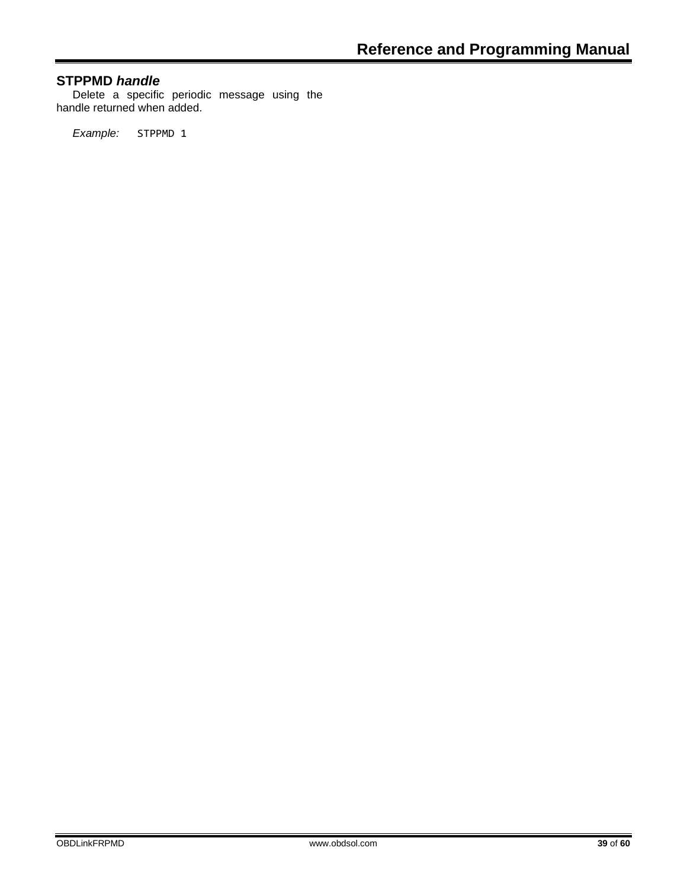### STPPMD *handle*

Delete a specific periodic message using the handle returned when added.

*Example:* `STPPMD 1`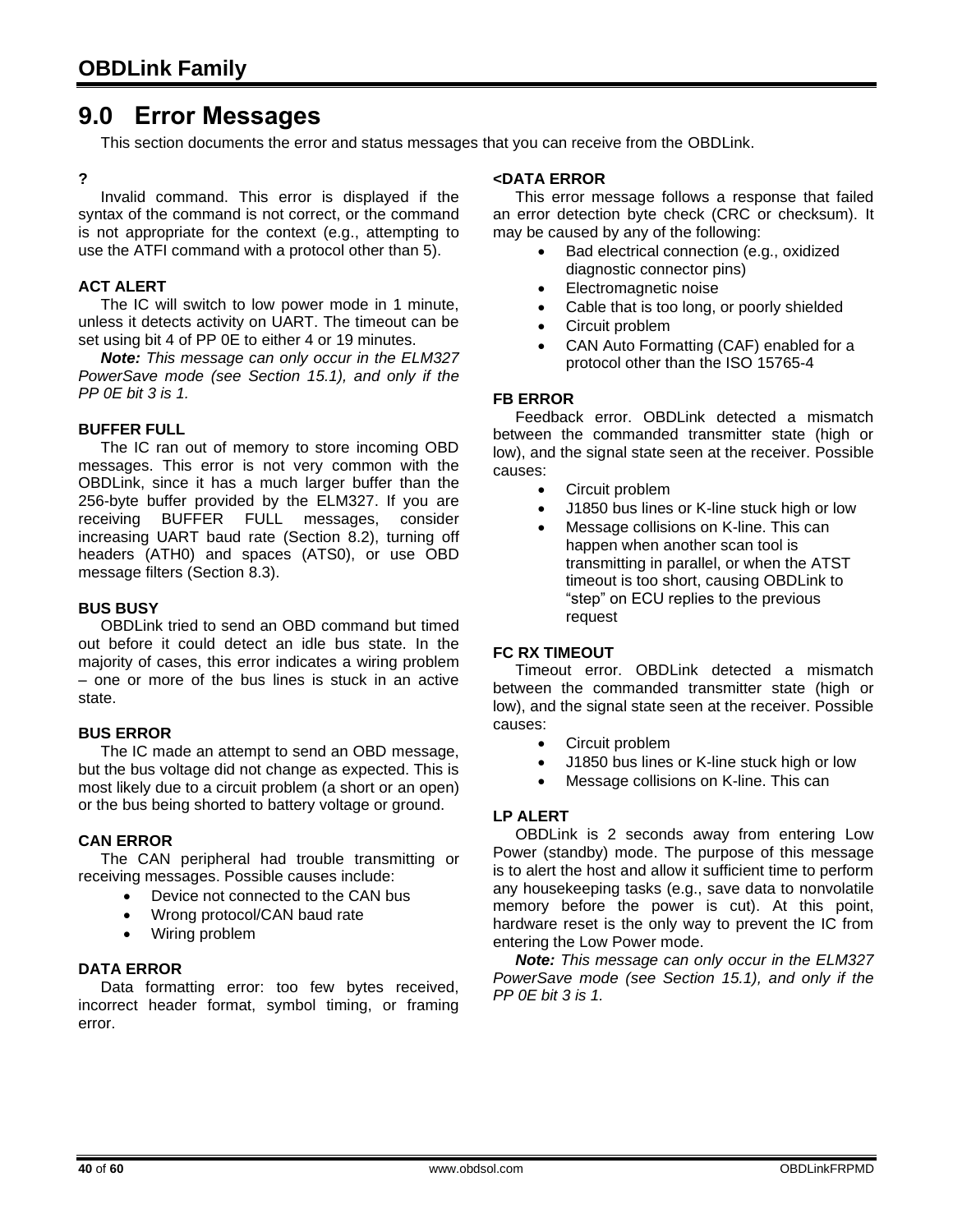# 9.0 Error Messages

This section documents the error and status messages that you can receive from the OBDLink.

**?**

Invalid command. This error is displayed if the syntax of the command is not correct, or the command is not appropriate for the context (e.g., attempting to use the ATFI command with a protocol other than 5).

**ACT ALERT**

The IC will switch to low power mode in 1 minute, unless it detects activity on UART. The timeout can be set using bit 4 of PP 0E to either 4 or 19 minutes.

***Note:*** *This message can only occur in the ELM327 PowerSave mode (see Section 15.1), and only if the PP 0E bit 3 is 1.*

**BUFFER FULL**

The IC ran out of memory to store incoming OBD messages. This error is not very common with the OBDLink, since it has a much larger buffer than the 256-byte buffer provided by the ELM327. If you are receiving BUFFER FULL messages, consider increasing UART baud rate (Section 8.2), turning off headers (ATH0) and spaces (ATS0), or use OBD message filters (Section 8.3).

**BUS BUSY**

OBDLink tried to send an OBD command but timed out before it could detect an idle bus state. In the majority of cases, this error indicates a wiring problem – one or more of the bus lines is stuck in an active state.

**BUS ERROR**

The IC made an attempt to send an OBD message, but the bus voltage did not change as expected. This is most likely due to a circuit problem (a short or an open) or the bus being shorted to battery voltage or ground.

**CAN ERROR**

The CAN peripheral had trouble transmitting or receiving messages. Possible causes include:

- Device not connected to the CAN bus
- Wrong protocol/CAN baud rate
- Wiring problem

**DATA ERROR**

Data formatting error: too few bytes received, incorrect header format, symbol timing, or framing error.

**<DATA ERROR**

This error message follows a response that failed an error detection byte check (CRC or checksum). It may be caused by any of the following:

- Bad electrical connection (e.g., oxidized diagnostic connector pins)
- Electromagnetic noise
- Cable that is too long, or poorly shielded
- Circuit problem
- CAN Auto Formatting (CAF) enabled for a protocol other than the ISO 15765-4

**FB ERROR**

Feedback error. OBDLink detected a mismatch between the commanded transmitter state (high or low), and the signal state seen at the receiver. Possible causes:

- Circuit problem
- J1850 bus lines or K-line stuck high or low
- Message collisions on K-line. This can happen when another scan tool is transmitting in parallel, or when the ATST timeout is too short, causing OBDLink to “step” on ECU replies to the previous request

**FC RX TIMEOUT**

Timeout error. OBDLink detected a mismatch between the commanded transmitter state (high or low), and the signal state seen at the receiver. Possible causes:

- Circuit problem
- J1850 bus lines or K-line stuck high or low
- Message collisions on K-line. This can

**LP ALERT**

OBDLink is 2 seconds away from entering Low Power (standby) mode. The purpose of this message is to alert the host and allow it sufficient time to perform any housekeeping tasks (e.g., save data to nonvolatile memory before the power is cut). At this point, hardware reset is the only way to prevent the IC from entering the Low Power mode.

***Note:*** *This message can only occur in the ELM327 PowerSave mode (see Section 15.1), and only if the PP 0E bit 3 is 1.*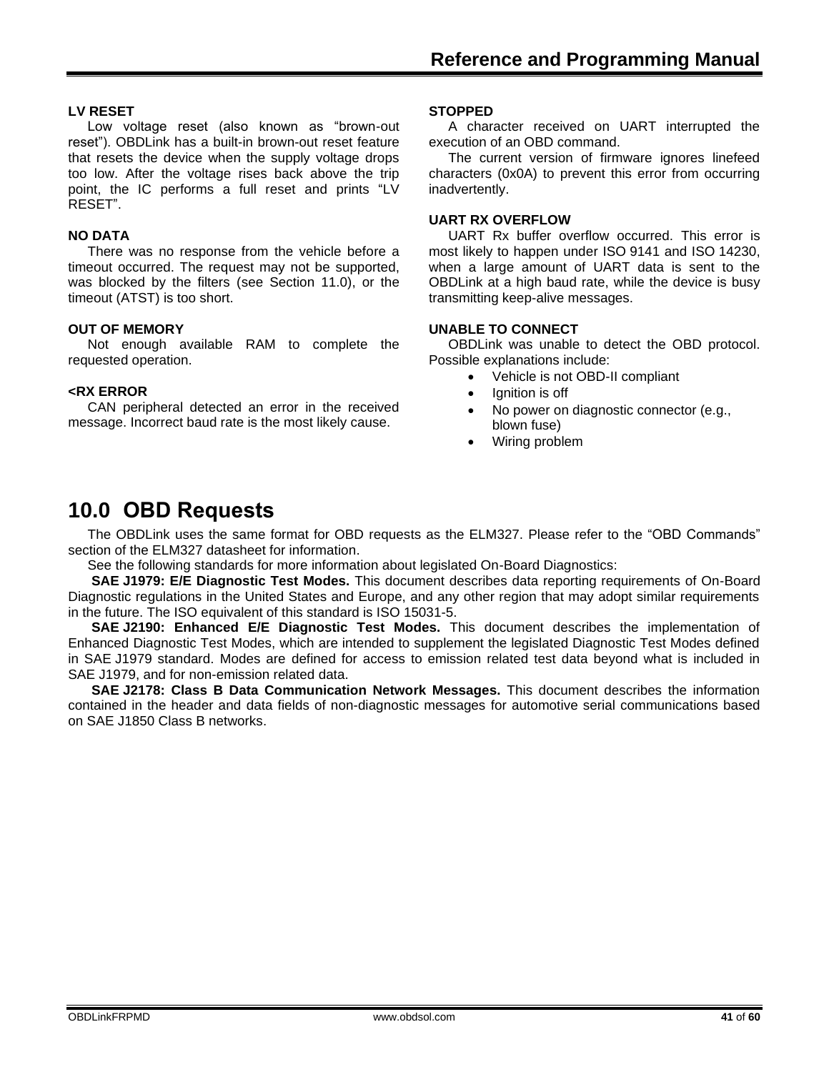**LV RESET**

Low voltage reset (also known as "brown-out reset"). OBDLink has a built-in brown-out reset feature that resets the device when the supply voltage drops too low. After the voltage rises back above the trip point, the IC performs a full reset and prints "LV RESET".

**NO DATA**

There was no response from the vehicle before a timeout occurred. The request may not be supported, was blocked by the filters (see Section 11.0), or the timeout (ATST) is too short.

**OUT OF MEMORY**

Not enough available RAM to complete the requested operation.

**<RX ERROR**

CAN peripheral detected an error in the received message. Incorrect baud rate is the most likely cause.

**STOPPED**

A character received on UART interrupted the execution of an OBD command.

The current version of firmware ignores linefeed characters (0x0A) to prevent this error from occurring inadvertently.

**UART RX OVERFLOW**

UART Rx buffer overflow occurred. This error is most likely to happen under ISO 9141 and ISO 14230, when a large amount of UART data is sent to the OBDLink at a high baud rate, while the device is busy transmitting keep-alive messages.

**UNABLE TO CONNECT**

OBDLink was unable to detect the OBD protocol. Possible explanations include:

- Vehicle is not OBD-II compliant
- Ignition is off
- No power on diagnostic connector (e.g., blown fuse)
- Wiring problem

# 10.0 OBD Requests

The OBDLink uses the same format for OBD requests as the ELM327. Please refer to the "OBD Commands" section of the ELM327 datasheet for information.

See the following standards for more information about legislated On-Board Diagnostics:

**SAE J1979: E/E Diagnostic Test Modes.** This document describes data reporting requirements of On-Board Diagnostic regulations in the United States and Europe, and any other region that may adopt similar requirements in the future. The ISO equivalent of this standard is ISO 15031-5.

**SAE J2190: Enhanced E/E Diagnostic Test Modes.** This document describes the implementation of Enhanced Diagnostic Test Modes, which are intended to supplement the legislated Diagnostic Test Modes defined in SAE J1979 standard. Modes are defined for access to emission related test data beyond what is included in SAE J1979, and for non-emission related data.

**SAE J2178: Class B Data Communication Network Messages.** This document describes the information contained in the header and data fields of non-diagnostic messages for automotive serial communications based on SAE J1850 Class B networks.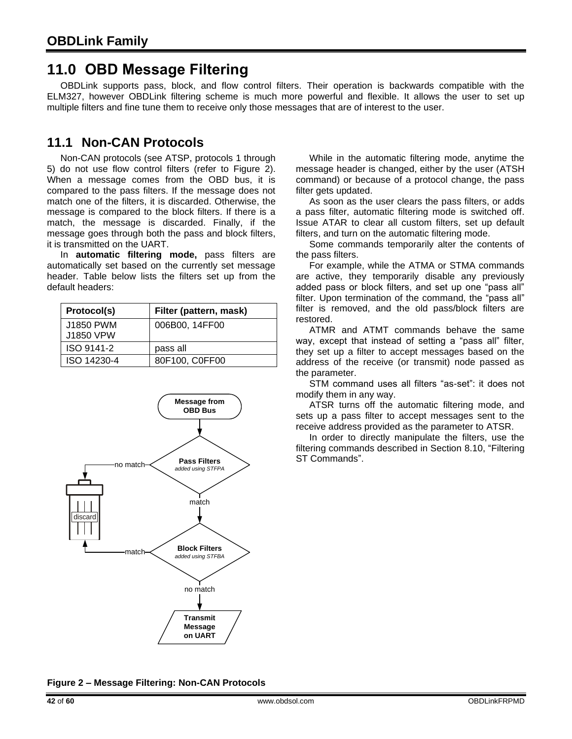# 11.0 OBD Message Filtering

OBDLink supports pass, block, and flow control filters. Their operation is backwards compatible with the ELM327, however OBDLink filtering scheme is much more powerful and flexible. It allows the user to set up multiple filters and fine tune them to receive only those messages that are of interest to the user.

## 11.1 Non-CAN Protocols

Non-CAN protocols (see ATSP, protocols 1 through 5) do not use flow control filters (refer to Figure 2). When a message comes from the OBD bus, it is compared to the pass filters. If the message does not match one of the filters, it is discarded. Otherwise, the message is compared to the block filters. If there is a match, the message is discarded. Finally, if the message goes through both the pass and block filters, it is transmitted on the UART.

In **automatic filtering mode,** pass filters are automatically set based on the currently set message header. Table below lists the filters set up from the default headers:

| Protocol(s) | Filter (pattern, mask) |
|---|---|
| J1850 PWM<br>J1850 VPW | 006B00, 14FF00 |
| ISO 9141-2 | pass all |
| ISO 14230-4 | 80F100, C0FF00 |

Message from OBD Bus → Pass Filters (added using STFPA): no match → discard; match → Block Filters (added using STFBA): match → discard; no match → Transmit Message on UART

**Figure 2 – Message Filtering: Non-CAN Protocols**

While in the automatic filtering mode, anytime the message header is changed, either by the user (ATSH command) or because of a protocol change, the pass filter gets updated.

As soon as the user clears the pass filters, or adds a pass filter, automatic filtering mode is switched off. Issue ATAR to clear all custom filters, set up default filters, and turn on the automatic filtering mode.

Some commands temporarily alter the contents of the pass filters.

For example, while the ATMA or STMA commands are active, they temporarily disable any previously added pass or block filters, and set up one "pass all" filter. Upon termination of the command, the "pass all" filter is removed, and the old pass/block filters are restored.

ATMR and ATMT commands behave the same way, except that instead of setting a "pass all" filter, they set up a filter to accept messages based on the address of the receive (or transmit) node passed as the parameter.

STM command uses all filters "as-set": it does not modify them in any way.

ATSR turns off the automatic filtering mode, and sets up a pass filter to accept messages sent to the receive address provided as the parameter to ATSR.

In order to directly manipulate the filters, use the filtering commands described in Section 8.10, "Filtering ST Commands".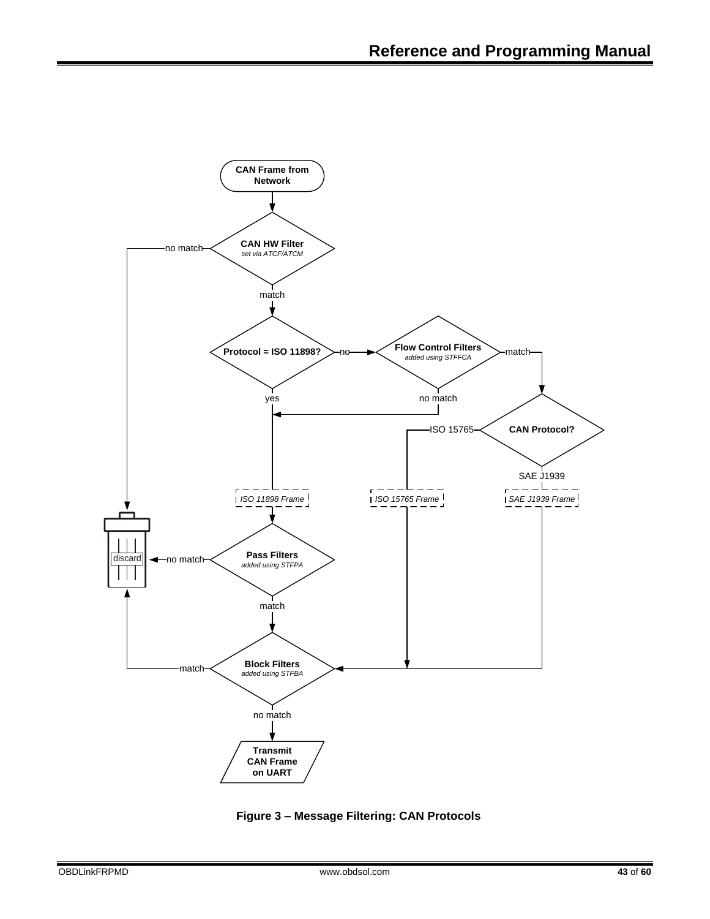CAN Frame from Network

**CAN HW Filter**
*set via ATCF/ATCM*

no match

match

**Protocol = ISO 11898?**

no

yes

**Flow Control Filters**
*added using STFFCA*

match

no match

**CAN Protocol?**

ISO 15765

SAE J1939

*ISO 11898 Frame*

*ISO 15765 Frame*

*SAE J1939 Frame*

**Pass Filters**
*added using STFPA*

no match

match

discard

**Block Filters**
*added using STFBA*

match

no match

**Transmit CAN Frame on UART**

**Figure 3 – Message Filtering: CAN Protocols**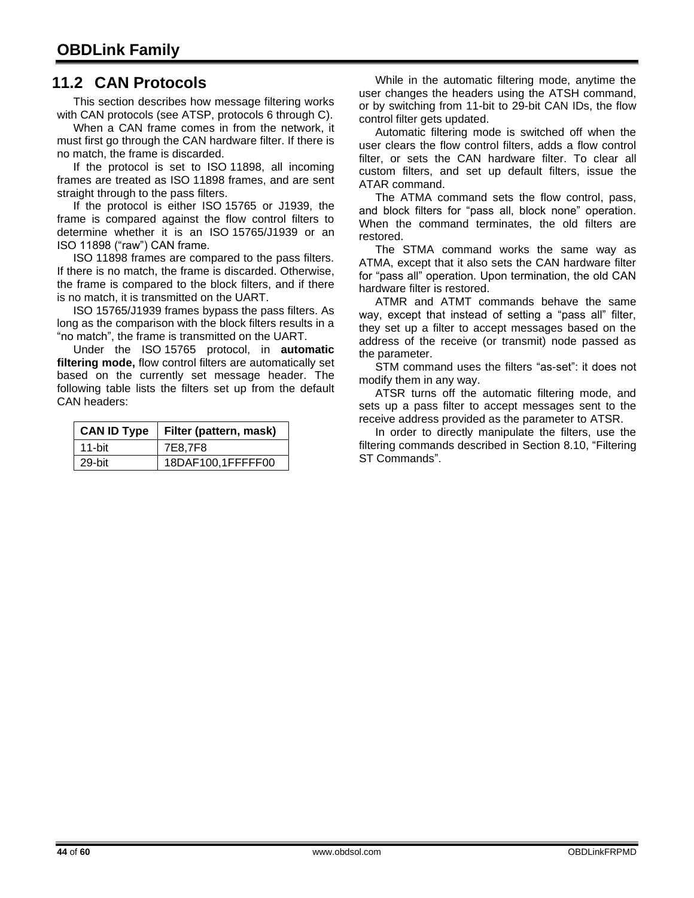## 11.2 CAN Protocols

This section describes how message filtering works with CAN protocols (see ATSP, protocols 6 through C).

When a CAN frame comes in from the network, it must first go through the CAN hardware filter. If there is no match, the frame is discarded.

If the protocol is set to ISO 11898, all incoming frames are treated as ISO 11898 frames, and are sent straight through to the pass filters.

If the protocol is either ISO 15765 or J1939, the frame is compared against the flow control filters to determine whether it is an ISO 15765/J1939 or an ISO 11898 ("raw") CAN frame.

ISO 11898 frames are compared to the pass filters. If there is no match, the frame is discarded. Otherwise, the frame is compared to the block filters, and if there is no match, it is transmitted on the UART.

ISO 15765/J1939 frames bypass the pass filters. As long as the comparison with the block filters results in a "no match", the frame is transmitted on the UART.

Under the ISO 15765 protocol, in **automatic filtering mode,** flow control filters are automatically set based on the currently set message header. The following table lists the filters set up from the default CAN headers:

| CAN ID Type | Filter (pattern, mask) |
|---|---|
| 11-bit | 7E8,7F8 |
| 29-bit | 18DAF100,1FFFFF00 |

While in the automatic filtering mode, anytime the user changes the headers using the ATSH command, or by switching from 11-bit to 29-bit CAN IDs, the flow control filter gets updated.

Automatic filtering mode is switched off when the user clears the flow control filters, adds a flow control filter, or sets the CAN hardware filter. To clear all custom filters, and set up default filters, issue the ATAR command.

The ATMA command sets the flow control, pass, and block filters for "pass all, block none" operation. When the command terminates, the old filters are restored.

The STMA command works the same way as ATMA, except that it also sets the CAN hardware filter for "pass all" operation. Upon termination, the old CAN hardware filter is restored.

ATMR and ATMT commands behave the same way, except that instead of setting a "pass all" filter, they set up a filter to accept messages based on the address of the receive (or transmit) node passed as the parameter.

STM command uses the filters "as-set": it does not modify them in any way.

ATSR turns off the automatic filtering mode, and sets up a pass filter to accept messages sent to the receive address provided as the parameter to ATSR.

In order to directly manipulate the filters, use the filtering commands described in Section 8.10, "Filtering ST Commands".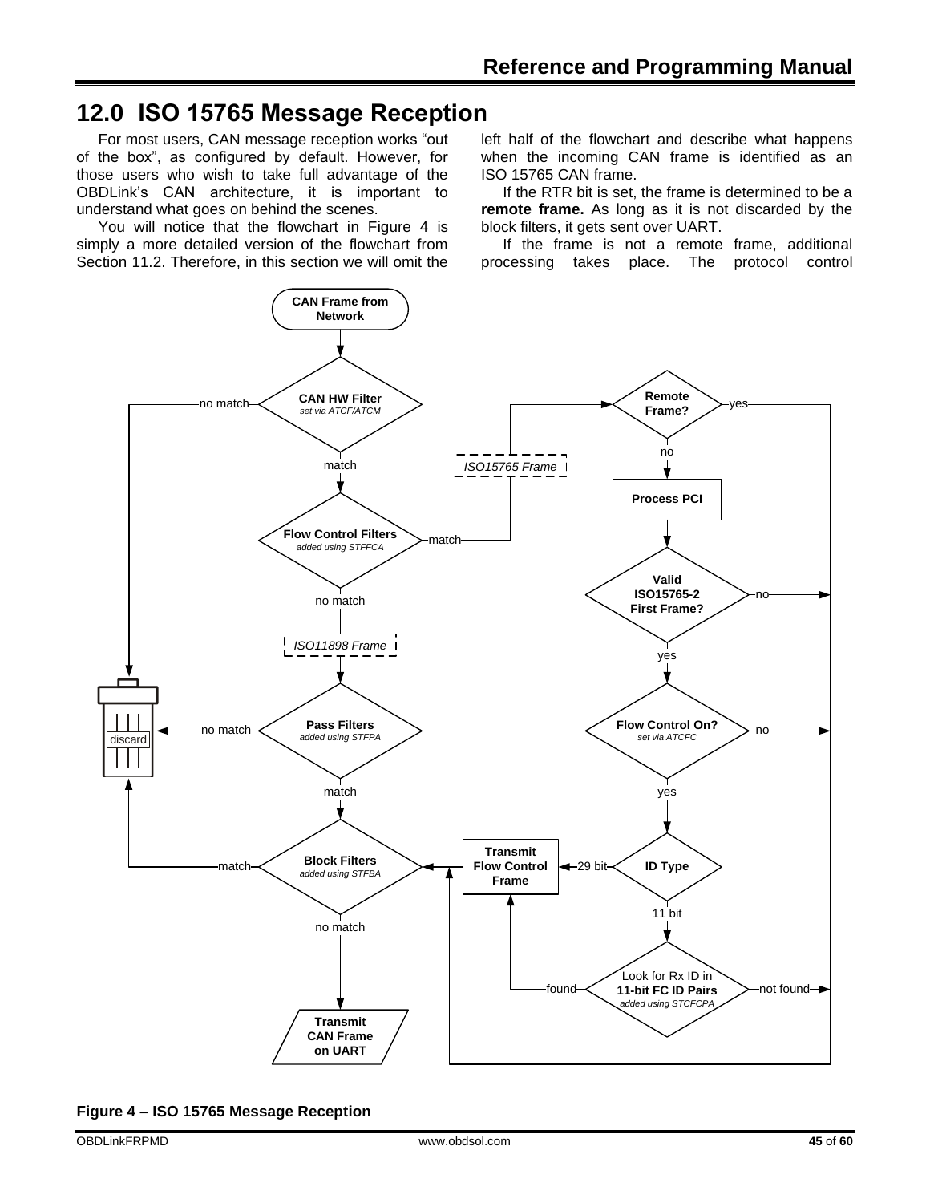# 12.0 ISO 15765 Message Reception

For most users, CAN message reception works "out of the box", as configured by default. However, for those users who wish to take full advantage of the OBDLink's CAN architecture, it is important to understand what goes on behind the scenes.

You will notice that the flowchart in Figure 4 is simply a more detailed version of the flowchart from Section 11.2. Therefore, in this section we will omit the left half of the flowchart and describe what happens when the incoming CAN frame is identified as an ISO 15765 CAN frame.

If the RTR bit is set, the frame is determined to be a **remote frame.** As long as it is not discarded by the block filters, it gets sent over UART.

If the frame is not a remote frame, additional processing takes place. The protocol control

**Figure 4 – ISO 15765 Message Reception**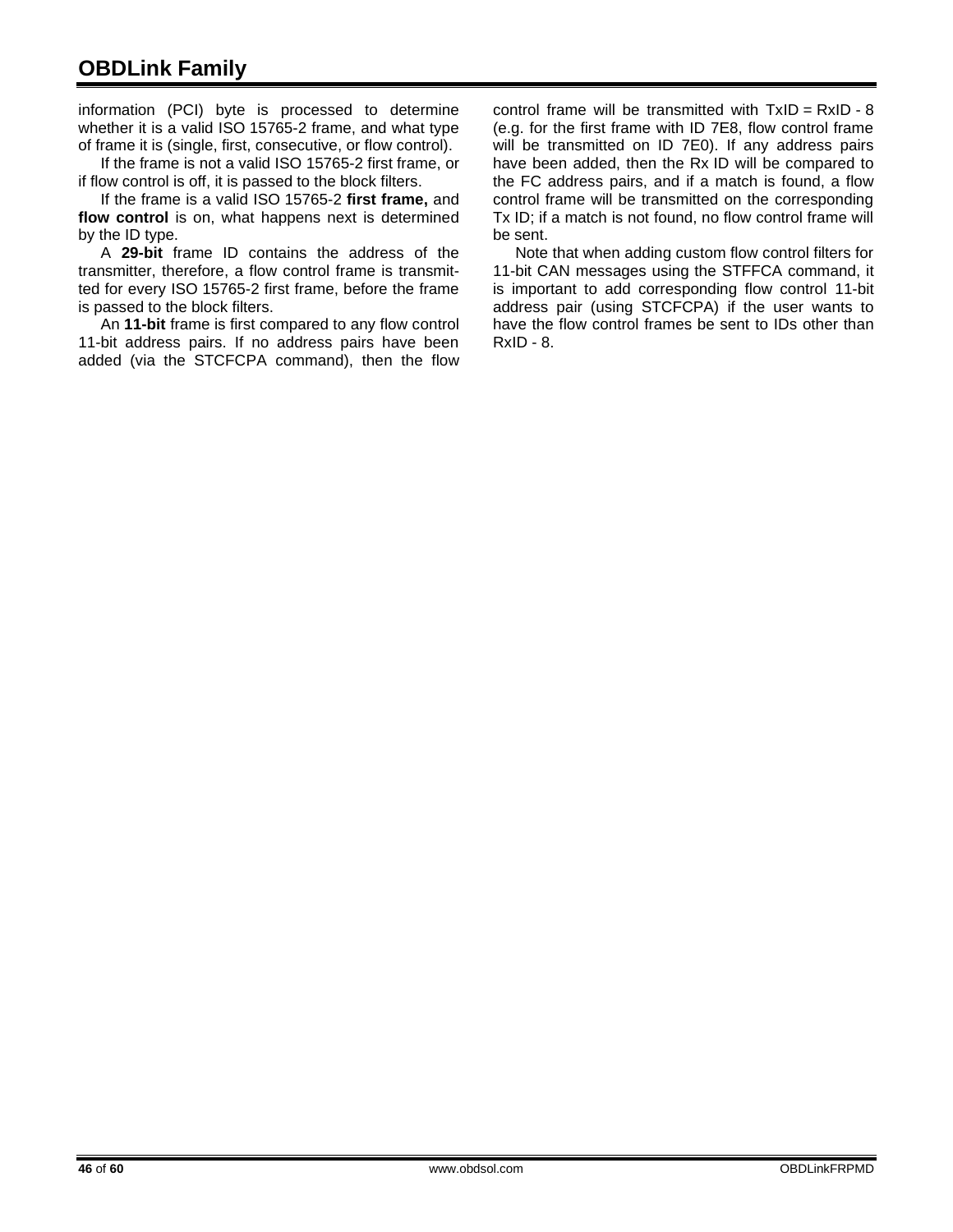information (PCI) byte is processed to determine whether it is a valid ISO 15765-2 frame, and what type of frame it is (single, first, consecutive, or flow control).

If the frame is not a valid ISO 15765-2 first frame, or if flow control is off, it is passed to the block filters.

If the frame is a valid ISO 15765-2 **first frame,** and **flow control** is on, what happens next is determined by the ID type.

A **29-bit** frame ID contains the address of the transmitter, therefore, a flow control frame is transmitted for every ISO 15765-2 first frame, before the frame is passed to the block filters.

An **11-bit** frame is first compared to any flow control 11-bit address pairs. If no address pairs have been added (via the STCFCPA command), then the flow control frame will be transmitted with TxID = RxID - 8 (e.g. for the first frame with ID 7E8, flow control frame will be transmitted on ID 7E0). If any address pairs have been added, then the Rx ID will be compared to the FC address pairs, and if a match is found, a flow control frame will be transmitted on the corresponding Tx ID; if a match is not found, no flow control frame will be sent.

Note that when adding custom flow control filters for 11-bit CAN messages using the STFFCA command, it is important to add corresponding flow control 11-bit address pair (using STCFCPA) if the user wants to have the flow control frames be sent to IDs other than RxID - 8.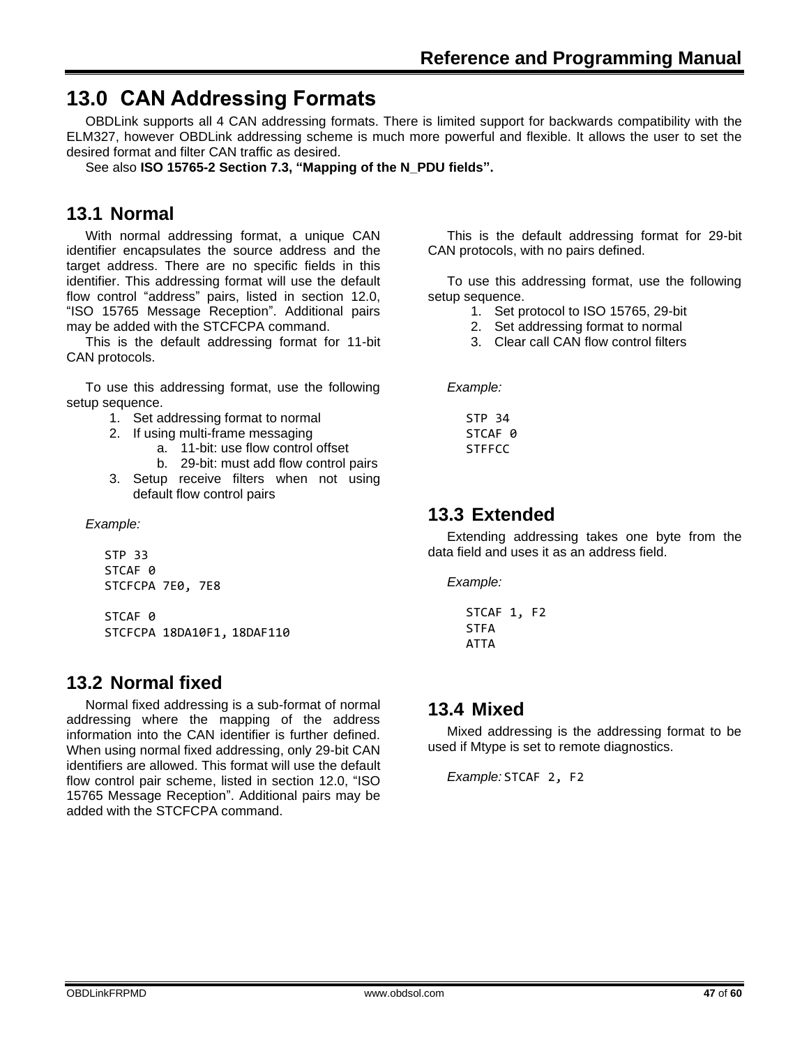# 13.0 CAN Addressing Formats

OBDLink supports all 4 CAN addressing formats. There is limited support for backwards compatibility with the ELM327, however OBDLink addressing scheme is much more powerful and flexible. It allows the user to set the desired format and filter CAN traffic as desired.

See also **ISO 15765-2 Section 7.3, "Mapping of the N_PDU fields".**

## 13.1 Normal

With normal addressing format, a unique CAN identifier encapsulates the source address and the target address. There are no specific fields in this identifier. This addressing format will use the default flow control "address" pairs, listed in section 12.0, "ISO 15765 Message Reception". Additional pairs may be added with the STCFCPA command.

This is the default addressing format for 11-bit CAN protocols.

To use this addressing format, use the following setup sequence.

1. Set addressing format to normal
2. If using multi-frame messaging
   a. 11-bit: use flow control offset
   b. 29-bit: must add flow control pairs
3. Setup receive filters when not using default flow control pairs

*Example:*

```
STP 33
STCAF 0
STCFCPA 7E0, 7E8

STCAF 0
STCFCPA 18DA10F1, 18DAF110
```

## 13.2 Normal fixed

Normal fixed addressing is a sub-format of normal addressing where the mapping of the address information into the CAN identifier is further defined. When using normal fixed addressing, only 29-bit CAN identifiers are allowed. This format will use the default flow control pair scheme, listed in section 12.0, "ISO 15765 Message Reception". Additional pairs may be added with the STCFCPA command.

This is the default addressing format for 29-bit CAN protocols, with no pairs defined.

To use this addressing format, use the following setup sequence.

1. Set protocol to ISO 15765, 29-bit
2. Set addressing format to normal
3. Clear call CAN flow control filters

*Example:*

```
STP 34
STCAF 0
STFFCC
```

## 13.3 Extended

Extending addressing takes one byte from the data field and uses it as an address field.

*Example:*

```
STCAF 1, F2
STFA
ATTA
```

## 13.4 Mixed

Mixed addressing is the addressing format to be used if Mtype is set to remote diagnostics.

*Example:* `STCAF 2, F2`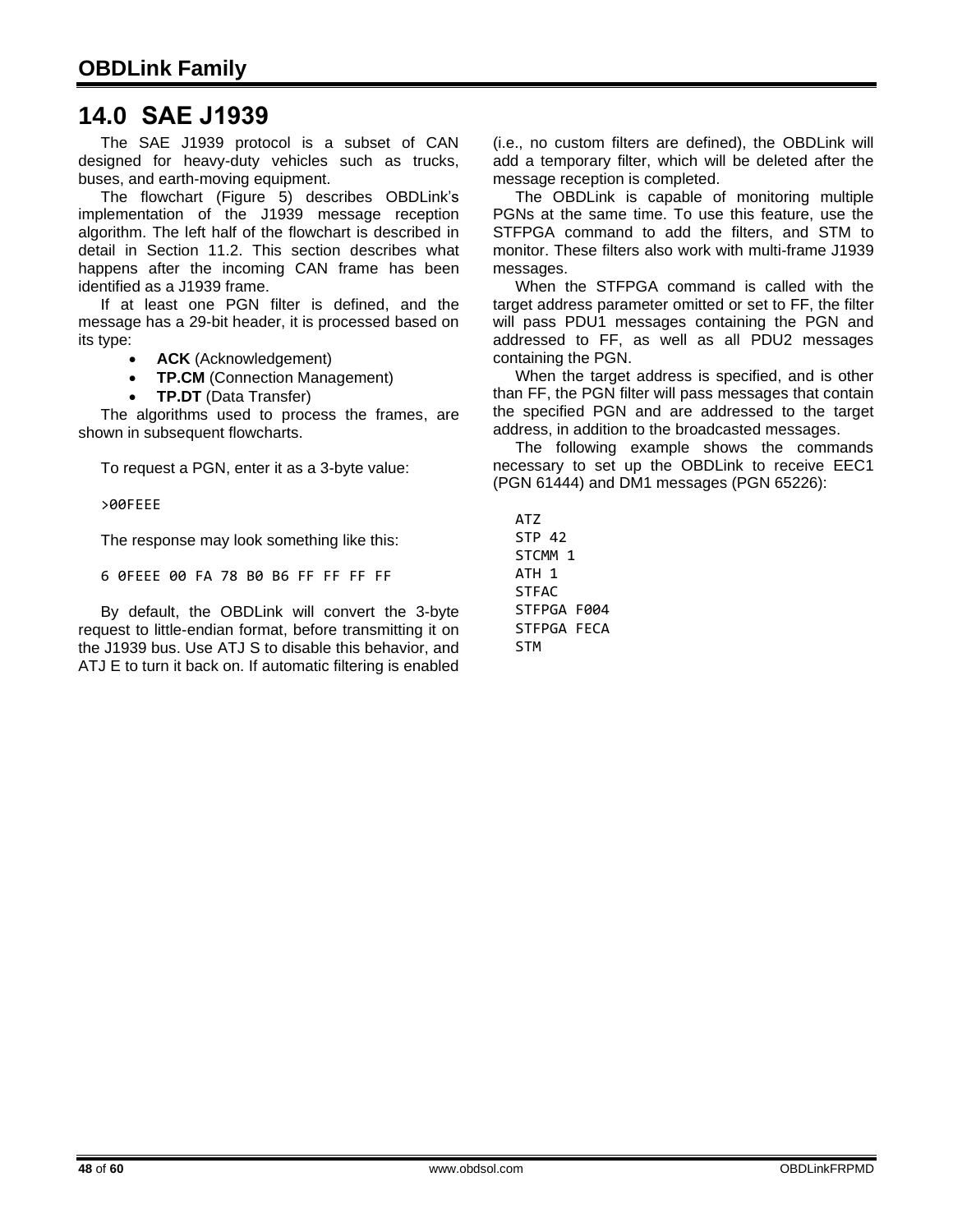# 14.0 SAE J1939

The SAE J1939 protocol is a subset of CAN designed for heavy-duty vehicles such as trucks, buses, and earth-moving equipment.

The flowchart (Figure 5) describes OBDLink's implementation of the J1939 message reception algorithm. The left half of the flowchart is described in detail in Section 11.2. This section describes what happens after the incoming CAN frame has been identified as a J1939 frame.

If at least one PGN filter is defined, and the message has a 29-bit header, it is processed based on its type:

- **ACK** (Acknowledgement)
- **TP.CM** (Connection Management)
- **TP.DT** (Data Transfer)

The algorithms used to process the frames, are shown in subsequent flowcharts.

To request a PGN, enter it as a 3-byte value:

```
>00FEEE
```

The response may look something like this:

```
6 0FEEE 00 FA 78 B0 B6 FF FF FF FF
```

By default, the OBDLink will convert the 3-byte request to little-endian format, before transmitting it on the J1939 bus. Use ATJ S to disable this behavior, and ATJ E to turn it back on. If automatic filtering is enabled (i.e., no custom filters are defined), the OBDLink will add a temporary filter, which will be deleted after the message reception is completed.

The OBDLink is capable of monitoring multiple PGNs at the same time. To use this feature, use the STFPGA command to add the filters, and STM to monitor. These filters also work with multi-frame J1939 messages.

When the STFPGA command is called with the target address parameter omitted or set to FF, the filter will pass PDU1 messages containing the PGN and addressed to FF, as well as all PDU2 messages containing the PGN.

When the target address is specified, and is other than FF, the PGN filter will pass messages that contain the specified PGN and are addressed to the target address, in addition to the broadcasted messages.

The following example shows the commands necessary to set up the OBDLink to receive EEC1 (PGN 61444) and DM1 messages (PGN 65226):

```
ATZ
STP 42
STCMM 1
ATH 1
STFAC
STFPGA F004
STFPGA FECA
STM
```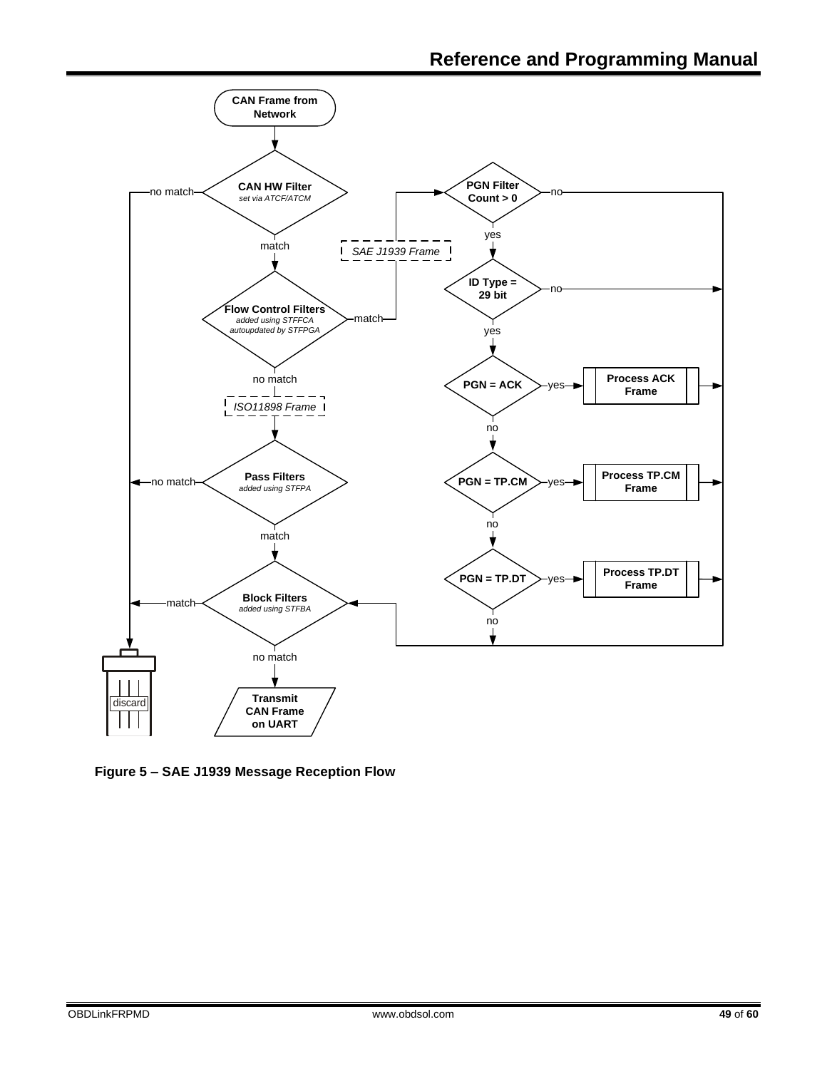**Figure 5 – SAE J1939 Message Reception Flow**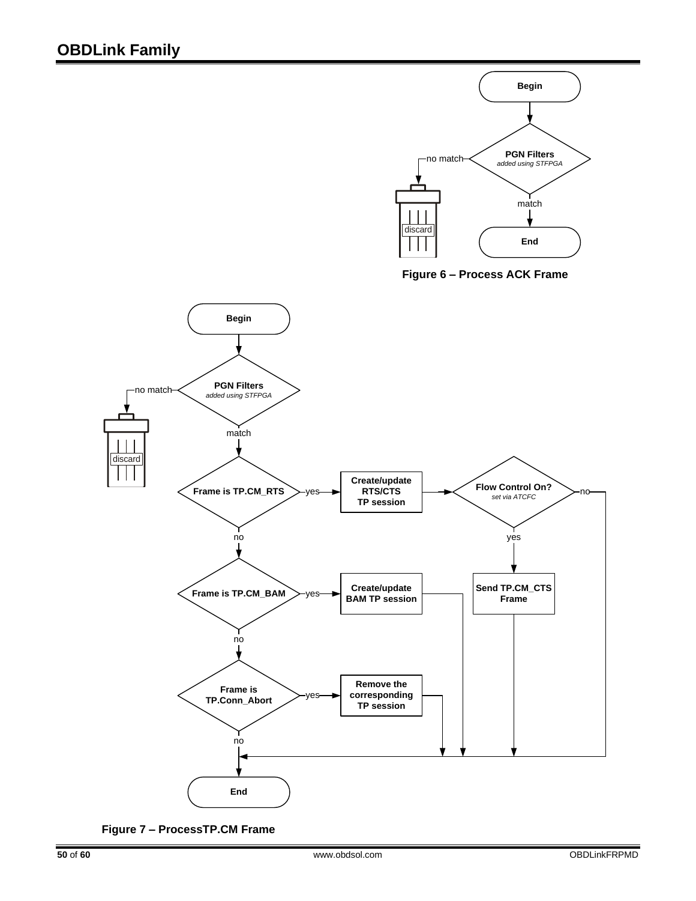Begin

PGN Filters
*added using STFPGA*

no match → discard

match

End

**Figure 6 – Process ACK Frame**

Begin

PGN Filters
*added using STFPGA*

no match → discard

match

Frame is TP.CM_RTS — yes → Create/update RTS/CTS TP session → Flow Control On? *set via ATCFC* — yes → Send TP.CM_CTS Frame; no

no

Frame is TP.CM_BAM — yes → Create/update BAM TP session

no

Frame is TP.Conn_Abort — yes → Remove the corresponding TP session

no

End

**Figure 7 – ProcessTP.CM Frame**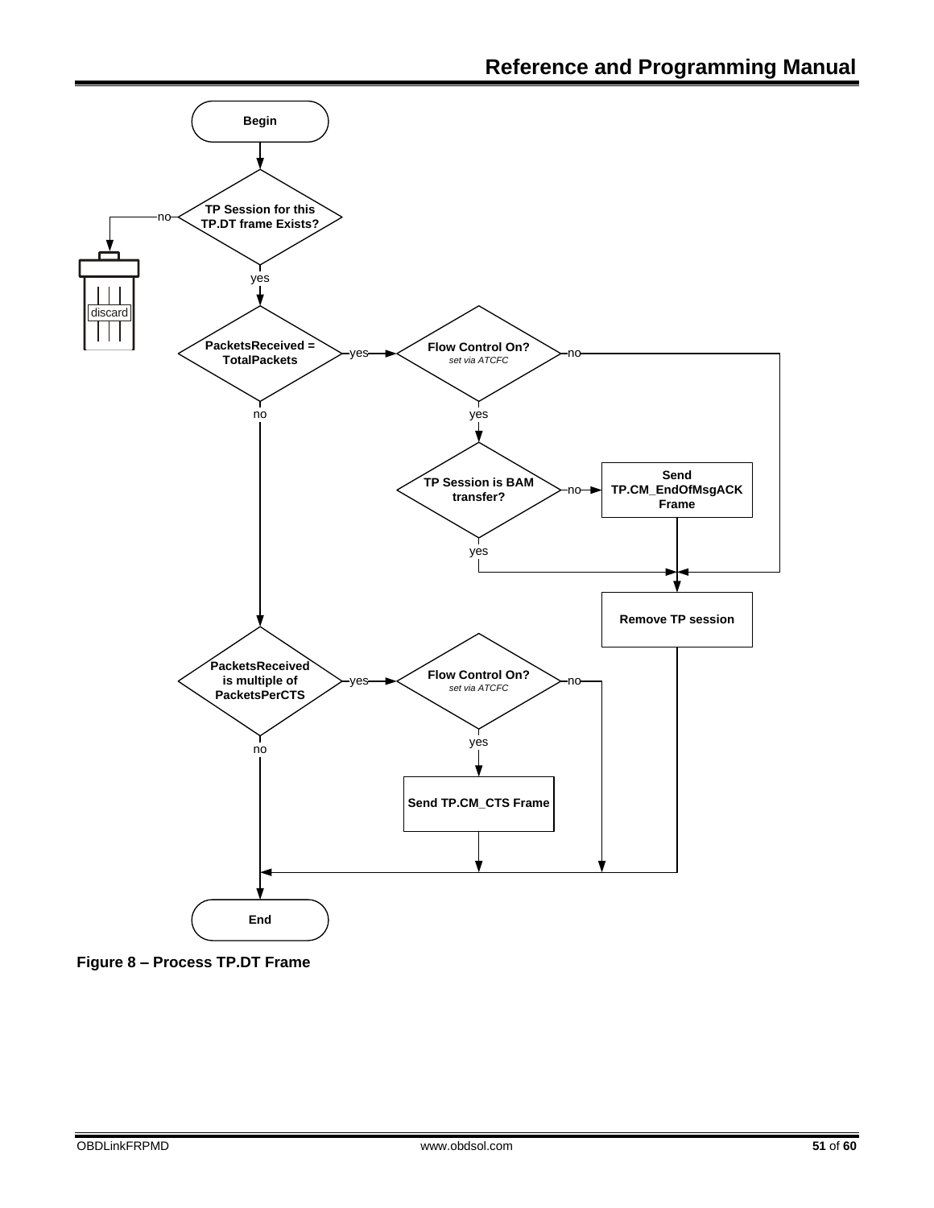Begin

TP Session for this TP.DT frame Exists?

no → discard

yes

PacketsReceived = TotalPackets

yes → Flow Control On? *set via ATCFC*

no

yes

TP Session is BAM transfer?

no → Send TP.CM_EndOfMsgACK Frame

yes

Remove TP session

no

PacketsReceived is multiple of PacketsPerCTS

yes → Flow Control On? *set via ATCFC*

no

yes

Send TP.CM_CTS Frame

no

End

**Figure 8 – Process TP.DT Frame**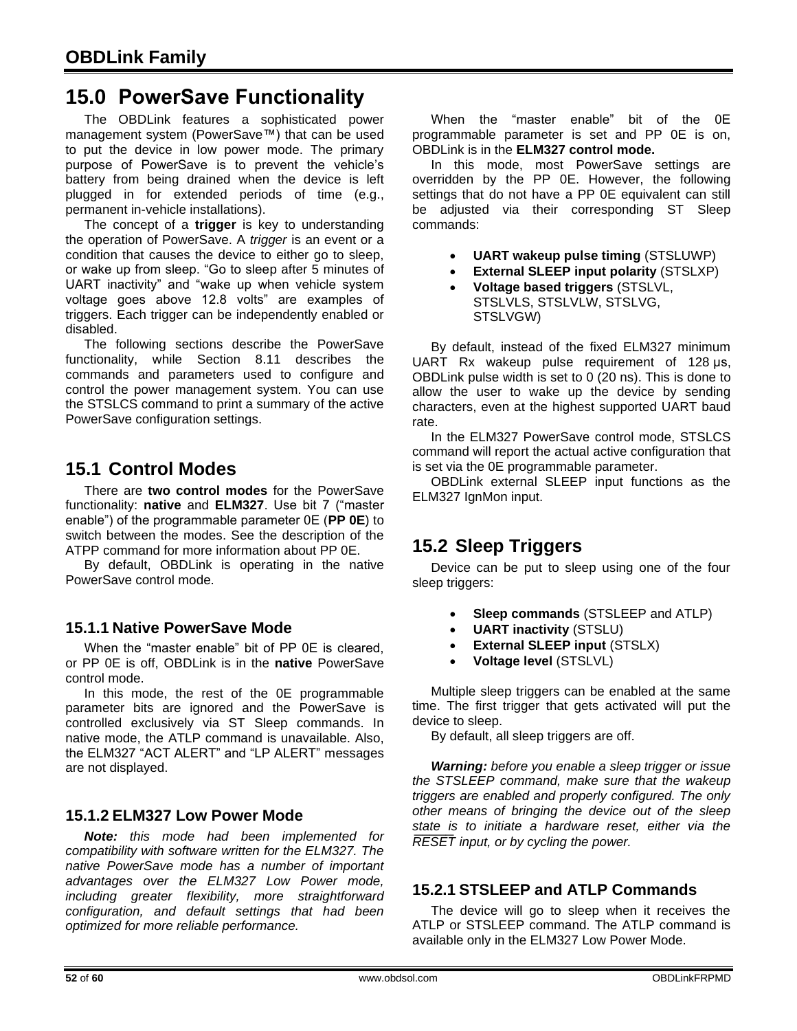# 15.0 PowerSave Functionality

The OBDLink features a sophisticated power management system (PowerSave™) that can be used to put the device in low power mode. The primary purpose of PowerSave is to prevent the vehicle's battery from being drained when the device is left plugged in for extended periods of time (e.g., permanent in-vehicle installations).

The concept of a **trigger** is key to understanding the operation of PowerSave. A *trigger* is an event or a condition that causes the device to either go to sleep, or wake up from sleep. "Go to sleep after 5 minutes of UART inactivity" and "wake up when vehicle system voltage goes above 12.8 volts" are examples of triggers. Each trigger can be independently enabled or disabled.

The following sections describe the PowerSave functionality, while Section 8.11 describes the commands and parameters used to configure and control the power management system. You can use the STSLCS command to print a summary of the active PowerSave configuration settings.

## 15.1 Control Modes

There are **two control modes** for the PowerSave functionality: **native** and **ELM327**. Use bit 7 ("master enable") of the programmable parameter 0E (**PP 0E**) to switch between the modes. See the description of the ATPP command for more information about PP 0E.

By default, OBDLink is operating in the native PowerSave control mode.

### 15.1.1 Native PowerSave Mode

When the "master enable" bit of PP 0E is cleared, or PP 0E is off, OBDLink is in the **native** PowerSave control mode.

In this mode, the rest of the 0E programmable parameter bits are ignored and the PowerSave is controlled exclusively via ST Sleep commands. In native mode, the ATLP command is unavailable. Also, the ELM327 "ACT ALERT" and "LP ALERT" messages are not displayed.

### 15.1.2 ELM327 Low Power Mode

***Note:*** *this mode had been implemented for compatibility with software written for the ELM327. The native PowerSave mode has a number of important advantages over the ELM327 Low Power mode, including greater flexibility, more straightforward configuration, and default settings that had been optimized for more reliable performance.*

When the "master enable" bit of the 0E programmable parameter is set and PP 0E is on, OBDLink is in the **ELM327 control mode.**

In this mode, most PowerSave settings are overridden by the PP 0E. However, the following settings that do not have a PP 0E equivalent can still be adjusted via their corresponding ST Sleep commands:

- **UART wakeup pulse timing** (STSLUWP)
- **External SLEEP input polarity** (STSLXP)
- **Voltage based triggers** (STSLVL, STSLVLS, STSLVLW, STSLVG, STSLVGW)

By default, instead of the fixed ELM327 minimum UART Rx wakeup pulse requirement of 128 µs, OBDLink pulse width is set to 0 (20 ns). This is done to allow the user to wake up the device by sending characters, even at the highest supported UART baud rate.

In the ELM327 PowerSave control mode, STSLCS command will report the actual active configuration that is set via the 0E programmable parameter.

OBDLink external SLEEP input functions as the ELM327 IgnMon input.

## 15.2 Sleep Triggers

Device can be put to sleep using one of the four sleep triggers:

- **Sleep commands** (STSLEEP and ATLP)
- **UART inactivity** (STSLU)
- **External SLEEP input** (STSLX)
- **Voltage level** (STSLVL)

Multiple sleep triggers can be enabled at the same time. The first trigger that gets activated will put the device to sleep.

By default, all sleep triggers are off.

***Warning:*** *before you enable a sleep trigger or issue the STSLEEP command, make sure that the wakeup triggers are enabled and properly configured. The only other means of bringing the device out of the sleep state is to initiate a hardware reset, either via the* $\overline{RESET}$ *input, or by cycling the power.*

### 15.2.1 STSLEEP and ATLP Commands

The device will go to sleep when it receives the ATLP or STSLEEP command. The ATLP command is available only in the ELM327 Low Power Mode.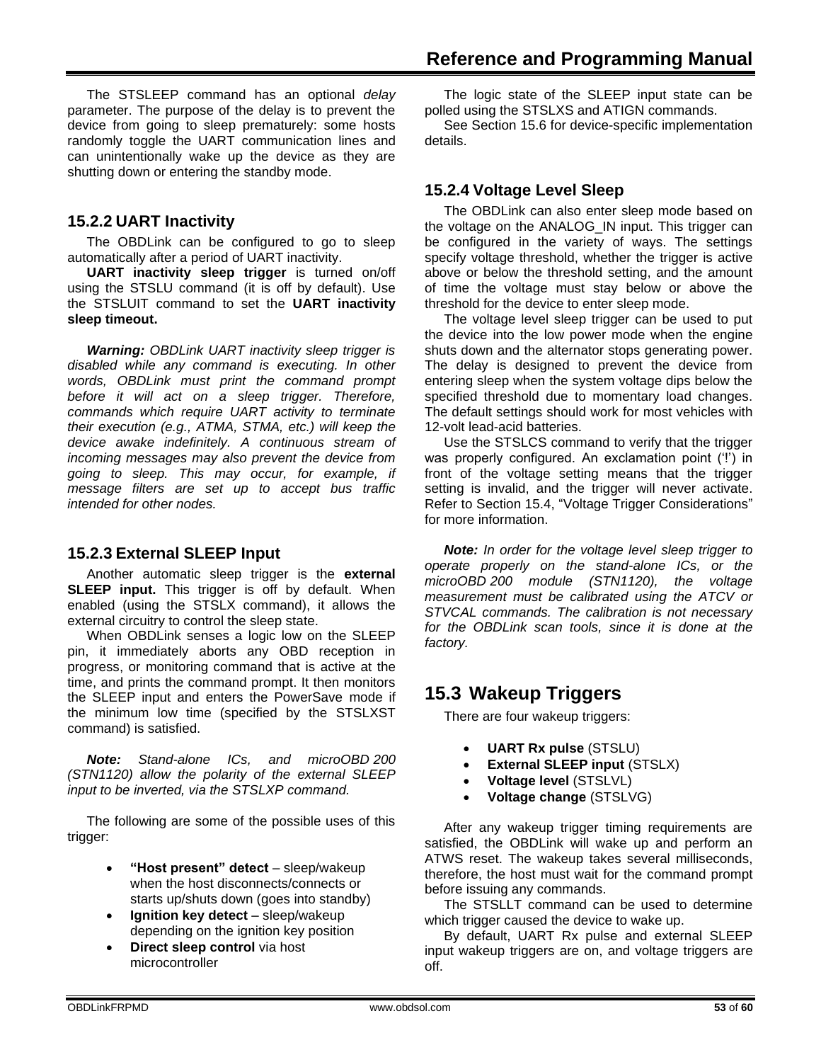The STSLEEP command has an optional *delay* parameter. The purpose of the delay is to prevent the device from going to sleep prematurely: some hosts randomly toggle the UART communication lines and can unintentionally wake up the device as they are shutting down or entering the standby mode.

### 15.2.2 UART Inactivity

The OBDLink can be configured to go to sleep automatically after a period of UART inactivity.

**UART inactivity sleep trigger** is turned on/off using the STSLU command (it is off by default). Use the STSLUIT command to set the **UART inactivity sleep timeout.**

***Warning:*** *OBDLink UART inactivity sleep trigger is disabled while any command is executing. In other words, OBDLink must print the command prompt before it will act on a sleep trigger. Therefore, commands which require UART activity to terminate their execution (e.g., ATMA, STMA, etc.) will keep the device awake indefinitely. A continuous stream of incoming messages may also prevent the device from going to sleep. This may occur, for example, if message filters are set up to accept bus traffic intended for other nodes.*

### 15.2.3 External SLEEP Input

Another automatic sleep trigger is the **external SLEEP input.** This trigger is off by default. When enabled (using the STSLX command), it allows the external circuitry to control the sleep state.

When OBDLink senses a logic low on the SLEEP pin, it immediately aborts any OBD reception in progress, or monitoring command that is active at the time, and prints the command prompt. It then monitors the SLEEP input and enters the PowerSave mode if the minimum low time (specified by the STSLXST command) is satisfied.

***Note:*** *Stand-alone ICs, and microOBD 200 (STN1120) allow the polarity of the external SLEEP input to be inverted, via the STSLXP command.*

The following are some of the possible uses of this trigger:

- **"Host present" detect** – sleep/wakeup when the host disconnects/connects or starts up/shuts down (goes into standby)
- **Ignition key detect** – sleep/wakeup depending on the ignition key position
- **Direct sleep control** via host microcontroller

The logic state of the SLEEP input state can be polled using the STSLXS and ATIGN commands.

See Section 15.6 for device-specific implementation details.

### 15.2.4 Voltage Level Sleep

The OBDLink can also enter sleep mode based on the voltage on the ANALOG_IN input. This trigger can be configured in the variety of ways. The settings specify voltage threshold, whether the trigger is active above or below the threshold setting, and the amount of time the voltage must stay below or above the threshold for the device to enter sleep mode.

The voltage level sleep trigger can be used to put the device into the low power mode when the engine shuts down and the alternator stops generating power. The delay is designed to prevent the device from entering sleep when the system voltage dips below the specified threshold due to momentary load changes. The default settings should work for most vehicles with 12-volt lead-acid batteries.

Use the STSLCS command to verify that the trigger was properly configured. An exclamation point ('!') in front of the voltage setting means that the trigger setting is invalid, and the trigger will never activate. Refer to Section 15.4, "Voltage Trigger Considerations" for more information.

***Note:*** *In order for the voltage level sleep trigger to operate properly on the stand-alone ICs, or the microOBD 200 module (STN1120), the voltage measurement must be calibrated using the ATCV or STVCAL commands. The calibration is not necessary for the OBDLink scan tools, since it is done at the factory.*

## 15.3 Wakeup Triggers

There are four wakeup triggers:

- **UART Rx pulse** (STSLU)
- **External SLEEP input** (STSLX)
- **Voltage level** (STSLVL)
- **Voltage change** (STSLVG)

After any wakeup trigger timing requirements are satisfied, the OBDLink will wake up and perform an ATWS reset. The wakeup takes several milliseconds, therefore, the host must wait for the command prompt before issuing any commands.

The STSLLT command can be used to determine which trigger caused the device to wake up.

By default, UART Rx pulse and external SLEEP input wakeup triggers are on, and voltage triggers are off.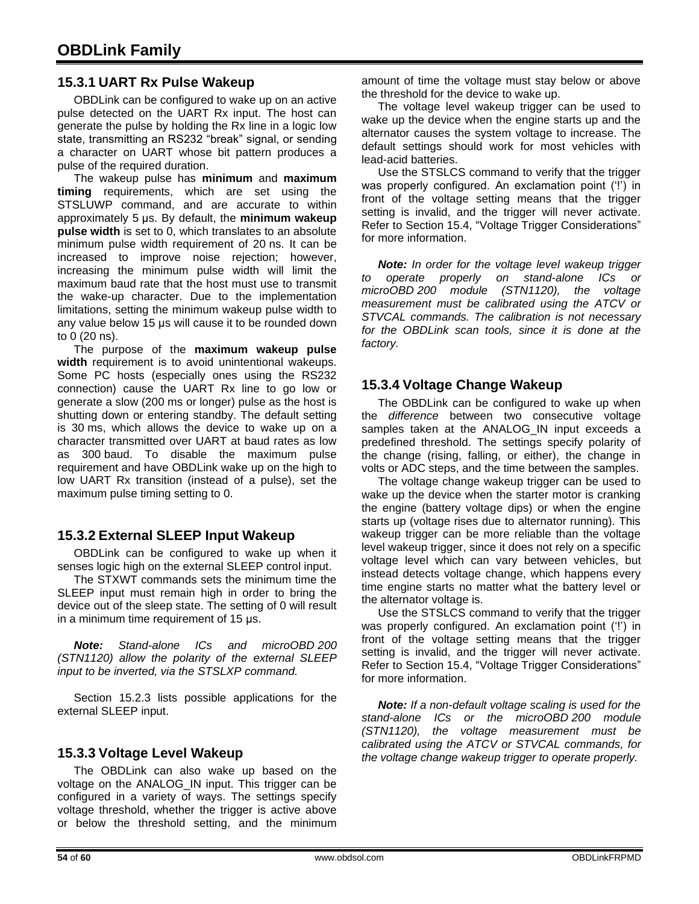### 15.3.1 UART Rx Pulse Wakeup

OBDLink can be configured to wake up on an active pulse detected on the UART Rx input. The host can generate the pulse by holding the Rx line in a logic low state, transmitting an RS232 "break" signal, or sending a character on UART whose bit pattern produces a pulse of the required duration.

The wakeup pulse has **minimum** and **maximum timing** requirements, which are set using the STSLUWP command, and are accurate to within approximately 5 µs. By default, the **minimum wakeup pulse width** is set to 0, which translates to an absolute minimum pulse width requirement of 20 ns. It can be increased to improve noise rejection; however, increasing the minimum pulse width will limit the maximum baud rate that the host must use to transmit the wake-up character. Due to the implementation limitations, setting the minimum wakeup pulse width to any value below 15 µs will cause it to be rounded down to 0 (20 ns).

The purpose of the **maximum wakeup pulse width** requirement is to avoid unintentional wakeups. Some PC hosts (especially ones using the RS232 connection) cause the UART Rx line to go low or generate a slow (200 ms or longer) pulse as the host is shutting down or entering standby. The default setting is 30 ms, which allows the device to wake up on a character transmitted over UART at baud rates as low as 300 baud. To disable the maximum pulse requirement and have OBDLink wake up on the high to low UART Rx transition (instead of a pulse), set the maximum pulse timing setting to 0.

### 15.3.2 External SLEEP Input Wakeup

OBDLink can be configured to wake up when it senses logic high on the external SLEEP control input.

The STXWT commands sets the minimum time the SLEEP input must remain high in order to bring the device out of the sleep state. The setting of 0 will result in a minimum time requirement of 15 µs.

***Note:*** *Stand-alone ICs and microOBD 200 (STN1120) allow the polarity of the external SLEEP input to be inverted, via the STSLXP command.*

Section 15.2.3 lists possible applications for the external SLEEP input.

### 15.3.3 Voltage Level Wakeup

The OBDLink can also wake up based on the voltage on the ANALOG_IN input. This trigger can be configured in a variety of ways. The settings specify voltage threshold, whether the trigger is active above or below the threshold setting, and the minimum amount of time the voltage must stay below or above the threshold for the device to wake up.

The voltage level wakeup trigger can be used to wake up the device when the engine starts up and the alternator causes the system voltage to increase. The default settings should work for most vehicles with lead-acid batteries.

Use the STSLCS command to verify that the trigger was properly configured. An exclamation point ('!') in front of the voltage setting means that the trigger setting is invalid, and the trigger will never activate. Refer to Section 15.4, "Voltage Trigger Considerations" for more information.

***Note:*** *In order for the voltage level wakeup trigger to operate properly on stand-alone ICs or microOBD 200 module (STN1120), the voltage measurement must be calibrated using the ATCV or STVCAL commands. The calibration is not necessary for the OBDLink scan tools, since it is done at the factory.*

### 15.3.4 Voltage Change Wakeup

The OBDLink can be configured to wake up when the *difference* between two consecutive voltage samples taken at the ANALOG_IN input exceeds a predefined threshold. The settings specify polarity of the change (rising, falling, or either), the change in volts or ADC steps, and the time between the samples.

The voltage change wakeup trigger can be used to wake up the device when the starter motor is cranking the engine (battery voltage dips) or when the engine starts up (voltage rises due to alternator running). This wakeup trigger can be more reliable than the voltage level wakeup trigger, since it does not rely on a specific voltage level which can vary between vehicles, but instead detects voltage change, which happens every time engine starts no matter what the battery level or the alternator voltage is.

Use the STSLCS command to verify that the trigger was properly configured. An exclamation point ('!') in front of the voltage setting means that the trigger setting is invalid, and the trigger will never activate. Refer to Section 15.4, "Voltage Trigger Considerations" for more information.

***Note:*** *If a non-default voltage scaling is used for the stand-alone ICs or the microOBD 200 module (STN1120), the voltage measurement must be calibrated using the ATCV or STVCAL commands, for the voltage change wakeup trigger to operate properly.*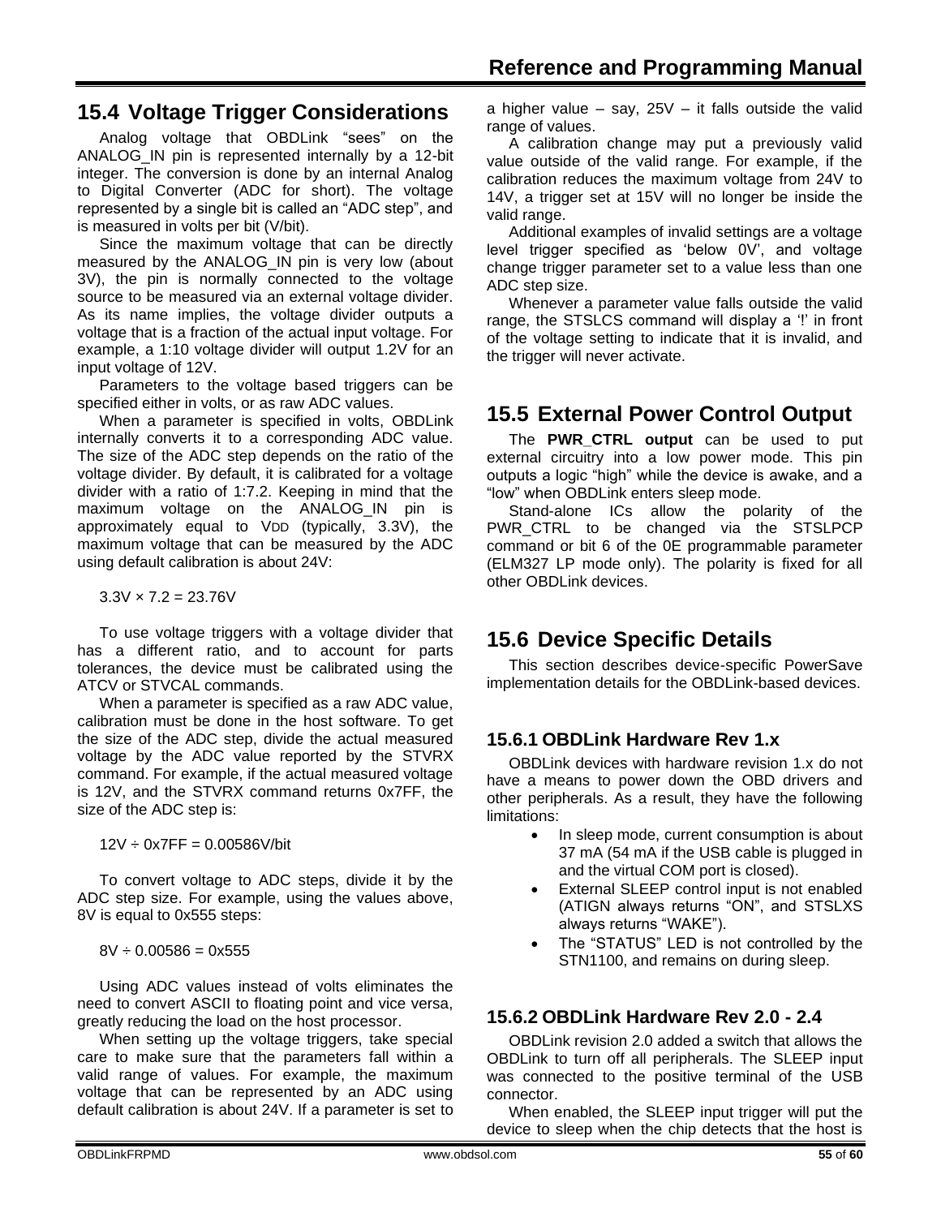## 15.4 Voltage Trigger Considerations

Analog voltage that OBDLink "sees" on the ANALOG_IN pin is represented internally by a 12-bit integer. The conversion is done by an internal Analog to Digital Converter (ADC for short). The voltage represented by a single bit is called an "ADC step", and is measured in volts per bit (V/bit).

Since the maximum voltage that can be directly measured by the ANALOG_IN pin is very low (about 3V), the pin is normally connected to the voltage source to be measured via an external voltage divider. As its name implies, the voltage divider outputs a voltage that is a fraction of the actual input voltage. For example, a 1:10 voltage divider will output 1.2V for an input voltage of 12V.

Parameters to the voltage based triggers can be specified either in volts, or as raw ADC values.

When a parameter is specified in volts, OBDLink internally converts it to a corresponding ADC value. The size of the ADC step depends on the ratio of the voltage divider. By default, it is calibrated for a voltage divider with a ratio of 1:7.2. Keeping in mind that the maximum voltage on the ANALOG_IN pin is approximately equal to $V_{DD}$ (typically, 3.3V), the maximum voltage that can be measured by the ADC using default calibration is about 24V:

3.3V × 7.2 = 23.76V

To use voltage triggers with a voltage divider that has a different ratio, and to account for parts tolerances, the device must be calibrated using the ATCV or STVCAL commands.

When a parameter is specified as a raw ADC value, calibration must be done in the host software. To get the size of the ADC step, divide the actual measured voltage by the ADC value reported by the STVRX command. For example, if the actual measured voltage is 12V, and the STVRX command returns 0x7FF, the size of the ADC step is:

12V ÷ 0x7FF = 0.00586V/bit

To convert voltage to ADC steps, divide it by the ADC step size. For example, using the values above, 8V is equal to 0x555 steps:

8V ÷ 0.00586 = 0x555

Using ADC values instead of volts eliminates the need to convert ASCII to floating point and vice versa, greatly reducing the load on the host processor.

When setting up the voltage triggers, take special care to make sure that the parameters fall within a valid range of values. For example, the maximum voltage that can be represented by an ADC using default calibration is about 24V. If a parameter is set to a higher value – say, 25V – it falls outside the valid range of values.

A calibration change may put a previously valid value outside of the valid range. For example, if the calibration reduces the maximum voltage from 24V to 14V, a trigger set at 15V will no longer be inside the valid range.

Additional examples of invalid settings are a voltage level trigger specified as 'below 0V', and voltage change trigger parameter set to a value less than one ADC step size.

Whenever a parameter value falls outside the valid range, the STSLCS command will display a '!' in front of the voltage setting to indicate that it is invalid, and the trigger will never activate.

## 15.5 External Power Control Output

The **PWR_CTRL output** can be used to put external circuitry into a low power mode. This pin outputs a logic "high" while the device is awake, and a "low" when OBDLink enters sleep mode.

Stand-alone ICs allow the polarity of the PWR_CTRL to be changed via the STSLPCP command or bit 6 of the 0E programmable parameter (ELM327 LP mode only). The polarity is fixed for all other OBDLink devices.

## 15.6 Device Specific Details

This section describes device-specific PowerSave implementation details for the OBDLink-based devices.

### 15.6.1 OBDLink Hardware Rev 1.x

OBDLink devices with hardware revision 1.x do not have a means to power down the OBD drivers and other peripherals. As a result, they have the following limitations:

- In sleep mode, current consumption is about 37 mA (54 mA if the USB cable is plugged in and the virtual COM port is closed).
- External SLEEP control input is not enabled (ATIGN always returns "ON", and STSLXS always returns "WAKE").
- The "STATUS" LED is not controlled by the STN1100, and remains on during sleep.

### 15.6.2 OBDLink Hardware Rev 2.0 - 2.4

OBDLink revision 2.0 added a switch that allows the OBDLink to turn off all peripherals. The SLEEP input was connected to the positive terminal of the USB connector.

When enabled, the SLEEP input trigger will put the device to sleep when the chip detects that the host is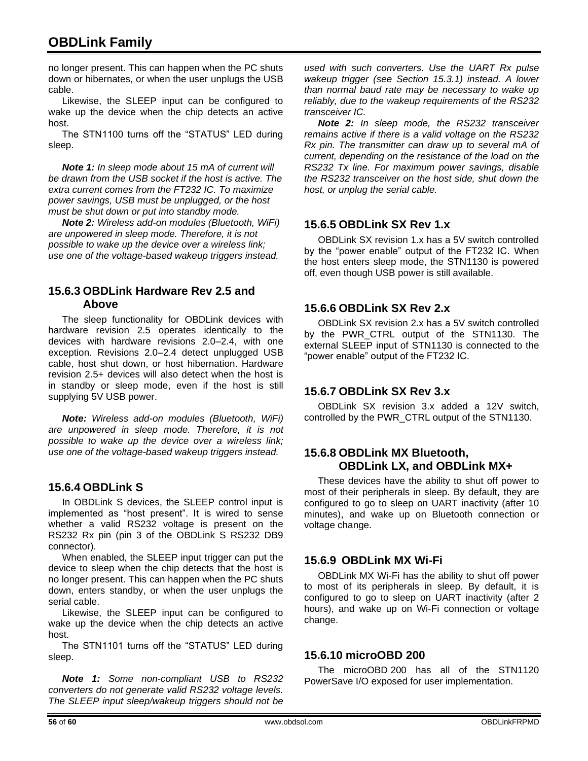no longer present. This can happen when the PC shuts down or hibernates, or when the user unplugs the USB cable.

Likewise, the SLEEP input can be configured to wake up the device when the chip detects an active host.

The STN1100 turns off the “STATUS” LED during sleep.

***Note 1:*** *In sleep mode about 15 mA of current will be drawn from the USB socket if the host is active. The extra current comes from the FT232 IC. To maximize power savings, USB must be unplugged, or the host must be shut down or put into standby mode.*

***Note 2:*** *Wireless add-on modules (Bluetooth, WiFi) are unpowered in sleep mode. Therefore, it is not possible to wake up the device over a wireless link; use one of the voltage-based wakeup triggers instead.*

### 15.6.3 OBDLink Hardware Rev 2.5 and Above

The sleep functionality for OBDLink devices with hardware revision 2.5 operates identically to the devices with hardware revisions 2.0–2.4, with one exception. Revisions 2.0–2.4 detect unplugged USB cable, host shut down, or host hibernation. Hardware revision 2.5+ devices will also detect when the host is in standby or sleep mode, even if the host is still supplying 5V USB power.

***Note:*** *Wireless add-on modules (Bluetooth, WiFi) are unpowered in sleep mode. Therefore, it is not possible to wake up the device over a wireless link; use one of the voltage-based wakeup triggers instead.*

### 15.6.4 OBDLink S

In OBDLink S devices, the SLEEP control input is implemented as “host present”. It is wired to sense whether a valid RS232 voltage is present on the RS232 Rx pin (pin 3 of the OBDLink S RS232 DB9 connector).

When enabled, the SLEEP input trigger can put the device to sleep when the chip detects that the host is no longer present. This can happen when the PC shuts down, enters standby, or when the user unplugs the serial cable.

Likewise, the SLEEP input can be configured to wake up the device when the chip detects an active host.

The STN1101 turns off the “STATUS” LED during sleep.

***Note 1:*** *Some non-compliant USB to RS232 converters do not generate valid RS232 voltage levels. The SLEEP input sleep/wakeup triggers should not be used with such converters. Use the UART Rx pulse wakeup trigger (see Section 15.3.1) instead. A lower than normal baud rate may be necessary to wake up reliably, due to the wakeup requirements of the RS232 transceiver IC.*

***Note 2:*** *In sleep mode, the RS232 transceiver remains active if there is a valid voltage on the RS232 Rx pin. The transmitter can draw up to several mA of current, depending on the resistance of the load on the RS232 Tx line. For maximum power savings, disable the RS232 transceiver on the host side, shut down the host, or unplug the serial cable.*

### 15.6.5 OBDLink SX Rev 1.x

OBDLink SX revision 1.x has a 5V switch controlled by the “power enable” output of the FT232 IC. When the host enters sleep mode, the STN1130 is powered off, even though USB power is still available.

### 15.6.6 OBDLink SX Rev 2.x

OBDLink SX revision 2.x has a 5V switch controlled by the PWR_CTRL output of the STN1130. The external SLEEP input of STN1130 is connected to the “power enable” output of the FT232 IC.

### 15.6.7 OBDLink SX Rev 3.x

OBDLink SX revision 3.x added a 12V switch, controlled by the PWR_CTRL output of the STN1130.

### 15.6.8 OBDLink MX Bluetooth, OBDLink LX, and OBDLink MX+

These devices have the ability to shut off power to most of their peripherals in sleep. By default, they are configured to go to sleep on UART inactivity (after 10 minutes), and wake up on Bluetooth connection or voltage change.

### 15.6.9 OBDLink MX Wi-Fi

OBDLink MX Wi-Fi has the ability to shut off power to most of its peripherals in sleep. By default, it is configured to go to sleep on UART inactivity (after 2 hours), and wake up on Wi-Fi connection or voltage change.

### 15.6.10 microOBD 200

The microOBD 200 has all of the STN1120 PowerSave I/O exposed for user implementation.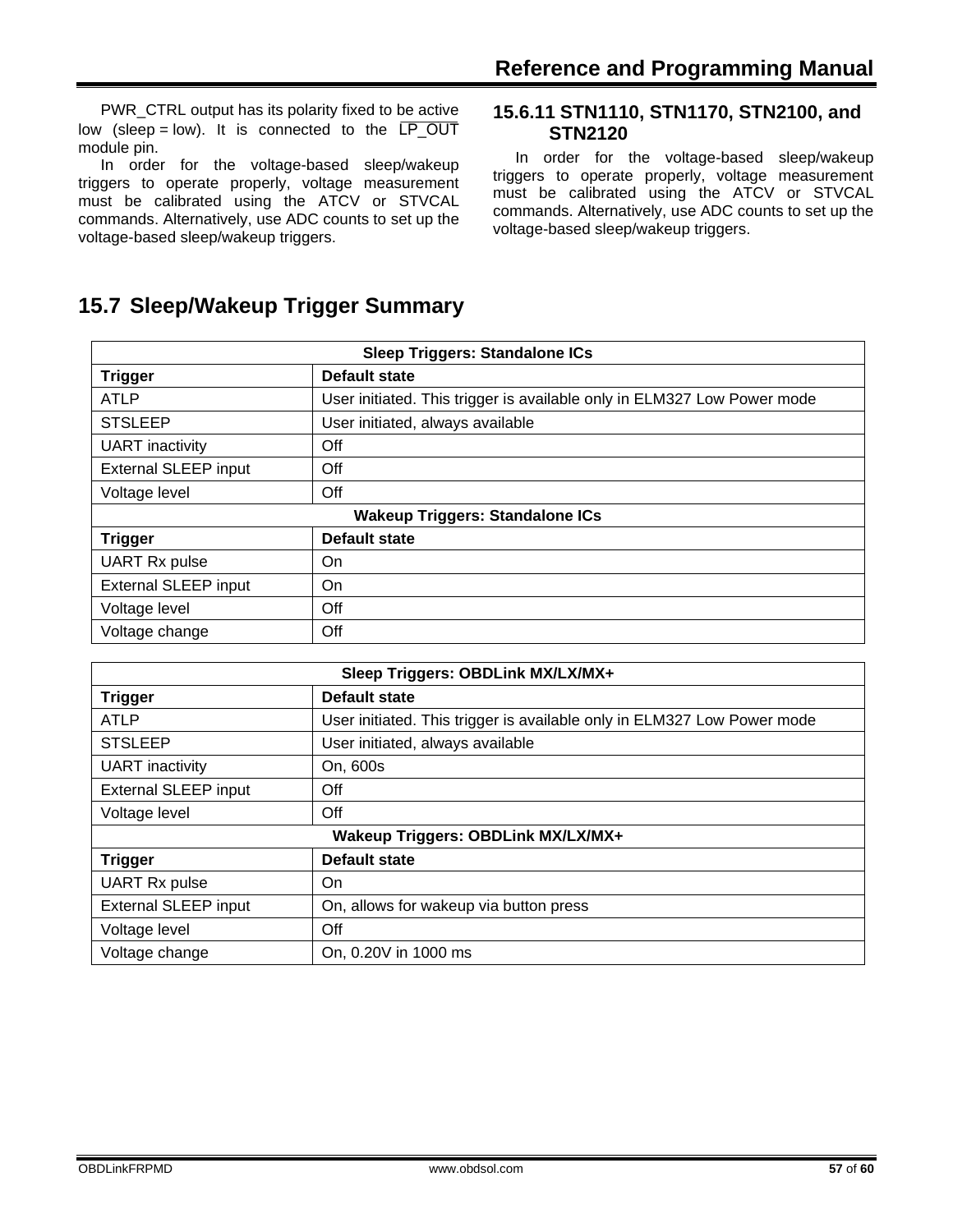PWR_CTRL output has its polarity fixed to be active low (sleep = low). It is connected to the LP_OUT module pin.

In order for the voltage-based sleep/wakeup triggers to operate properly, voltage measurement must be calibrated using the ATCV or STVCAL commands. Alternatively, use ADC counts to set up the voltage-based sleep/wakeup triggers.

### 15.6.11 STN1110, STN1170, STN2100, and STN2120

In order for the voltage-based sleep/wakeup triggers to operate properly, voltage measurement must be calibrated using the ATCV or STVCAL commands. Alternatively, use ADC counts to set up the voltage-based sleep/wakeup triggers.

## 15.7 Sleep/Wakeup Trigger Summary

| Sleep Triggers: Standalone ICs | |
|---|---|
| **Trigger** | **Default state** |
| ATLP | User initiated. This trigger is available only in ELM327 Low Power mode |
| STSLEEP | User initiated, always available |
| UART inactivity | Off |
| External SLEEP input | Off |
| Voltage level | Off |
| **Wakeup Triggers: Standalone ICs** | |
| **Trigger** | **Default state** |
| UART Rx pulse | On |
| External SLEEP input | On |
| Voltage level | Off |
| Voltage change | Off |

| Sleep Triggers: OBDLink MX/LX/MX+ | |
|---|---|
| **Trigger** | **Default state** |
| ATLP | User initiated. This trigger is available only in ELM327 Low Power mode |
| STSLEEP | User initiated, always available |
| UART inactivity | On, 600s |
| External SLEEP input | Off |
| Voltage level | Off |
| **Wakeup Triggers: OBDLink MX/LX/MX+** | |
| **Trigger** | **Default state** |
| UART Rx pulse | On |
| External SLEEP input | On, allows for wakeup via button press |
| Voltage level | Off |
| Voltage change | On, 0.20V in 1000 ms |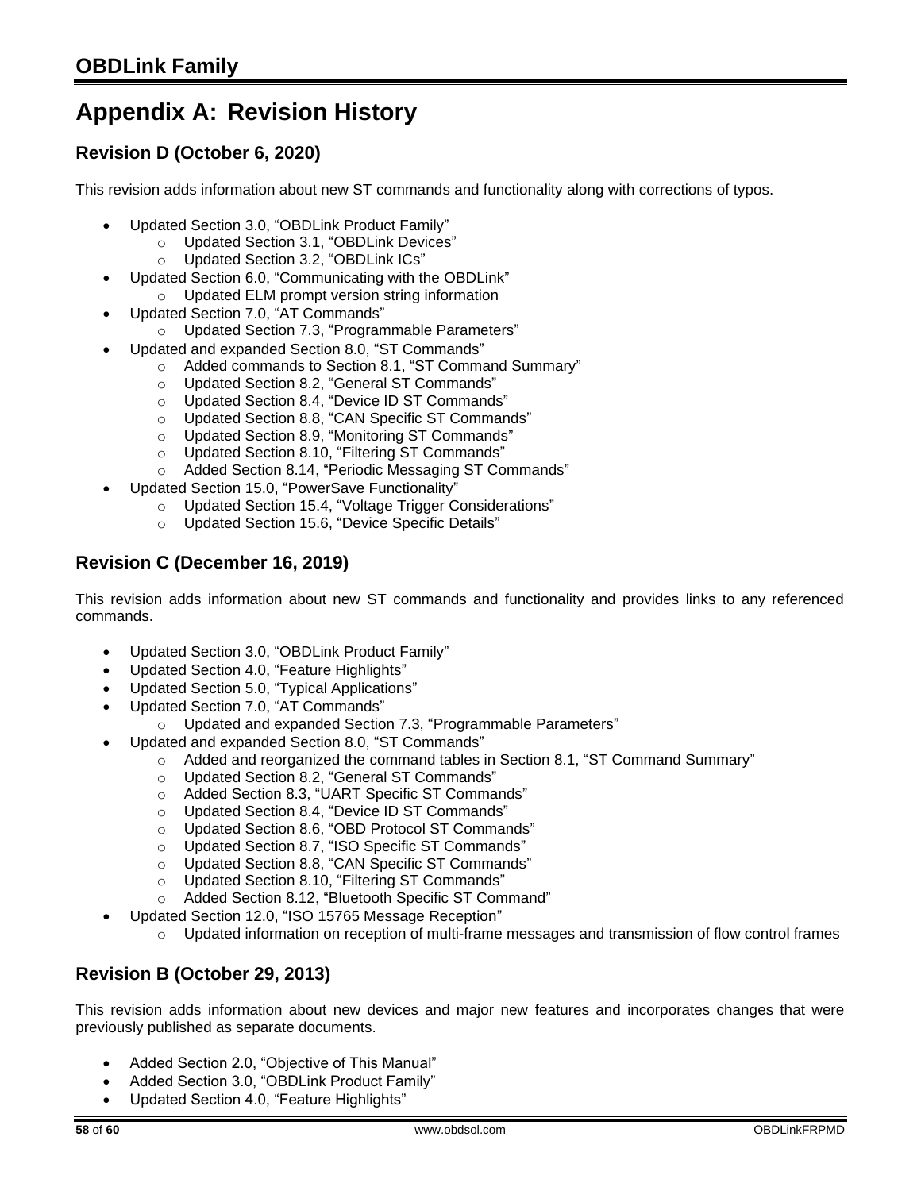# Appendix A: Revision History

## Revision D (October 6, 2020)

This revision adds information about new ST commands and functionality along with corrections of typos.

- Updated Section 3.0, "OBDLink Product Family"
  - Updated Section 3.1, "OBDLink Devices"
  - Updated Section 3.2, "OBDLink ICs"
- Updated Section 6.0, "Communicating with the OBDLink"
  - Updated ELM prompt version string information
- Updated Section 7.0, "AT Commands"
  - Updated Section 7.3, "Programmable Parameters"
- Updated and expanded Section 8.0, "ST Commands"
  - Added commands to Section 8.1, "ST Command Summary"
  - Updated Section 8.2, "General ST Commands"
  - Updated Section 8.4, "Device ID ST Commands"
  - Updated Section 8.8, "CAN Specific ST Commands"
  - Updated Section 8.9, "Monitoring ST Commands"
  - Updated Section 8.10, "Filtering ST Commands"
  - Added Section 8.14, "Periodic Messaging ST Commands"
- Updated Section 15.0, "PowerSave Functionality"
  - Updated Section 15.4, "Voltage Trigger Considerations"
  - Updated Section 15.6, "Device Specific Details"

## Revision C (December 16, 2019)

This revision adds information about new ST commands and functionality and provides links to any referenced commands.

- Updated Section 3.0, "OBDLink Product Family"
- Updated Section 4.0, "Feature Highlights"
- Updated Section 5.0, "Typical Applications"
- Updated Section 7.0, "AT Commands"
  - Updated and expanded Section 7.3, "Programmable Parameters"
- Updated and expanded Section 8.0, "ST Commands"
  - Added and reorganized the command tables in Section 8.1, "ST Command Summary"
  - Updated Section 8.2, "General ST Commands"
  - Added Section 8.3, "UART Specific ST Commands"
  - Updated Section 8.4, "Device ID ST Commands"
  - Updated Section 8.6, "OBD Protocol ST Commands"
  - Updated Section 8.7, "ISO Specific ST Commands"
  - Updated Section 8.8, "CAN Specific ST Commands"
  - Updated Section 8.10, "Filtering ST Commands"
  - Added Section 8.12, "Bluetooth Specific ST Command"
- Updated Section 12.0, "ISO 15765 Message Reception"
  - Updated information on reception of multi-frame messages and transmission of flow control frames

## Revision B (October 29, 2013)

This revision adds information about new devices and major new features and incorporates changes that were previously published as separate documents.

- Added Section 2.0, "Objective of This Manual"
- Added Section 3.0, "OBDLink Product Family"
- Updated Section 4.0, "Feature Highlights"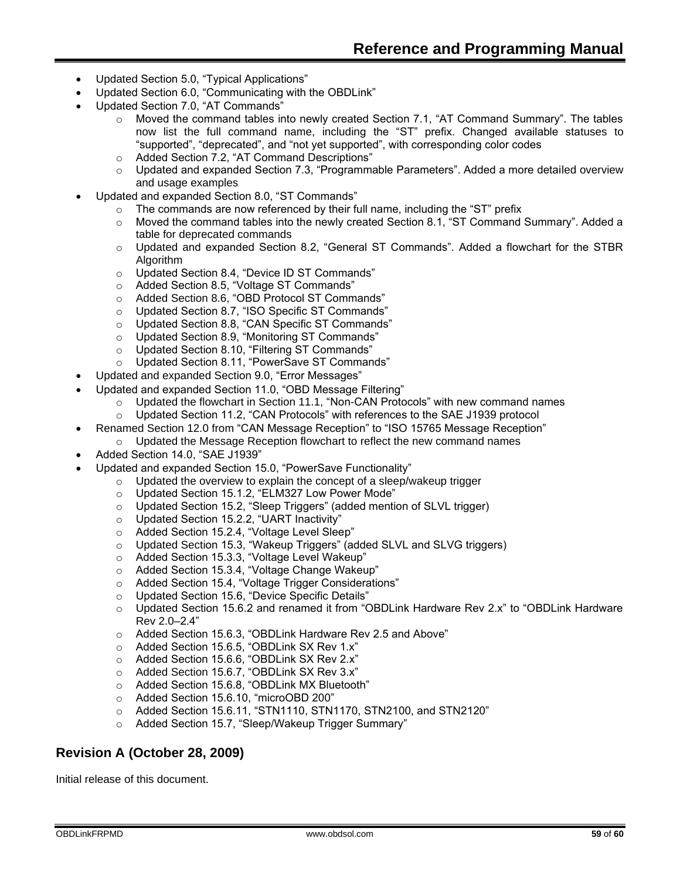- Updated Section 5.0, “Typical Applications”
- Updated Section 6.0, “Communicating with the OBDLink”
- Updated Section 7.0, “AT Commands”
    - Moved the command tables into newly created Section 7.1, “AT Command Summary”. The tables now list the full command name, including the “ST” prefix. Changed available statuses to “supported”, “deprecated”, and “not yet supported”, with corresponding color codes
    - Added Section 7.2, “AT Command Descriptions”
    - Updated and expanded Section 7.3, “Programmable Parameters”. Added a more detailed overview and usage examples
- Updated and expanded Section 8.0, “ST Commands”
    - The commands are now referenced by their full name, including the “ST” prefix
    - Moved the command tables into the newly created Section 8.1, “ST Command Summary”. Added a table for deprecated commands
    - Updated and expanded Section 8.2, “General ST Commands”. Added a flowchart for the STBR Algorithm
    - Updated Section 8.4, “Device ID ST Commands”
    - Added Section 8.5, “Voltage ST Commands”
    - Added Section 8.6, “OBD Protocol ST Commands”
    - Updated Section 8.7, “ISO Specific ST Commands”
    - Updated Section 8.8, “CAN Specific ST Commands”
    - Updated Section 8.9, “Monitoring ST Commands”
    - Updated Section 8.10, “Filtering ST Commands”
    - Updated Section 8.11, “PowerSave ST Commands”
- Updated and expanded Section 9.0, “Error Messages”
- Updated and expanded Section 11.0, “OBD Message Filtering”
    - Updated the flowchart in Section 11.1, “Non-CAN Protocols” with new command names
    - Updated Section 11.2, “CAN Protocols” with references to the SAE J1939 protocol
- Renamed Section 12.0 from “CAN Message Reception” to “ISO 15765 Message Reception”
    - Updated the Message Reception flowchart to reflect the new command names
- Added Section 14.0, “SAE J1939”
- Updated and expanded Section 15.0, “PowerSave Functionality”
    - Updated the overview to explain the concept of a sleep/wakeup trigger
    - Updated Section 15.1.2, “ELM327 Low Power Mode”
    - Updated Section 15.2, “Sleep Triggers” (added mention of SLVL trigger)
    - Updated Section 15.2.2, “UART Inactivity”
    - Added Section 15.2.4, “Voltage Level Sleep”
    - Updated Section 15.3, “Wakeup Triggers” (added SLVL and SLVG triggers)
    - Added Section 15.3.3, “Voltage Level Wakeup”
    - Added Section 15.3.4, “Voltage Change Wakeup”
    - Added Section 15.4, “Voltage Trigger Considerations”
    - Updated Section 15.6, “Device Specific Details”
    - Updated Section 15.6.2 and renamed it from “OBDLink Hardware Rev 2.x” to “OBDLink Hardware Rev 2.0–2.4”
    - Added Section 15.6.3, “OBDLink Hardware Rev 2.5 and Above”
    - Added Section 15.6.5, “OBDLink SX Rev 1.x”
    - Added Section 15.6.6, “OBDLink SX Rev 2.x”
    - Added Section 15.6.7, “OBDLink SX Rev 3.x”
    - Added Section 15.6.8, “OBDLink MX Bluetooth”
    - Added Section 15.6.10, “microOBD 200”
    - Added Section 15.6.11, “STN1110, STN1170, STN2100, and STN2120”
    - Added Section 15.7, “Sleep/Wakeup Trigger Summary”

## Revision A (October 28, 2009)

Initial release of this document.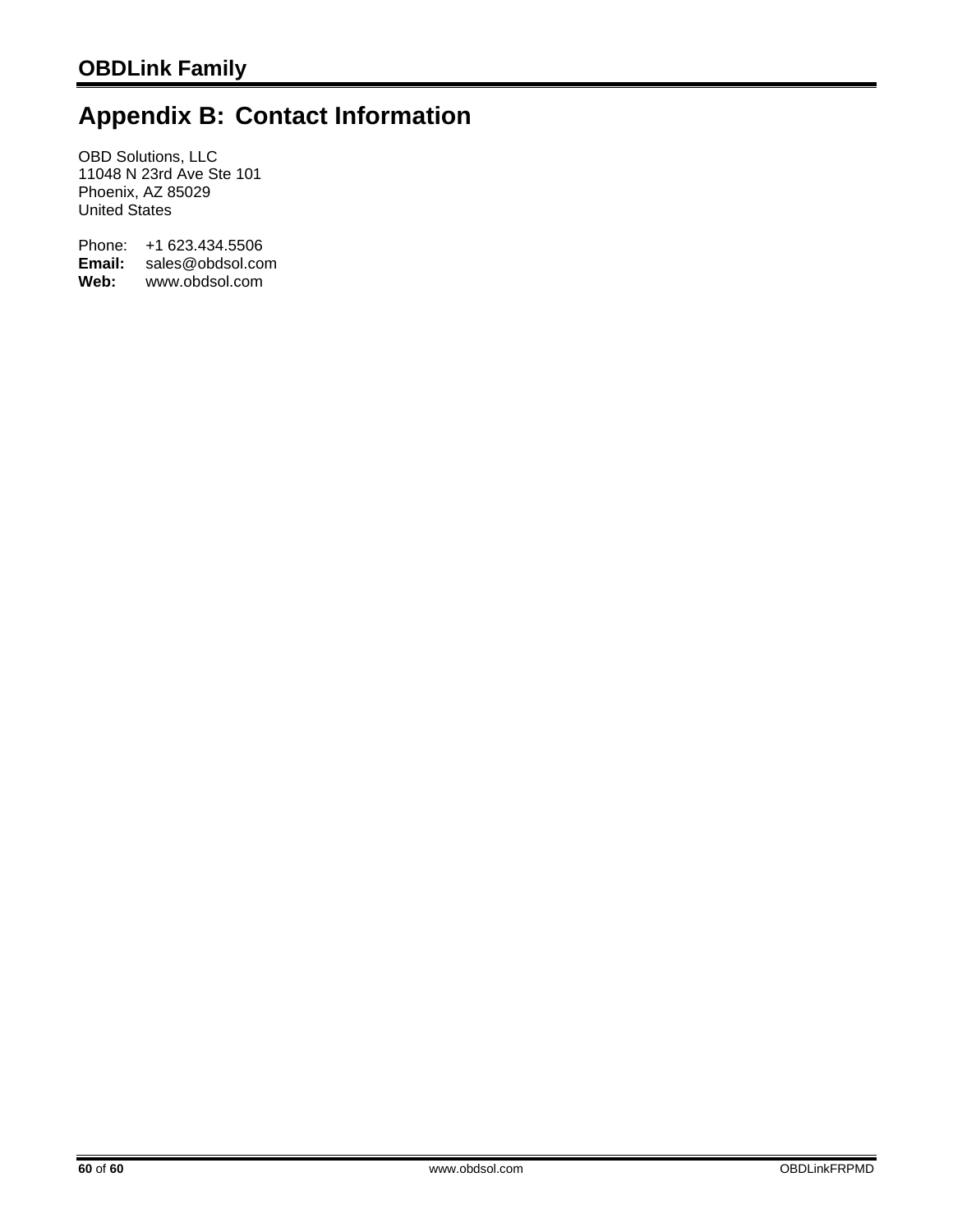# Appendix B: Contact Information

OBD Solutions, LLC
11048 N 23rd Ave Ste 101
Phoenix, AZ 85029
United States

Phone: +1 623.434.5506
**Email:** sales@obdsol.com
**Web:** www.obdsol.com